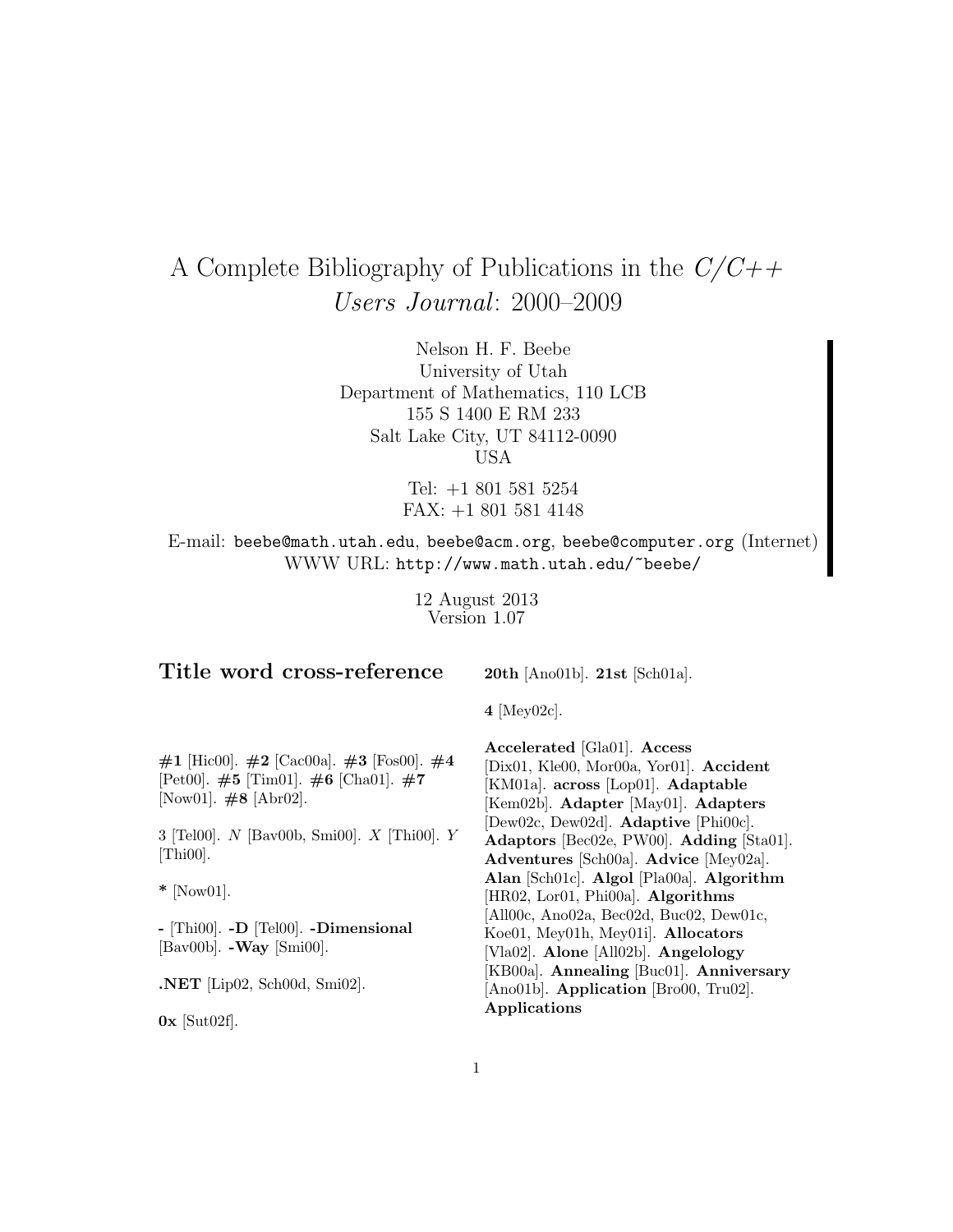# A Complete Bibliography of Publications in the *C/C++ Users Journal*: 2000–2009

Nelson H. F. Beebe
University of Utah
Department of Mathematics, 110 LCB
155 S 1400 E RM 233
Salt Lake City, UT 84112-0090
USA

Tel: +1 801 581 5254
FAX: +1 801 581 4148

E-mail: `beebe@math.utah.edu`, `beebe@acm.org`, `beebe@computer.org` (Internet)
WWW URL: `http://www.math.utah.edu/~beebe/`

12 August 2013
Version 1.07

## Title word cross-reference

**#1** [Hic00]. **#2** [Cac00a]. **#3** [Fos00]. **#4** [Pet00]. **#5** [Tim01]. **#6** [Cha01]. **#7** [Now01]. **#8** [Abr02].

3 [Tel00]. $N$ [Bav00b, Smi00]. $X$ [Thi00]. $Y$ [Thi00].

**\*** [Now01].

**-** [Thi00]. **-D** [Tel00]. **-Dimensional** [Bav00b]. **-Way** [Smi00].

**.NET** [Lip02, Sch00d, Smi02].

**0x** [Sut02f].

**20th** [Ano01b]. **21st** [Sch01a].

**4** [Mey02c].

**Accelerated** [Gla01]. **Access** [Dix01, Kle00, Mor00a, Yor01]. **Accident** [KM01a]. **across** [Lop01]. **Adaptable** [Kem02b]. **Adapter** [May01]. **Adapters** [Dew02c, Dew02d]. **Adaptive** [Phi00c]. **Adaptors** [Bec02e, PW00]. **Adding** [Sta01]. **Adventures** [Sch00a]. **Advice** [Mey02a]. **Alan** [Sch01c]. **Algol** [Pla00a]. **Algorithm** [HR02, Lor01, Phi00a]. **Algorithms** [All00c, Ano02a, Bec02d, Buc02, Dew01c, Koe01, Mey01h, Mey01i]. **Allocators** [Vla02]. **Alone** [All02b]. **Angelology** [KB00a]. **Annealing** [Buc01]. **Anniversary** [Ano01b]. **Application** [Bro00, Tru02]. **Applications**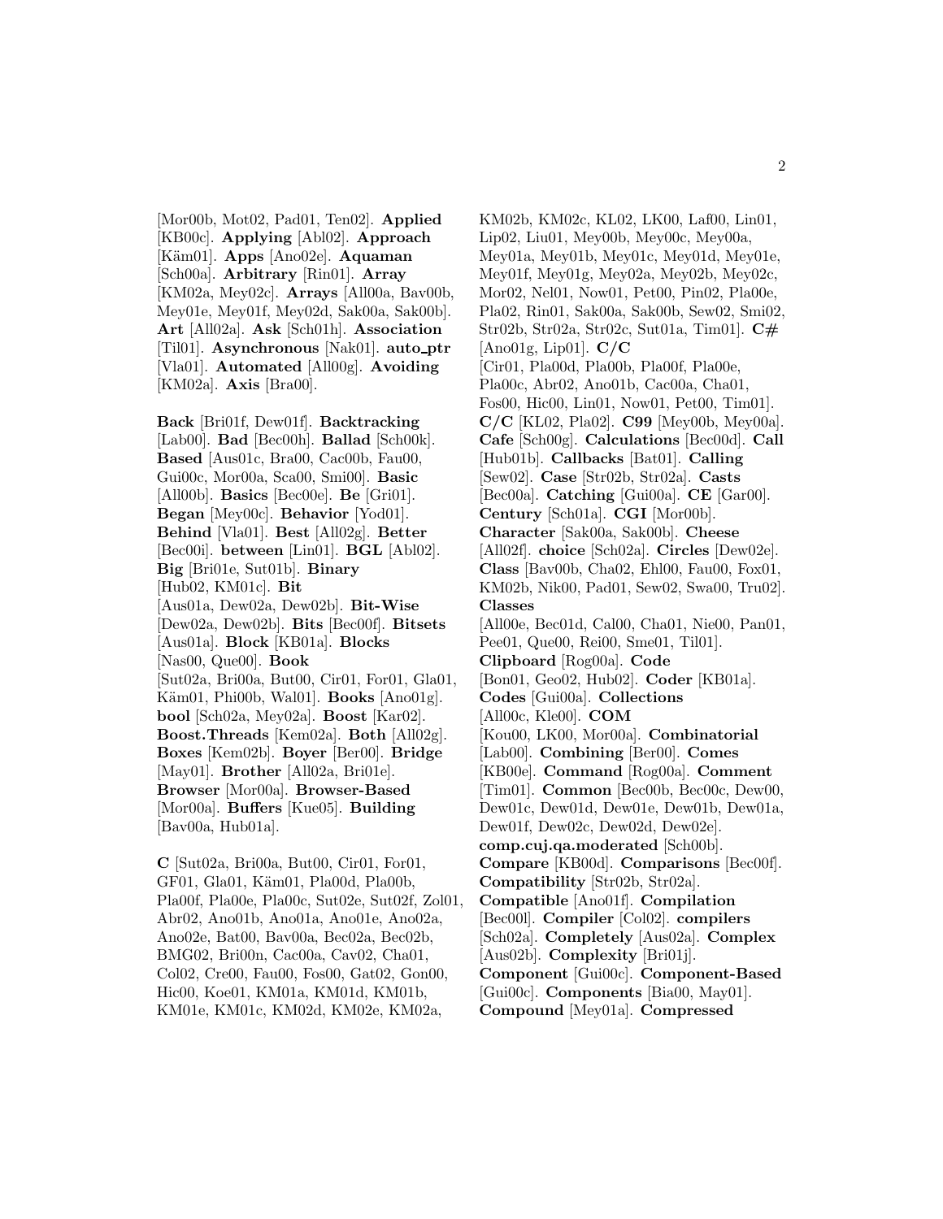[Mor00b, Mot02, Pad01, Ten02]. **Applied** [KB00c]. **Applying** [Abl02]. **Approach** [Käm01]. **Apps** [Ano02e]. **Aquaman** [Sch00a]. **Arbitrary** [Rin01]. **Array** [KM02a, Mey02c]. **Arrays** [All00a, Bav00b, Mey01e, Mey01f, Mey02d, Sak00a, Sak00b]. **Art** [All02a]. **Ask** [Sch01h]. **Association** [Til01]. **Asynchronous** [Nak01]. **auto_ptr** [Vla01]. **Automated** [All00g]. **Avoiding** [KM02a]. **Axis** [Bra00].

**Back** [Bri01f, Dew01f]. **Backtracking** [Lab00]. **Bad** [Bec00h]. **Ballad** [Sch00k]. **Based** [Aus01c, Bra00, Cac00b, Fau00, Gui00c, Mor00a, Sca00, Smi00]. **Basic** [All00b]. **Basics** [Bec00e]. **Be** [Gri01]. **Began** [Mey00c]. **Behavior** [Yod01]. **Behind** [Vla01]. **Best** [All02g]. **Better** [Bec00i]. **between** [Lin01]. **BGL** [Abl02]. **Big** [Bri01e, Sut01b]. **Binary** [Hub02, KM01c]. **Bit** [Aus01a, Dew02a, Dew02b]. **Bit-Wise** [Dew02a, Dew02b]. **Bits** [Bec00f]. **Bitsets** [Aus01a]. **Block** [KB01a]. **Blocks** [Nas00, Que00]. **Book** [Sut02a, Bri00a, But00, Cir01, For01, Gla01, Käm01, Phi00b, Wal01]. **Books** [Ano01g]. **bool** [Sch02a, Mey02a]. **Boost** [Kar02]. **Boost.Threads** [Kem02a]. **Both** [All02g]. **Boxes** [Kem02b]. **Boyer** [Ber00]. **Bridge** [May01]. **Brother** [All02a, Bri01e]. **Browser** [Mor00a]. **Browser-Based** [Mor00a]. **Buffers** [Kue05]. **Building** [Bav00a, Hub01a].

**C** [Sut02a, Bri00a, But00, Cir01, For01, GF01, Gla01, Käm01, Pla00d, Pla00b, Pla00f, Pla00e, Pla00c, Sut02e, Sut02f, Zol01, Abr02, Ano01b, Ano01a, Ano01e, Ano02a, Ano02e, Bat00, Bav00a, Bec02a, Bec02b, BMG02, Bri00n, Cac00a, Cav02, Cha01, Col02, Cre00, Fau00, Fos00, Gat02, Gon00, Hic00, Koe01, KM01a, KM01d, KM01b, KM01e, KM01c, KM02d, KM02e, KM02a, KM02b, KM02c, KL02, LK00, Laf00, Lin01, Lip02, Liu01, Mey00b, Mey00c, Mey00a, Mey01a, Mey01b, Mey01c, Mey01d, Mey01e, Mey01f, Mey01g, Mey02a, Mey02b, Mey02c, Mor02, Nel01, Now01, Pet00, Pin02, Pla00e, Pla02, Rin01, Sak00a, Sak00b, Sew02, Smi02, Str02b, Str02a, Str02c, Sut01a, Tim01]. **C#** [Ano01g, Lip01]. **C/C** [Cir01, Pla00d, Pla00b, Pla00f, Pla00e, Pla00c, Abr02, Ano01b, Cac00a, Cha01, Fos00, Hic00, Lin01, Now01, Pet00, Tim01]. **C/C** [KL02, Pla02]. **C99** [Mey00b, Mey00a]. **Cafe** [Sch00g]. **Calculations** [Bec00d]. **Call** [Hub01b]. **Callbacks** [Bat01]. **Calling** [Sew02]. **Case** [Str02b, Str02a]. **Casts** [Bec00a]. **Catching** [Gui00a]. **CE** [Gar00]. **Century** [Sch01a]. **CGI** [Mor00b]. **Character** [Sak00a, Sak00b]. **Cheese** [All02f]. **choice** [Sch02a]. **Circles** [Dew02e]. **Class** [Bav00b, Cha02, Ehl00, Fau00, Fox01, KM02b, Nik00, Pad01, Sew02, Swa00, Tru02]. **Classes** [All00e, Bec01d, Cal00, Cha01, Nie00, Pan01, Pee01, Que00, Rei00, Sme01, Til01]. **Clipboard** [Rog00a]. **Code** [Bon01, Geo02, Hub02]. **Coder** [KB01a]. **Codes** [Gui00a]. **Collections** [All00c, Kle00]. **COM** [Kou00, LK00, Mor00a]. **Combinatorial** [Lab00]. **Combining** [Ber00]. **Comes** [KB00e]. **Command** [Rog00a]. **Comment** [Tim01]. **Common** [Bec00b, Bec00c, Dew00, Dew01c, Dew01d, Dew01e, Dew01b, Dew01a, Dew01f, Dew02c, Dew02d, Dew02e]. **comp.cuj.qa.moderated** [Sch00b]. **Compare** [KB00d]. **Comparisons** [Bec00f]. **Compatibility** [Str02b, Str02a]. **Compatible** [Ano01f]. **Compilation** [Bec00l]. **Compiler** [Col02]. **compilers** [Sch02a]. **Completely** [Aus02a]. **Complex** [Aus02b]. **Complexity** [Bri01j]. **Component** [Gui00c]. **Component-Based** [Gui00c]. **Components** [Bia00, May01]. **Compound** [Mey01a]. **Compressed**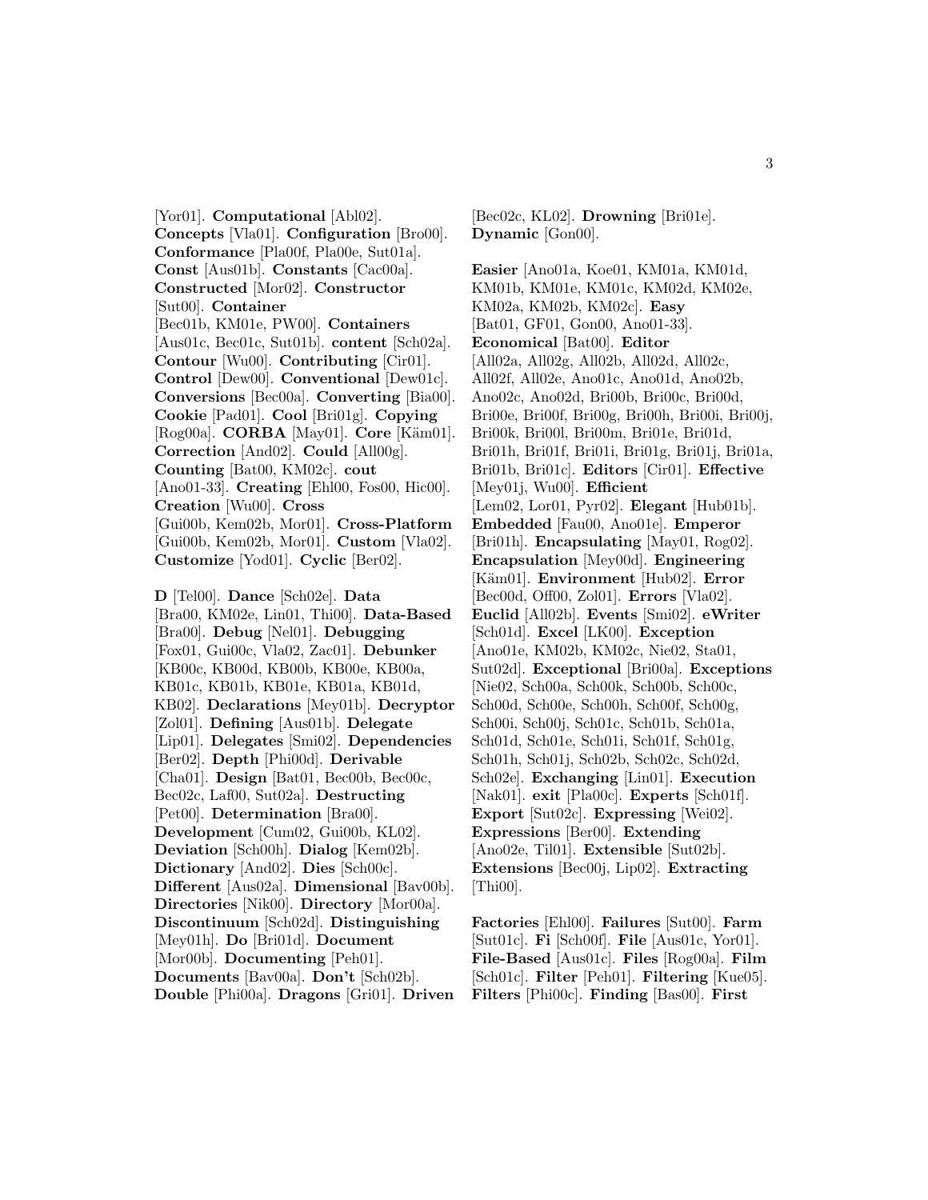[Yor01]. **Computational** [Abl02]. **Concepts** [Vla01]. **Configuration** [Bro00]. **Conformance** [Pla00f, Pla00e, Sut01a]. **Const** [Aus01b]. **Constants** [Cac00a]. **Constructed** [Mor02]. **Constructor** [Sut00]. **Container** [Bec01b, KM01e, PW00]. **Containers** [Aus01c, Bec01c, Sut01b]. **content** [Sch02a]. **Contour** [Wu00]. **Contributing** [Cir01]. **Control** [Dew00]. **Conventional** [Dew01c]. **Conversions** [Bec00a]. **Converting** [Bia00]. **Cookie** [Pad01]. **Cool** [Bri01g]. **Copying** [Rog00a]. **CORBA** [May01]. **Core** [Käm01]. **Correction** [And02]. **Could** [All00g]. **Counting** [Bat00, KM02c]. **cout** [Ano01-33]. **Creating** [Ehl00, Fos00, Hic00]. **Creation** [Wu00]. **Cross** [Gui00b, Kem02b, Mor01]. **Cross-Platform** [Gui00b, Kem02b, Mor01]. **Custom** [Vla02]. **Customize** [Yod01]. **Cyclic** [Ber02].

**D** [Tel00]. **Dance** [Sch02e]. **Data** [Bra00, KM02e, Lin01, Thi00]. **Data-Based** [Bra00]. **Debug** [Nel01]. **Debugging** [Fox01, Gui00c, Vla02, Zac01]. **Debunker** [KB00c, KB00d, KB00b, KB00e, KB00a, KB01c, KB01b, KB01e, KB01a, KB01d, KB02]. **Declarations** [Mey01b]. **Decryptor** [Zol01]. **Defining** [Aus01b]. **Delegate** [Lip01]. **Delegates** [Smi02]. **Dependencies** [Ber02]. **Depth** [Phi00d]. **Derivable** [Cha01]. **Design** [Bat01, Bec00b, Bec00c, Bec02c, Laf00, Sut02a]. **Destructing** [Pet00]. **Determination** [Bra00]. **Development** [Cum02, Gui00b, KL02]. **Deviation** [Sch00h]. **Dialog** [Kem02b]. **Dictionary** [And02]. **Dies** [Sch00c]. **Different** [Aus02a]. **Dimensional** [Bav00b]. **Directories** [Nik00]. **Directory** [Mor00a]. **Discontinuum** [Sch02d]. **Distinguishing** [Mey01h]. **Do** [Bri01d]. **Document** [Mor00b]. **Documenting** [Peh01]. **Documents** [Bav00a]. **Don't** [Sch02b]. **Double** [Phi00a]. **Dragons** [Gri01]. **Driven** [Bec02c, KL02]. **Drowning** [Bri01e]. **Dynamic** [Gon00].

**Easier** [Ano01a, Koe01, KM01a, KM01d, KM01b, KM01e, KM01c, KM02d, KM02e, KM02a, KM02b, KM02c]. **Easy** [Bat01, GF01, Gon00, Ano01-33]. **Economical** [Bat00]. **Editor** [All02a, All02g, All02b, All02d, All02c, All02f, All02e, Ano01c, Ano01d, Ano02b, Ano02c, Ano02d, Bri00b, Bri00c, Bri00d, Bri00e, Bri00f, Bri00g, Bri00h, Bri00i, Bri00j, Bri00k, Bri00l, Bri00m, Bri01e, Bri01d, Bri01h, Bri01f, Bri01i, Bri01g, Bri01j, Bri01a, Bri01b, Bri01c]. **Editors** [Cir01]. **Effective** [Mey01j, Wu00]. **Efficient** [Lem02, Lor01, Pyr02]. **Elegant** [Hub01b]. **Embedded** [Fau00, Ano01e]. **Emperor** [Bri01h]. **Encapsulating** [May01, Rog02]. **Encapsulation** [Mey00d]. **Engineering** [Käm01]. **Environment** [Hub02]. **Error** [Bec00d, Off00, Zol01]. **Errors** [Vla02]. **Euclid** [All02b]. **Events** [Smi02]. **eWriter** [Sch01d]. **Excel** [LK00]. **Exception** [Ano01e, KM02b, KM02c, Nie02, Sta01, Sut02d]. **Exceptional** [Bri00a]. **Exceptions** [Nie02, Sch00a, Sch00k, Sch00b, Sch00c, Sch00d, Sch00e, Sch00h, Sch00f, Sch00g, Sch00i, Sch00j, Sch01c, Sch01b, Sch01a, Sch01d, Sch01e, Sch01i, Sch01f, Sch01g, Sch01h, Sch01j, Sch02b, Sch02c, Sch02d, Sch02e]. **Exchanging** [Lin01]. **Execution** [Nak01]. **exit** [Pla00c]. **Experts** [Sch01f]. **Export** [Sut02c]. **Expressing** [Wei02]. **Expressions** [Ber00]. **Extending** [Ano02e, Til01]. **Extensible** [Sut02b]. **Extensions** [Bec00j, Lip02]. **Extracting** [Thi00].

**Factories** [Ehl00]. **Failures** [Sut00]. **Farm** [Sut01c]. **Fi** [Sch00f]. **File** [Aus01c, Yor01]. **File-Based** [Aus01c]. **Files** [Rog00a]. **Film** [Sch01c]. **Filter** [Peh01]. **Filtering** [Kue05]. **Filters** [Phi00c]. **Finding** [Bas00]. **First**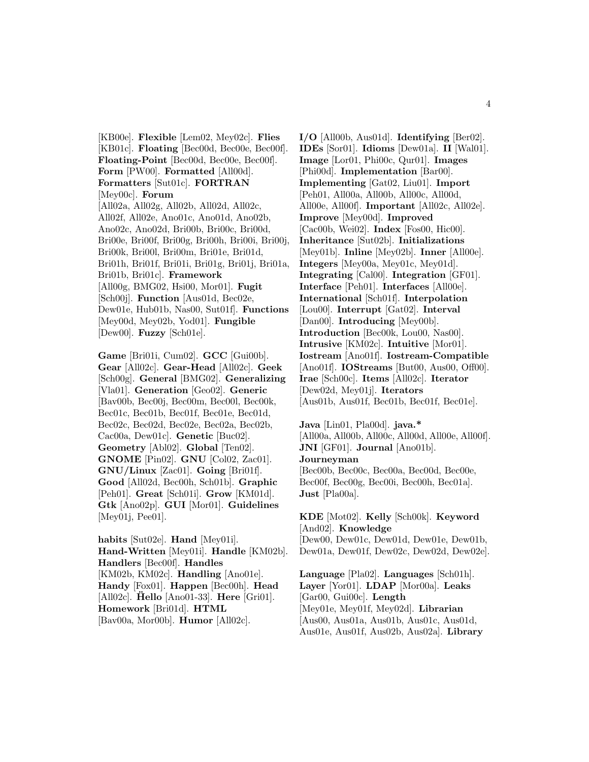[KB00e]. **Flexible** [Lem02, Mey02c]. **Flies** [KB01c]. **Floating** [Bec00d, Bec00e, Bec00f]. **Floating-Point** [Bec00d, Bec00e, Bec00f]. **Form** [PW00]. **Formatted** [All00d]. **Formatters** [Sut01c]. **FORTRAN** [Mey00c]. **Forum** [All02a, All02g, All02b, All02d, All02c, All02f, All02e, Ano01c, Ano01d, Ano02b, Ano02c, Ano02d, Bri00b, Bri00c, Bri00d, Bri00e, Bri00f, Bri00g, Bri00h, Bri00i, Bri00j, Bri00k, Bri00l, Bri00m, Bri01e, Bri01d, Bri01h, Bri01f, Bri01i, Bri01g, Bri01j, Bri01a, Bri01b, Bri01c]. **Framework** [All00g, BMG02, Hsi00, Mor01]. **Fugit** [Sch00j]. **Function** [Aus01d, Bec02e, Dew01e, Hub01b, Nas00, Sut01f]. **Functions** [Mey00d, Mey02b, Yod01]. **Fungible** [Dew00]. **Fuzzy** [Sch01e].

**Game** [Bri01i, Cum02]. **GCC** [Gui00b]. **Gear** [All02c]. **Gear-Head** [All02c]. **Geek** [Sch00g]. **General** [BMG02]. **Generalizing** [Vla01]. **Generation** [Geo02]. **Generic** [Bav00b, Bec00j, Bec00m, Bec00l, Bec00k, Bec01c, Bec01b, Bec01f, Bec01e, Bec01d, Bec02c, Bec02d, Bec02e, Bec02a, Bec02b, Cac00a, Dew01c]. **Genetic** [Buc02]. **Geometry** [Abl02]. **Global** [Ten02]. **GNOME** [Pin02]. **GNU** [Col02, Zac01]. **GNU/Linux** [Zac01]. **Going** [Bri01f]. **Good** [All02d, Bec00h, Sch01b]. **Graphic** [Peh01]. **Great** [Sch01i]. **Grow** [KM01d]. **Gtk** [Ano02p]. **GUI** [Mor01]. **Guidelines** [Mey01j, Pee01].

**habits** [Sut02e]. **Hand** [Mey01i]. **Hand-Written** [Mey01i]. **Handle** [KM02b]. **Handlers** [Bec00f]. **Handles** [KM02b, KM02c]. **Handling** [Ano01e]. **Handy** [Fox01]. **Happen** [Bec00h]. **Head** [All02c]. **Ḧello** [Ano01-33]. **Here** [Gri01]. **Homework** [Bri01d]. **HTML** [Bav00a, Mor00b]. **Humor** [All02c].

**I/O** [All00b, Aus01d]. **Identifying** [Ber02]. **IDEs** [Sor01]. **Idioms** [Dew01a]. **II** [Wal01]. **Image** [Lor01, Phi00c, Qur01]. **Images** [Phi00d]. **Implementation** [Bar00]. **Implementing** [Gat02, Liu01]. **Import** [Peh01, All00a, All00b, All00c, All00d, All00e, All00f]. **Important** [All02c, All02e]. **Improve** [Mey00d]. **Improved** [Cac00b, Wei02]. **Index** [Fos00, Hic00]. **Inheritance** [Sut02b]. **Initializations** [Mey01b]. **Inline** [Mey02b]. **Inner** [All00e]. **Integers** [Mey00a, Mey01c, Mey01d]. **Integrating** [Cal00]. **Integration** [GF01]. **Interface** [Peh01]. **Interfaces** [All00e]. **International** [Sch01f]. **Interpolation** [Lou00]. **Interrupt** [Gat02]. **Interval** [Dan00]. **Introducing** [Mey00b]. **Introduction** [Bec00k, Lou00, Nas00]. **Intrusive** [KM02c]. **Intuitive** [Mor01]. **Iostream** [Ano01f]. **Iostream-Compatible** [Ano01f]. **IOStreams** [But00, Aus00, Off00]. **Irae** [Sch00c]. **Items** [All02c]. **Iterator** [Dew02d, Mey01j]. **Iterators** [Aus01b, Aus01f, Bec01b, Bec01f, Bec01e].

**Java** [Lin01, Pla00d]. **java.*** [All00a, All00b, All00c, All00d, All00e, All00f]. **JNI** [GF01]. **Journal** [Ano01b]. **Journeyman** [Bec00b, Bec00c, Bec00a, Bec00d, Bec00e, Bec00f, Bec00g, Bec00i, Bec00h, Bec01a]. **Just** [Pla00a].

**KDE** [Mot02]. **Kelly** [Sch00k]. **Keyword** [And02]. **Knowledge** [Dew00, Dew01c, Dew01d, Dew01e, Dew01b, Dew01a, Dew01f, Dew02c, Dew02d, Dew02e].

**Language** [Pla02]. **Languages** [Sch01h]. **Layer** [Yor01]. **LDAP** [Mor00a]. **Leaks** [Gar00, Gui00c]. **Length** [Mey01e, Mey01f, Mey02d]. **Librarian** [Aus00, Aus01a, Aus01b, Aus01c, Aus01d, Aus01e, Aus01f, Aus02b, Aus02a]. **Library**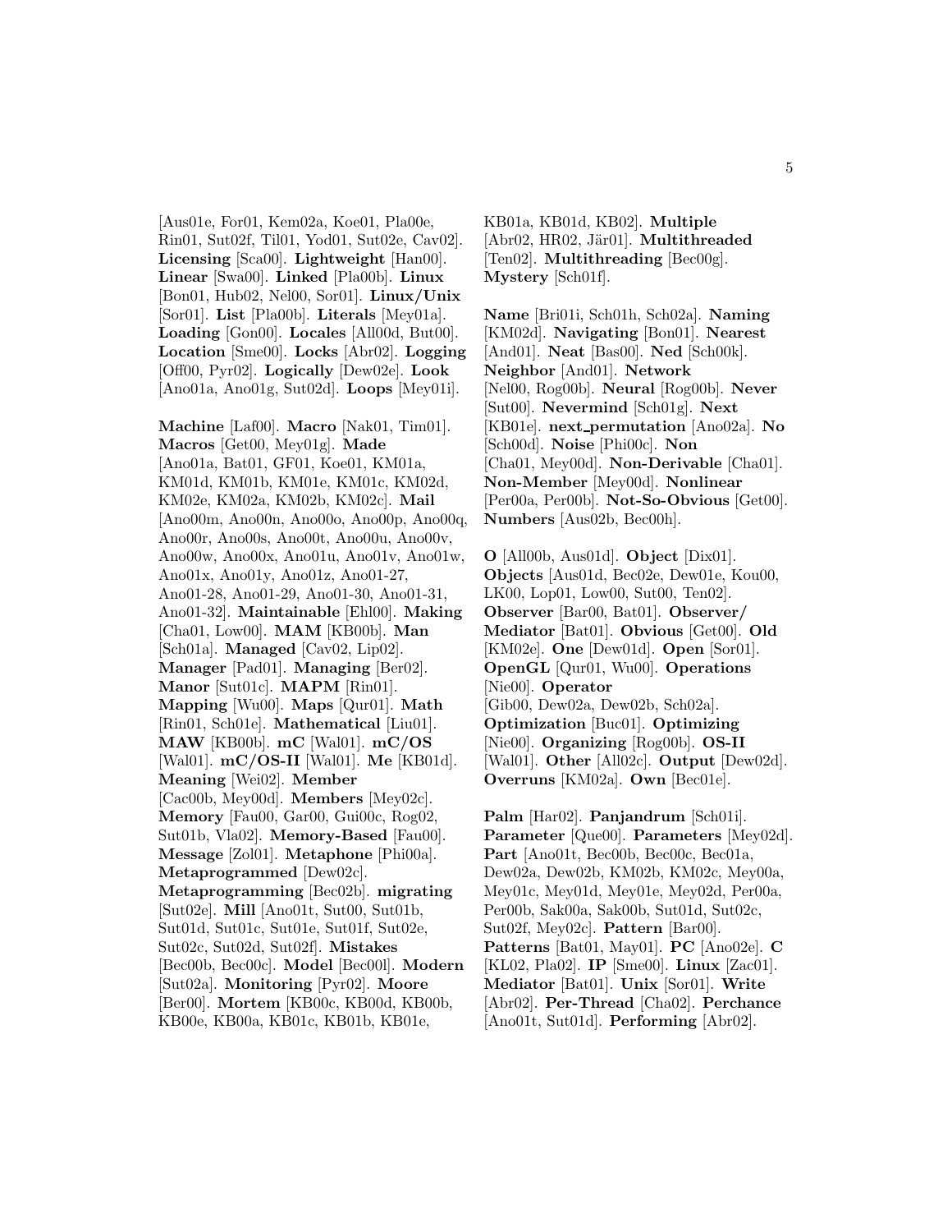[Aus01e, For01, Kem02a, Koe01, Pla00e, Rin01, Sut02f, Til01, Yod01, Sut02e, Cav02]. **Licensing** [Sca00]. **Lightweight** [Han00]. **Linear** [Swa00]. **Linked** [Pla00b]. **Linux** [Bon01, Hub02, Nel00, Sor01]. **Linux/Unix** [Sor01]. **List** [Pla00b]. **Literals** [Mey01a]. **Loading** [Gon00]. **Locales** [All00d, But00]. **Location** [Sme00]. **Locks** [Abr02]. **Logging** [Off00, Pyr02]. **Logically** [Dew02e]. **Look** [Ano01a, Ano01g, Sut02d]. **Loops** [Mey01i].

**Machine** [Laf00]. **Macro** [Nak01, Tim01]. **Macros** [Get00, Mey01g]. **Made** [Ano01a, Bat01, GF01, Koe01, KM01a, KM01d, KM01b, KM01e, KM01c, KM02d, KM02e, KM02a, KM02b, KM02c]. **Mail** [Ano00m, Ano00n, Ano00o, Ano00p, Ano00q, Ano00r, Ano00s, Ano00t, Ano00u, Ano00v, Ano00w, Ano00x, Ano01u, Ano01v, Ano01w, Ano01x, Ano01y, Ano01z, Ano01-27, Ano01-28, Ano01-29, Ano01-30, Ano01-31, Ano01-32]. **Maintainable** [Ehl00]. **Making** [Cha01, Low00]. **MAM** [KB00b]. **Man** [Sch01a]. **Managed** [Cav02, Lip02]. **Manager** [Pad01]. **Managing** [Ber02]. **Manor** [Sut01c]. **MAPM** [Rin01]. **Mapping** [Wu00]. **Maps** [Qur01]. **Math** [Rin01, Sch01e]. **Mathematical** [Liu01]. **MAW** [KB00b]. **mC** [Wal01]. **mC/OS** [Wal01]. **mC/OS-II** [Wal01]. **Me** [KB01d]. **Meaning** [Wei02]. **Member** [Cac00b, Mey00d]. **Members** [Mey02c]. **Memory** [Fau00, Gar00, Gui00c, Rog02, Sut01b, Vla02]. **Memory-Based** [Fau00]. **Message** [Zol01]. **Metaphone** [Phi00a]. **Metaprogrammed** [Dew02c]. **Metaprogramming** [Bec02b]. **migrating** [Sut02e]. **Mill** [Ano01t, Sut00, Sut01b, Sut01d, Sut01c, Sut01e, Sut01f, Sut02e, Sut02c, Sut02d, Sut02f]. **Mistakes** [Bec00b, Bec00c]. **Model** [Bec00l]. **Modern** [Sut02a]. **Monitoring** [Pyr02]. **Moore** [Ber00]. **Mortem** [KB00c, KB00d, KB00b, KB00e, KB00a, KB01c, KB01b, KB01e, KB01a, KB01d, KB02]. **Multiple** [Abr02, HR02, Jär01]. **Multithreaded** [Ten02]. **Multithreading** [Bec00g]. **Mystery** [Sch01f].

**Name** [Bri01i, Sch01h, Sch02a]. **Naming** [KM02d]. **Navigating** [Bon01]. **Nearest** [And01]. **Neat** [Bas00]. **Ned** [Sch00k]. **Neighbor** [And01]. **Network** [Nel00, Rog00b]. **Neural** [Rog00b]. **Never** [Sut00]. **Nevermind** [Sch01g]. **Next** [KB01e]. **next_permutation** [Ano02a]. **No** [Sch00d]. **Noise** [Phi00c]. **Non** [Cha01, Mey00d]. **Non-Derivable** [Cha01]. **Non-Member** [Mey00d]. **Nonlinear** [Per00a, Per00b]. **Not-So-Obvious** [Get00]. **Numbers** [Aus02b, Bec00h].

**O** [All00b, Aus01d]. **Object** [Dix01]. **Objects** [Aus01d, Bec02e, Dew01e, Kou00, LK00, Lop01, Low00, Sut00, Ten02]. **Observer** [Bar00, Bat01]. **Observer/ Mediator** [Bat01]. **Obvious** [Get00]. **Old** [KM02e]. **One** [Dew01d]. **Open** [Sor01]. **OpenGL** [Qur01, Wu00]. **Operations** [Nie00]. **Operator** [Gib00, Dew02a, Dew02b, Sch02a]. **Optimization** [Buc01]. **Optimizing** [Nie00]. **Organizing** [Rog00b]. **OS-II** [Wal01]. **Other** [All02c]. **Output** [Dew02d]. **Overruns** [KM02a]. **Own** [Bec01e].

**Palm** [Har02]. **Panjandrum** [Sch01i]. **Parameter** [Que00]. **Parameters** [Mey02d]. **Part** [Ano01t, Bec00b, Bec00c, Bec01a, Dew02a, Dew02b, KM02b, KM02c, Mey00a, Mey01c, Mey01d, Mey01e, Mey02d, Per00a, Per00b, Sak00a, Sak00b, Sut01d, Sut02c, Sut02f, Mey02c]. **Pattern** [Bar00]. **Patterns** [Bat01, May01]. **PC** [Ano02e]. **C** [KL02, Pla02]. **IP** [Sme00]. **Linux** [Zac01]. **Mediator** [Bat01]. **Unix** [Sor01]. **Write** [Abr02]. **Per-Thread** [Cha02]. **Perchance** [Ano01t, Sut01d]. **Performing** [Abr02].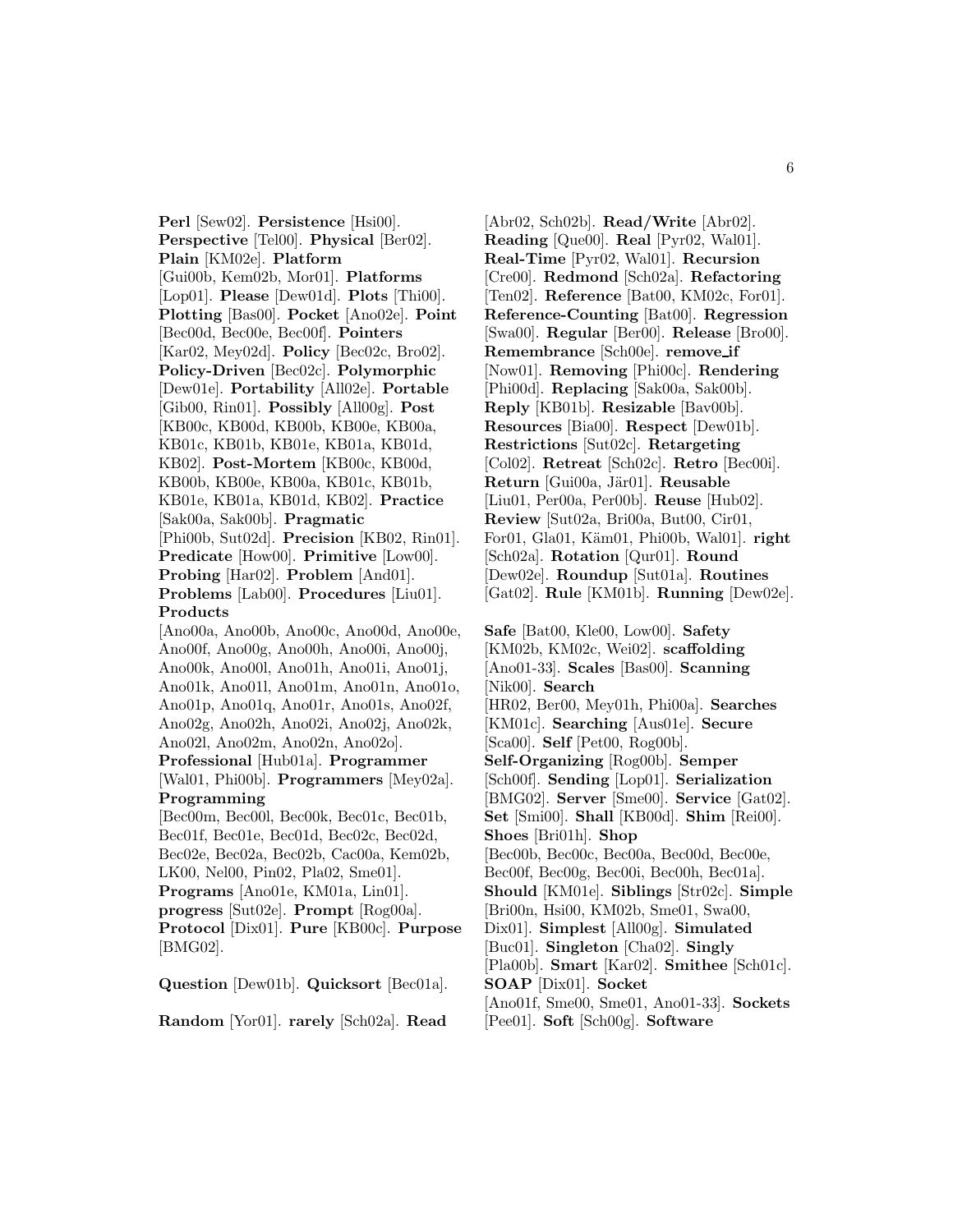**Perl** [Sew02]. **Persistence** [Hsi00]. **Perspective** [Tel00]. **Physical** [Ber02]. **Plain** [KM02e]. **Platform** [Gui00b, Kem02b, Mor01]. **Platforms** [Lop01]. **Please** [Dew01d]. **Plots** [Thi00]. **Plotting** [Bas00]. **Pocket** [Ano02e]. **Point** [Bec00d, Bec00e, Bec00f]. **Pointers** [Kar02, Mey02d]. **Policy** [Bec02c, Bro02]. **Policy-Driven** [Bec02c]. **Polymorphic** [Dew01e]. **Portability** [All02e]. **Portable** [Gib00, Rin01]. **Possibly** [All00g]. **Post** [KB00c, KB00d, KB00b, KB00e, KB00a, KB01c, KB01b, KB01e, KB01a, KB01d, KB02]. **Post-Mortem** [KB00c, KB00d, KB00b, KB00e, KB00a, KB01c, KB01b, KB01e, KB01a, KB01d, KB02]. **Practice** [Sak00a, Sak00b]. **Pragmatic** [Phi00b, Sut02d]. **Precision** [KB02, Rin01]. **Predicate** [How00]. **Primitive** [Low00]. **Probing** [Har02]. **Problem** [And01]. **Problems** [Lab00]. **Procedures** [Liu01]. **Products** [Ano00a, Ano00b, Ano00c, Ano00d, Ano00e, Ano00f, Ano00g, Ano00h, Ano00i, Ano00j, Ano00k, Ano00l, Ano01h, Ano01i, Ano01j, Ano01k, Ano01l, Ano01m, Ano01n, Ano01o, Ano01p, Ano01q, Ano01r, Ano01s, Ano02f, Ano02g, Ano02h, Ano02i, Ano02j, Ano02k, Ano02l, Ano02m, Ano02n, Ano02o]. **Professional** [Hub01a]. **Programmer** [Wal01, Phi00b]. **Programmers** [Mey02a]. **Programming** [Bec00m, Bec00l, Bec00k, Bec01c, Bec01b, Bec01f, Bec01e, Bec01d, Bec02c, Bec02d, Bec02e, Bec02a, Bec02b, Cac00a, Kem02b, LK00, Nel00, Pin02, Pla02, Sme01]. **Programs** [Ano01e, KM01a, Lin01]. **progress** [Sut02e]. **Prompt** [Rog00a]. **Protocol** [Dix01]. **Pure** [KB00c]. **Purpose** [BMG02].

**Question** [Dew01b]. **Quicksort** [Bec01a].

**Random** [Yor01]. **rarely** [Sch02a]. **Read** [Abr02, Sch02b]. **Read/Write** [Abr02]. **Reading** [Que00]. **Real** [Pyr02, Wal01]. **Real-Time** [Pyr02, Wal01]. **Recursion** [Cre00]. **Redmond** [Sch02a]. **Refactoring** [Ten02]. **Reference** [Bat00, KM02c, For01]. **Reference-Counting** [Bat00]. **Regression** [Swa00]. **Regular** [Ber00]. **Release** [Bro00]. **Remembrance** [Sch00e]. **remove_if** [Now01]. **Removing** [Phi00c]. **Rendering** [Phi00d]. **Replacing** [Sak00a, Sak00b]. **Reply** [KB01b]. **Resizable** [Bav00b]. **Resources** [Bia00]. **Respect** [Dew01b]. **Restrictions** [Sut02c]. **Retargeting** [Col02]. **Retreat** [Sch02c]. **Retro** [Bec00i]. **Return** [Gui00a, Jär01]. **Reusable** [Liu01, Per00a, Per00b]. **Reuse** [Hub02]. **Review** [Sut02a, Bri00a, But00, Cir01, For01, Gla01, Käm01, Phi00b, Wal01]. **right** [Sch02a]. **Rotation** [Qur01]. **Round** [Dew02e]. **Roundup** [Sut01a]. **Routines** [Gat02]. **Rule** [KM01b]. **Running** [Dew02e].

**Safe** [Bat00, Kle00, Low00]. **Safety** [KM02b, KM02c, Wei02]. **scaffolding** [Ano01-33]. **Scales** [Bas00]. **Scanning** [Nik00]. **Search** [HR02, Ber00, Mey01h, Phi00a]. **Searches** [KM01c]. **Searching** [Aus01e]. **Secure** [Sca00]. **Self** [Pet00, Rog00b]. **Self-Organizing** [Rog00b]. **Semper** [Sch00f]. **Sending** [Lop01]. **Serialization** [BMG02]. **Server** [Sme00]. **Service** [Gat02]. **Set** [Smi00]. **Shall** [KB00d]. **Shim** [Rei00]. **Shoes** [Bri01h]. **Shop** [Bec00b, Bec00c, Bec00a, Bec00d, Bec00e, Bec00f, Bec00g, Bec00i, Bec00h, Bec01a]. **Should** [KM01e]. **Siblings** [Str02c]. **Simple** [Bri00n, Hsi00, KM02b, Sme01, Swa00, Dix01]. **Simplest** [All00g]. **Simulated** [Buc01]. **Singleton** [Cha02]. **Singly** [Pla00b]. **Smart** [Kar02]. **Smithee** [Sch01c]. **SOAP** [Dix01]. **Socket** [Ano01f, Sme00, Sme01, Ano01-33]. **Sockets** [Pee01]. **Soft** [Sch00g]. **Software**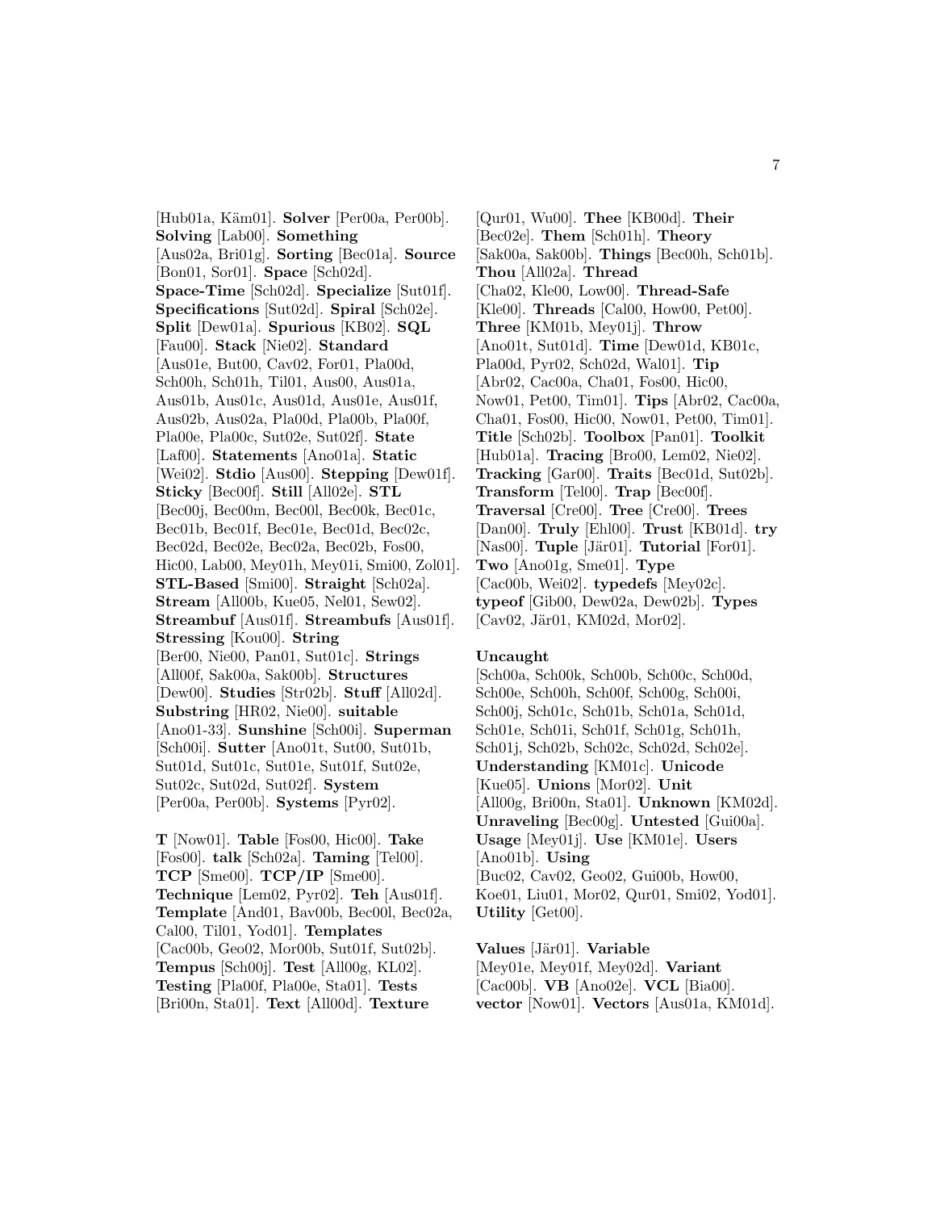[Hub01a, Käm01]. **Solver** [Per00a, Per00b]. **Solving** [Lab00]. **Something** [Aus02a, Bri01g]. **Sorting** [Bec01a]. **Source** [Bon01, Sor01]. **Space** [Sch02d]. **Space-Time** [Sch02d]. **Specialize** [Sut01f]. **Specifications** [Sut02d]. **Spiral** [Sch02e]. **Split** [Dew01a]. **Spurious** [KB02]. **SQL** [Fau00]. **Stack** [Nie02]. **Standard** [Aus01e, But00, Cav02, For01, Pla00d, Sch00h, Sch01h, Til01, Aus00, Aus01a, Aus01b, Aus01c, Aus01d, Aus01e, Aus01f, Aus02b, Aus02a, Pla00d, Pla00b, Pla00f, Pla00e, Pla00c, Sut02e, Sut02f]. **State** [Laf00]. **Statements** [Ano01a]. **Static** [Wei02]. **Stdio** [Aus00]. **Stepping** [Dew01f]. **Sticky** [Bec00f]. **Still** [All02e]. **STL** [Bec00j, Bec00m, Bec00l, Bec00k, Bec01c, Bec01b, Bec01f, Bec01e, Bec01d, Bec02c, Bec02d, Bec02e, Bec02a, Bec02b, Fos00, Hic00, Lab00, Mey01h, Mey01i, Smi00, Zol01]. **STL-Based** [Smi00]. **Straight** [Sch02a]. **Stream** [All00b, Kue05, Nel01, Sew02]. **Streambuf** [Aus01f]. **Streambufs** [Aus01f]. **Stressing** [Kou00]. **String** [Ber00, Nie00, Pan01, Sut01c]. **Strings** [All00f, Sak00a, Sak00b]. **Structures** [Dew00]. **Studies** [Str02b]. **Stuff** [All02d]. **Substring** [HR02, Nie00]. **suitable** [Ano01-33]. **Sunshine** [Sch00i]. **Superman** [Sch00i]. **Sutter** [Ano01t, Sut00, Sut01b, Sut01d, Sut01c, Sut01e, Sut01f, Sut02e, Sut02c, Sut02d, Sut02f]. **System** [Per00a, Per00b]. **Systems** [Pyr02].

**T** [Now01]. **Table** [Fos00, Hic00]. **Take** [Fos00]. **talk** [Sch02a]. **Taming** [Tel00]. **TCP** [Sme00]. **TCP/IP** [Sme00]. **Technique** [Lem02, Pyr02]. **Teh** [Aus01f]. **Template** [And01, Bav00b, Bec00l, Bec02a, Cal00, Til01, Yod01]. **Templates** [Cac00b, Geo02, Mor00b, Sut01f, Sut02b]. **Tempus** [Sch00j]. **Test** [All00g, KL02]. **Testing** [Pla00f, Pla00e, Sta01]. **Tests** [Bri00n, Sta01]. **Text** [All00d]. **Texture** [Qur01, Wu00]. **Thee** [KB00d]. **Their** [Bec02e]. **Them** [Sch01h]. **Theory** [Sak00a, Sak00b]. **Things** [Bec00h, Sch01b]. **Thou** [All02a]. **Thread** [Cha02, Kle00, Low00]. **Thread-Safe** [Kle00]. **Threads** [Cal00, How00, Pet00]. **Three** [KM01b, Mey01j]. **Throw** [Ano01t, Sut01d]. **Time** [Dew01d, KB01c, Pla00d, Pyr02, Sch02d, Wal01]. **Tip** [Abr02, Cac00a, Cha01, Fos00, Hic00, Now01, Pet00, Tim01]. **Tips** [Abr02, Cac00a, Cha01, Fos00, Hic00, Now01, Pet00, Tim01]. **Title** [Sch02b]. **Toolbox** [Pan01]. **Toolkit** [Hub01a]. **Tracing** [Bro00, Lem02, Nie02]. **Tracking** [Gar00]. **Traits** [Bec01d, Sut02b]. **Transform** [Tel00]. **Trap** [Bec00f]. **Traversal** [Cre00]. **Tree** [Cre00]. **Trees** [Dan00]. **Truly** [Ehl00]. **Trust** [KB01d]. **try** [Nas00]. **Tuple** [Jär01]. **Tutorial** [For01]. **Two** [Ano01g, Sme01]. **Type** [Cac00b, Wei02]. **typedefs** [Mey02c]. **typeof** [Gib00, Dew02a, Dew02b]. **Types** [Cav02, Jär01, KM02d, Mor02].

**Uncaught** [Sch00a, Sch00k, Sch00b, Sch00c, Sch00d, Sch00e, Sch00h, Sch00f, Sch00g, Sch00i, Sch00j, Sch01c, Sch01b, Sch01a, Sch01d, Sch01e, Sch01i, Sch01f, Sch01g, Sch01h, Sch01j, Sch02b, Sch02c, Sch02d, Sch02e]. **Understanding** [KM01c]. **Unicode** [Kue05]. **Unions** [Mor02]. **Unit** [All00g, Bri00n, Sta01]. **Unknown** [KM02d]. **Unraveling** [Bec00g]. **Untested** [Gui00a]. **Usage** [Mey01j]. **Use** [KM01e]. **Users** [Ano01b]. **Using** [Buc02, Cav02, Geo02, Gui00b, How00, Koe01, Liu01, Mor02, Qur01, Smi02, Yod01]. **Utility** [Get00].

**Values** [Jär01]. **Variable** [Mey01e, Mey01f, Mey02d]. **Variant** [Cac00b]. **VB** [Ano02e]. **VCL** [Bia00]. **vector** [Now01]. **Vectors** [Aus01a, KM01d].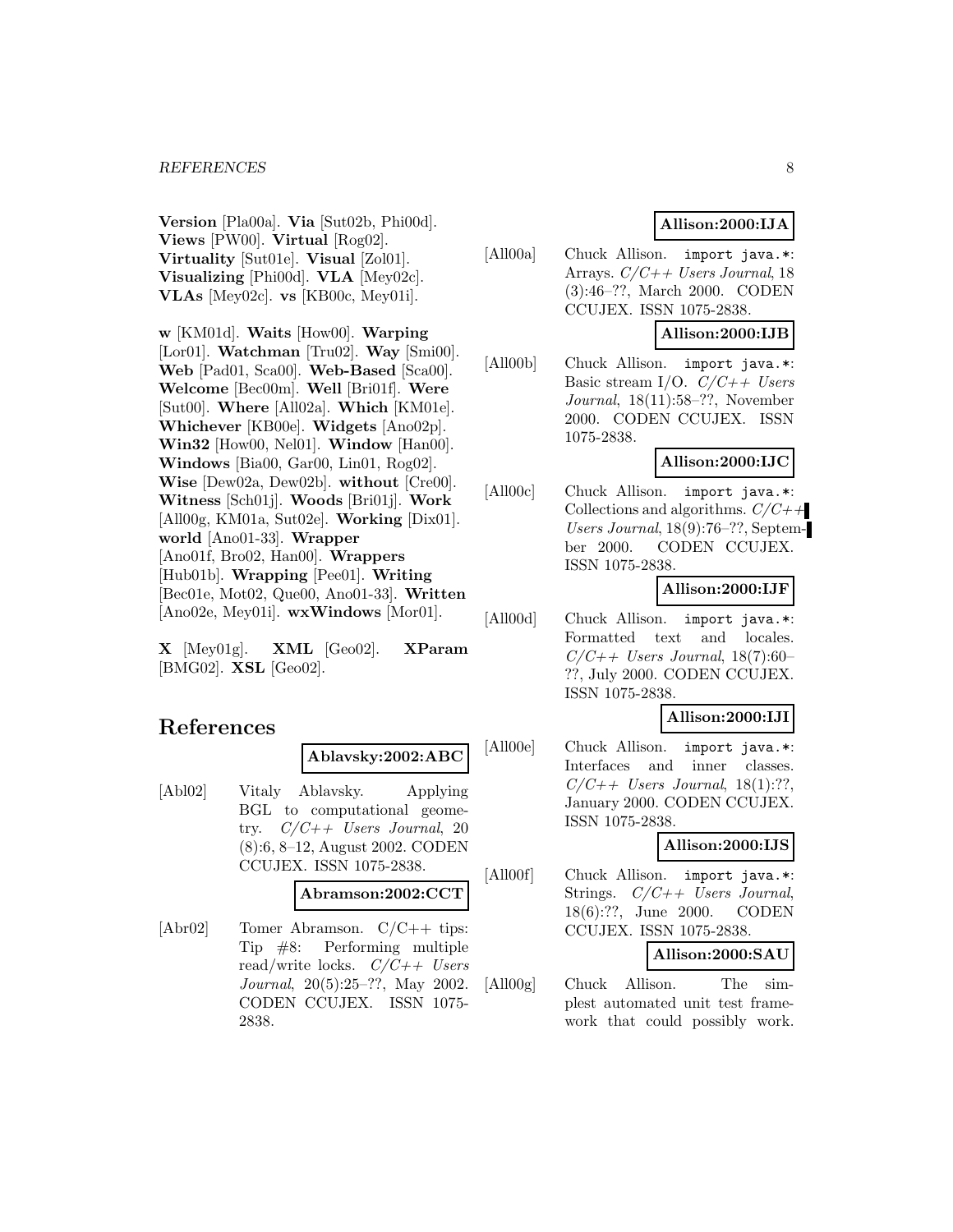**Version** [Pla00a]. **Via** [Sut02b, Phi00d]. **Views** [PW00]. **Virtual** [Rog02]. **Virtuality** [Sut01e]. **Visual** [Zol01]. **Visualizing** [Phi00d]. **VLA** [Mey02c]. **VLAs** [Mey02c]. **vs** [KB00c, Mey01i].

**w** [KM01d]. **Waits** [How00]. **Warping** [Lor01]. **Watchman** [Tru02]. **Way** [Smi00]. **Web** [Pad01, Sca00]. **Web-Based** [Sca00]. **Welcome** [Bec00m]. **Well** [Bri01f]. **Were** [Sut00]. **Where** [All02a]. **Which** [KM01e]. **Whichever** [KB00e]. **Widgets** [Ano02p]. **Win32** [How00, Nel01]. **Window** [Han00]. **Windows** [Bia00, Gar00, Lin01, Rog02]. **Wise** [Dew02a, Dew02b]. **without** [Cre00]. **Witness** [Sch01j]. **Woods** [Bri01j]. **Work** [All00g, KM01a, Sut02e]. **Working** [Dix01]. **world** [Ano01-33]. **Wrapper** [Ano01f, Bro02, Han00]. **Wrappers** [Hub01b]. **Wrapping** [Pee01]. **Writing** [Bec01e, Mot02, Que00, Ano01-33]. **Written** [Ano02e, Mey01i]. **wxWindows** [Mor01].

**X** [Mey01g]. **XML** [Geo02]. **XParam** [BMG02]. **XSL** [Geo02].

## References

**Ablavsky:2002:ABC**

[Abl02] Vitaly Ablavsky. Applying BGL to computational geometry. *C/C++ Users Journal*, 20 (8):6, 8–12, August 2002. CODEN CCUJEX. ISSN 1075-2838.

**Abramson:2002:CCT**

[Abr02] Tomer Abramson. C/C++ tips: Tip #8: Performing multiple read/write locks. *C/C++ Users Journal*, 20(5):25–??, May 2002. CODEN CCUJEX. ISSN 1075-2838.

**Allison:2000:IJA**

[All00a] Chuck Allison. `import java.*`: Arrays. *C/C++ Users Journal*, 18 (3):46–??, March 2000. CODEN CCUJEX. ISSN 1075-2838.

**Allison:2000:IJB**

[All00b] Chuck Allison. `import java.*`: Basic stream I/O. *C/C++ Users Journal*, 18(11):58–??, November 2000. CODEN CCUJEX. ISSN 1075-2838.

**Allison:2000:IJC**

[All00c] Chuck Allison. `import java.*`: Collections and algorithms. *C/C++ Users Journal*, 18(9):76–??, September 2000. CODEN CCUJEX. ISSN 1075-2838.

**Allison:2000:IJF**

[All00d] Chuck Allison. `import java.*`: Formatted text and locales. *C/C++ Users Journal*, 18(7):60–??, July 2000. CODEN CCUJEX. ISSN 1075-2838.

**Allison:2000:IJI**

[All00e] Chuck Allison. `import java.*`: Interfaces and inner classes. *C/C++ Users Journal*, 18(1):??, January 2000. CODEN CCUJEX. ISSN 1075-2838.

**Allison:2000:IJS**

[All00f] Chuck Allison. `import java.*`: Strings. *C/C++ Users Journal*, 18(6):??, June 2000. CODEN CCUJEX. ISSN 1075-2838.

**Allison:2000:SAU**

[All00g] Chuck Allison. The simplest automated unit test framework that could possibly work.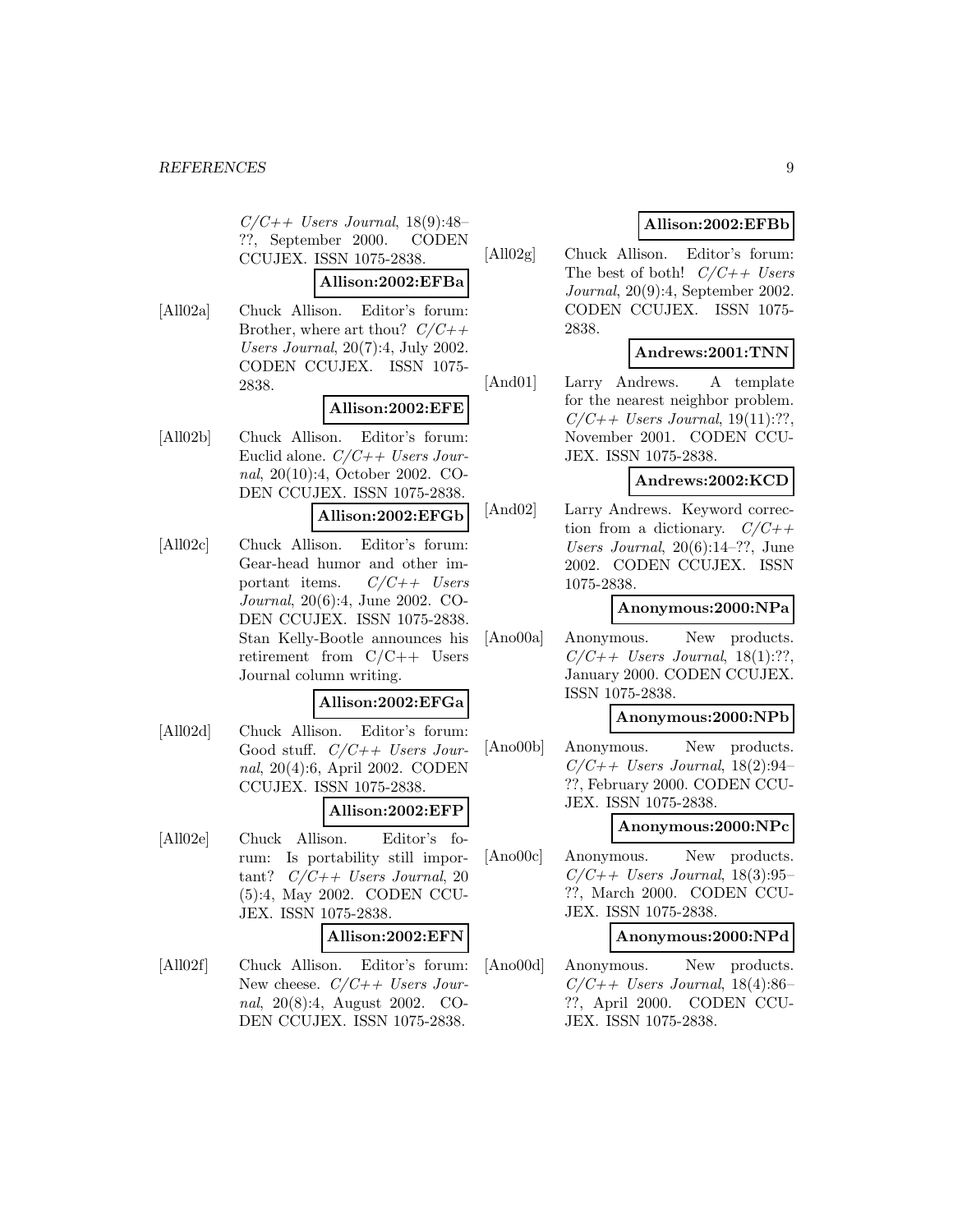*C/C++ Users Journal*, 18(9):48–??, September 2000. CODEN CCUJEX. ISSN 1075-2838.

**Allison:2002:EFBa**

[All02a] Chuck Allison. Editor's forum: Brother, where art thou? *C/C++ Users Journal*, 20(7):4, July 2002. CODEN CCUJEX. ISSN 1075-2838.

**Allison:2002:EFE**

[All02b] Chuck Allison. Editor's forum: Euclid alone. *C/C++ Users Journal*, 20(10):4, October 2002. CODEN CCUJEX. ISSN 1075-2838.

**Allison:2002:EFGb**

[All02c] Chuck Allison. Editor's forum: Gear-head humor and other important items. *C/C++ Users Journal*, 20(6):4, June 2002. CODEN CCUJEX. ISSN 1075-2838. Stan Kelly-Bootle announces his retirement from C/C++ Users Journal column writing.

**Allison:2002:EFGa**

[All02d] Chuck Allison. Editor's forum: Good stuff. *C/C++ Users Journal*, 20(4):6, April 2002. CODEN CCUJEX. ISSN 1075-2838.

**Allison:2002:EFP**

[All02e] Chuck Allison. Editor's forum: Is portability still important? *C/C++ Users Journal*, 20 (5):4, May 2002. CODEN CCUJEX. ISSN 1075-2838.

**Allison:2002:EFN**

[All02f] Chuck Allison. Editor's forum: New cheese. *C/C++ Users Journal*, 20(8):4, August 2002. CODEN CCUJEX. ISSN 1075-2838.

**Allison:2002:EFBb**

[All02g] Chuck Allison. Editor's forum: The best of both! *C/C++ Users Journal*, 20(9):4, September 2002. CODEN CCUJEX. ISSN 1075-2838.

**Andrews:2001:TNN**

[And01] Larry Andrews. A template for the nearest neighbor problem. *C/C++ Users Journal*, 19(11):??, November 2001. CODEN CCUJEX. ISSN 1075-2838.

**Andrews:2002:KCD**

[And02] Larry Andrews. Keyword correction from a dictionary. *C/C++ Users Journal*, 20(6):14–??, June 2002. CODEN CCUJEX. ISSN 1075-2838.

**Anonymous:2000:NPa**

[Ano00a] Anonymous. New products. *C/C++ Users Journal*, 18(1):??, January 2000. CODEN CCUJEX. ISSN 1075-2838.

**Anonymous:2000:NPb**

[Ano00b] Anonymous. New products. *C/C++ Users Journal*, 18(2):94–??, February 2000. CODEN CCUJEX. ISSN 1075-2838.

**Anonymous:2000:NPc**

[Ano00c] Anonymous. New products. *C/C++ Users Journal*, 18(3):95–??, March 2000. CODEN CCUJEX. ISSN 1075-2838.

**Anonymous:2000:NPd**

[Ano00d] Anonymous. New products. *C/C++ Users Journal*, 18(4):86–??, April 2000. CODEN CCUJEX. ISSN 1075-2838.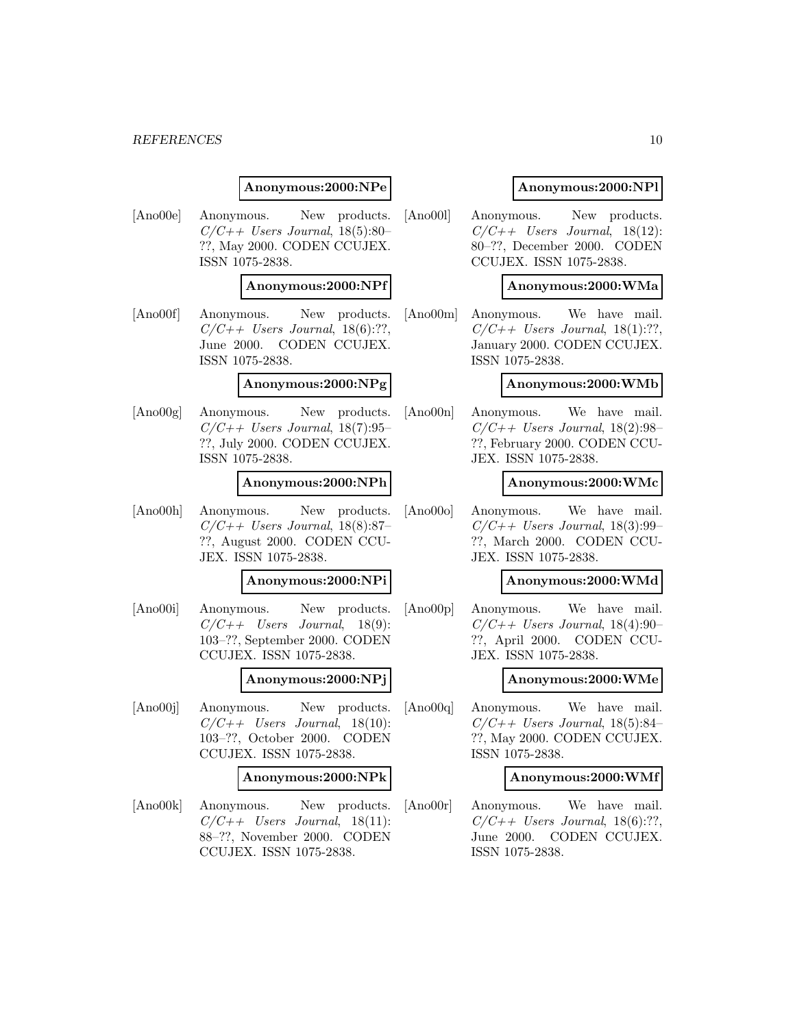**Anonymous:2000:NPe**

[Ano00e] Anonymous. New products. *C/C++ Users Journal*, 18(5):80–??, May 2000. CODEN CCUJEX. ISSN 1075-2838.

**Anonymous:2000:NPf**

[Ano00f] Anonymous. New products. *C/C++ Users Journal*, 18(6):??, June 2000. CODEN CCUJEX. ISSN 1075-2838.

**Anonymous:2000:NPg**

[Ano00g] Anonymous. New products. *C/C++ Users Journal*, 18(7):95–??, July 2000. CODEN CCUJEX. ISSN 1075-2838.

**Anonymous:2000:NPh**

[Ano00h] Anonymous. New products. *C/C++ Users Journal*, 18(8):87–??, August 2000. CODEN CCUJEX. ISSN 1075-2838.

**Anonymous:2000:NPi**

[Ano00i] Anonymous. New products. *C/C++ Users Journal*, 18(9):103–??, September 2000. CODEN CCUJEX. ISSN 1075-2838.

**Anonymous:2000:NPj**

[Ano00j] Anonymous. New products. *C/C++ Users Journal*, 18(10):103–??, October 2000. CODEN CCUJEX. ISSN 1075-2838.

**Anonymous:2000:NPk**

[Ano00k] Anonymous. New products. *C/C++ Users Journal*, 18(11):88–??, November 2000. CODEN CCUJEX. ISSN 1075-2838.

**Anonymous:2000:NPl**

[Ano00l] Anonymous. New products. *C/C++ Users Journal*, 18(12):80–??, December 2000. CODEN CCUJEX. ISSN 1075-2838.

**Anonymous:2000:WMa**

[Ano00m] Anonymous. We have mail. *C/C++ Users Journal*, 18(1):??, January 2000. CODEN CCUJEX. ISSN 1075-2838.

**Anonymous:2000:WMb**

[Ano00n] Anonymous. We have mail. *C/C++ Users Journal*, 18(2):98–??, February 2000. CODEN CCUJEX. ISSN 1075-2838.

**Anonymous:2000:WMc**

[Ano00o] Anonymous. We have mail. *C/C++ Users Journal*, 18(3):99–??, March 2000. CODEN CCUJEX. ISSN 1075-2838.

**Anonymous:2000:WMd**

[Ano00p] Anonymous. We have mail. *C/C++ Users Journal*, 18(4):90–??, April 2000. CODEN CCUJEX. ISSN 1075-2838.

**Anonymous:2000:WMe**

[Ano00q] Anonymous. We have mail. *C/C++ Users Journal*, 18(5):84–??, May 2000. CODEN CCUJEX. ISSN 1075-2838.

**Anonymous:2000:WMf**

[Ano00r] Anonymous. We have mail. *C/C++ Users Journal*, 18(6):??, June 2000. CODEN CCUJEX. ISSN 1075-2838.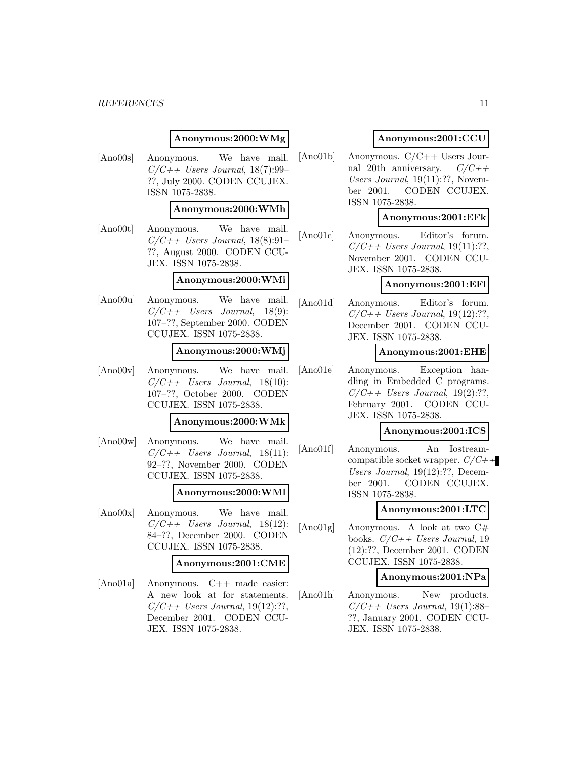**Anonymous:2000:WMg**

[Ano00s] Anonymous. We have mail. *C/C++ Users Journal*, 18(7):99–??, July 2000. CODEN CCUJEX. ISSN 1075-2838.

**Anonymous:2000:WMh**

[Ano00t] Anonymous. We have mail. *C/C++ Users Journal*, 18(8):91–??, August 2000. CODEN CCUJEX. ISSN 1075-2838.

**Anonymous:2000:WMi**

[Ano00u] Anonymous. We have mail. *C/C++ Users Journal*, 18(9): 107–??, September 2000. CODEN CCUJEX. ISSN 1075-2838.

**Anonymous:2000:WMj**

[Ano00v] Anonymous. We have mail. *C/C++ Users Journal*, 18(10): 107–??, October 2000. CODEN CCUJEX. ISSN 1075-2838.

**Anonymous:2000:WMk**

[Ano00w] Anonymous. We have mail. *C/C++ Users Journal*, 18(11): 92–??, November 2000. CODEN CCUJEX. ISSN 1075-2838.

**Anonymous:2000:WMl**

[Ano00x] Anonymous. We have mail. *C/C++ Users Journal*, 18(12): 84–??, December 2000. CODEN CCUJEX. ISSN 1075-2838.

**Anonymous:2001:CME**

[Ano01a] Anonymous. C++ made easier: A new look at for statements. *C/C++ Users Journal*, 19(12):??, December 2001. CODEN CCUJEX. ISSN 1075-2838.

**Anonymous:2001:CCU**

[Ano01b] Anonymous. C/C++ Users Journal 20th anniversary. *C/C++ Users Journal*, 19(11):??, November 2001. CODEN CCUJEX. ISSN 1075-2838.

**Anonymous:2001:EFk**

[Ano01c] Anonymous. Editor's forum. *C/C++ Users Journal*, 19(11):??, November 2001. CODEN CCUJEX. ISSN 1075-2838.

**Anonymous:2001:EFl**

[Ano01d] Anonymous. Editor's forum. *C/C++ Users Journal*, 19(12):??, December 2001. CODEN CCUJEX. ISSN 1075-2838.

**Anonymous:2001:EHE**

[Ano01e] Anonymous. Exception handling in Embedded C programs. *C/C++ Users Journal*, 19(2):??, February 2001. CODEN CCUJEX. ISSN 1075-2838.

**Anonymous:2001:ICS**

[Ano01f] Anonymous. An Iostream-compatible socket wrapper. *C/C++ Users Journal*, 19(12):??, December 2001. CODEN CCUJEX. ISSN 1075-2838.

**Anonymous:2001:LTC**

[Ano01g] Anonymous. A look at two C# books. *C/C++ Users Journal*, 19 (12):??, December 2001. CODEN CCUJEX. ISSN 1075-2838.

**Anonymous:2001:NPa**

[Ano01h] Anonymous. New products. *C/C++ Users Journal*, 19(1):88–??, January 2001. CODEN CCUJEX. ISSN 1075-2838.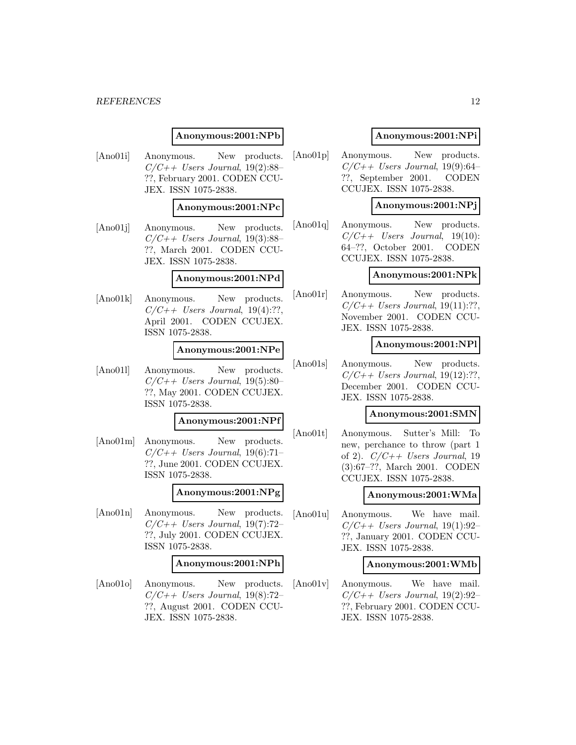**Anonymous:2001:NPb**

[Ano01i] Anonymous. New products. *C/C++ Users Journal*, 19(2):88–??, February 2001. CODEN CCUJEX. ISSN 1075-2838.

**Anonymous:2001:NPc**

[Ano01j] Anonymous. New products. *C/C++ Users Journal*, 19(3):88–??, March 2001. CODEN CCUJEX. ISSN 1075-2838.

**Anonymous:2001:NPd**

[Ano01k] Anonymous. New products. *C/C++ Users Journal*, 19(4):??, April 2001. CODEN CCUJEX. ISSN 1075-2838.

**Anonymous:2001:NPe**

[Ano01l] Anonymous. New products. *C/C++ Users Journal*, 19(5):80–??, May 2001. CODEN CCUJEX. ISSN 1075-2838.

**Anonymous:2001:NPf**

[Ano01m] Anonymous. New products. *C/C++ Users Journal*, 19(6):71–??, June 2001. CODEN CCUJEX. ISSN 1075-2838.

**Anonymous:2001:NPg**

[Ano01n] Anonymous. New products. *C/C++ Users Journal*, 19(7):72–??, July 2001. CODEN CCUJEX. ISSN 1075-2838.

**Anonymous:2001:NPh**

[Ano01o] Anonymous. New products. *C/C++ Users Journal*, 19(8):72–??, August 2001. CODEN CCUJEX. ISSN 1075-2838.

**Anonymous:2001:NPi**

[Ano01p] Anonymous. New products. *C/C++ Users Journal*, 19(9):64–??, September 2001. CODEN CCUJEX. ISSN 1075-2838.

**Anonymous:2001:NPj**

[Ano01q] Anonymous. New products. *C/C++ Users Journal*, 19(10):64–??, October 2001. CODEN CCUJEX. ISSN 1075-2838.

**Anonymous:2001:NPk**

[Ano01r] Anonymous. New products. *C/C++ Users Journal*, 19(11):??, November 2001. CODEN CCUJEX. ISSN 1075-2838.

**Anonymous:2001:NPl**

[Ano01s] Anonymous. New products. *C/C++ Users Journal*, 19(12):??, December 2001. CODEN CCUJEX. ISSN 1075-2838.

**Anonymous:2001:SMN**

[Ano01t] Anonymous. Sutter's Mill: To new, perchance to throw (part 1 of 2). *C/C++ Users Journal*, 19(3):67–??, March 2001. CODEN CCUJEX. ISSN 1075-2838.

**Anonymous:2001:WMa**

[Ano01u] Anonymous. We have mail. *C/C++ Users Journal*, 19(1):92–??, January 2001. CODEN CCUJEX. ISSN 1075-2838.

**Anonymous:2001:WMb**

[Ano01v] Anonymous. We have mail. *C/C++ Users Journal*, 19(2):92–??, February 2001. CODEN CCUJEX. ISSN 1075-2838.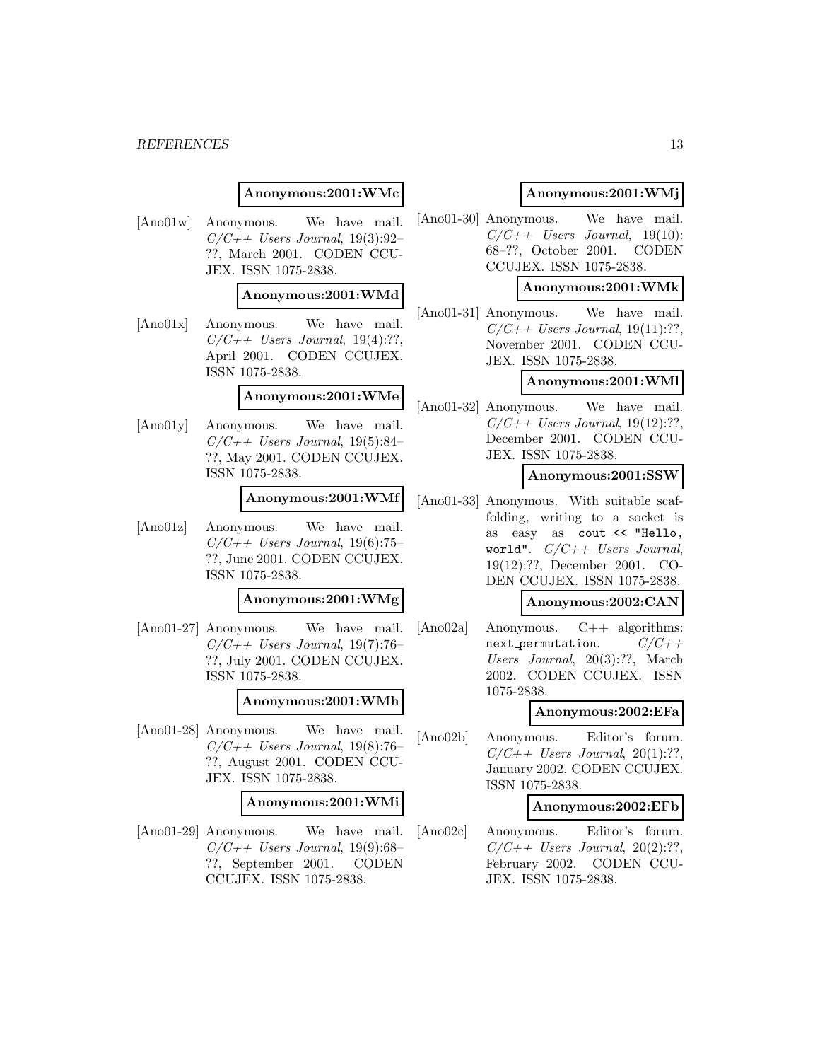**Anonymous:2001:WMc**

[Ano01w] Anonymous. We have mail. *C/C++ Users Journal*, 19(3):92–??, March 2001. CODEN CCUJEX. ISSN 1075-2838.

**Anonymous:2001:WMd**

[Ano01x] Anonymous. We have mail. *C/C++ Users Journal*, 19(4):??, April 2001. CODEN CCUJEX. ISSN 1075-2838.

**Anonymous:2001:WMe**

[Ano01y] Anonymous. We have mail. *C/C++ Users Journal*, 19(5):84–??, May 2001. CODEN CCUJEX. ISSN 1075-2838.

**Anonymous:2001:WMf**

[Ano01z] Anonymous. We have mail. *C/C++ Users Journal*, 19(6):75–??, June 2001. CODEN CCUJEX. ISSN 1075-2838.

**Anonymous:2001:WMg**

[Ano01-27] Anonymous. We have mail. *C/C++ Users Journal*, 19(7):76–??, July 2001. CODEN CCUJEX. ISSN 1075-2838.

**Anonymous:2001:WMh**

[Ano01-28] Anonymous. We have mail. *C/C++ Users Journal*, 19(8):76–??, August 2001. CODEN CCUJEX. ISSN 1075-2838.

**Anonymous:2001:WMi**

[Ano01-29] Anonymous. We have mail. *C/C++ Users Journal*, 19(9):68–??, September 2001. CODEN CCUJEX. ISSN 1075-2838.

**Anonymous:2001:WMj**

[Ano01-30] Anonymous. We have mail. *C/C++ Users Journal*, 19(10):68–??, October 2001. CODEN CCUJEX. ISSN 1075-2838.

**Anonymous:2001:WMk**

[Ano01-31] Anonymous. We have mail. *C/C++ Users Journal*, 19(11):??, November 2001. CODEN CCUJEX. ISSN 1075-2838.

**Anonymous:2001:WMl**

[Ano01-32] Anonymous. We have mail. *C/C++ Users Journal*, 19(12):??, December 2001. CODEN CCUJEX. ISSN 1075-2838.

**Anonymous:2001:SSW**

[Ano01-33] Anonymous. With suitable scaffolding, writing to a socket is as easy as `cout << "Hello, world"`. *C/C++ Users Journal*, 19(12):??, December 2001. CODEN CCUJEX. ISSN 1075-2838.

**Anonymous:2002:CAN**

[Ano02a] Anonymous. C++ algorithms: `next_permutation`. *C/C++ Users Journal*, 20(3):??, March 2002. CODEN CCUJEX. ISSN 1075-2838.

**Anonymous:2002:EFa**

[Ano02b] Anonymous. Editor's forum. *C/C++ Users Journal*, 20(1):??, January 2002. CODEN CCUJEX. ISSN 1075-2838.

**Anonymous:2002:EFb**

[Ano02c] Anonymous. Editor's forum. *C/C++ Users Journal*, 20(2):??, February 2002. CODEN CCUJEX. ISSN 1075-2838.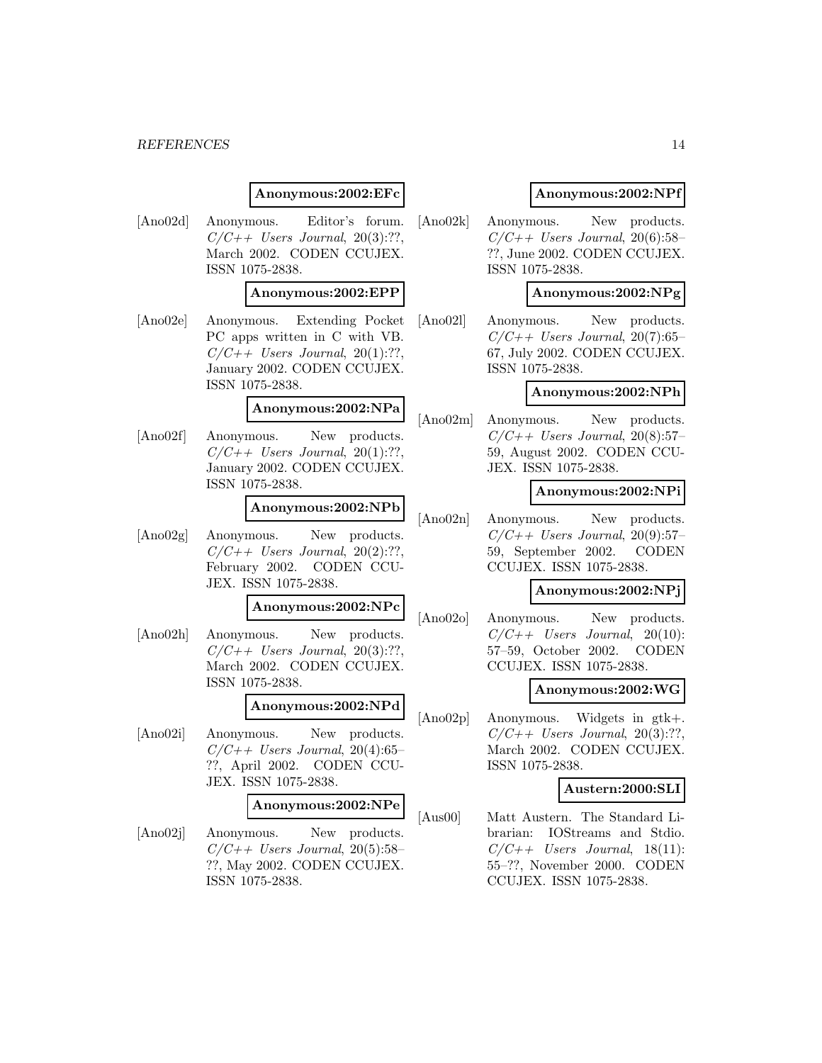**Anonymous:2002:EFc**

[Ano02d] Anonymous. Editor's forum. *C/C++ Users Journal*, 20(3):??, March 2002. CODEN CCUJEX. ISSN 1075-2838.

**Anonymous:2002:EPP**

[Ano02e] Anonymous. Extending Pocket PC apps written in C with VB. *C/C++ Users Journal*, 20(1):??, January 2002. CODEN CCUJEX. ISSN 1075-2838.

**Anonymous:2002:NPa**

[Ano02f] Anonymous. New products. *C/C++ Users Journal*, 20(1):??, January 2002. CODEN CCUJEX. ISSN 1075-2838.

**Anonymous:2002:NPb**

[Ano02g] Anonymous. New products. *C/C++ Users Journal*, 20(2):??, February 2002. CODEN CCUJEX. ISSN 1075-2838.

**Anonymous:2002:NPc**

[Ano02h] Anonymous. New products. *C/C++ Users Journal*, 20(3):??, March 2002. CODEN CCUJEX. ISSN 1075-2838.

**Anonymous:2002:NPd**

[Ano02i] Anonymous. New products. *C/C++ Users Journal*, 20(4):65–??, April 2002. CODEN CCUJEX. ISSN 1075-2838.

**Anonymous:2002:NPe**

[Ano02j] Anonymous. New products. *C/C++ Users Journal*, 20(5):58–??, May 2002. CODEN CCUJEX. ISSN 1075-2838.

**Anonymous:2002:NPf**

[Ano02k] Anonymous. New products. *C/C++ Users Journal*, 20(6):58–??, June 2002. CODEN CCUJEX. ISSN 1075-2838.

**Anonymous:2002:NPg**

[Ano02l] Anonymous. New products. *C/C++ Users Journal*, 20(7):65–67, July 2002. CODEN CCUJEX. ISSN 1075-2838.

**Anonymous:2002:NPh**

[Ano02m] Anonymous. New products. *C/C++ Users Journal*, 20(8):57–59, August 2002. CODEN CCUJEX. ISSN 1075-2838.

**Anonymous:2002:NPi**

[Ano02n] Anonymous. New products. *C/C++ Users Journal*, 20(9):57–59, September 2002. CODEN CCUJEX. ISSN 1075-2838.

**Anonymous:2002:NPj**

[Ano02o] Anonymous. New products. *C/C++ Users Journal*, 20(10):57–59, October 2002. CODEN CCUJEX. ISSN 1075-2838.

**Anonymous:2002:WG**

[Ano02p] Anonymous. Widgets in gtk+. *C/C++ Users Journal*, 20(3):??, March 2002. CODEN CCUJEX. ISSN 1075-2838.

**Austern:2000:SLI**

[Aus00] Matt Austern. The Standard Librarian: IOStreams and Stdio. *C/C++ Users Journal*, 18(11):55–??, November 2000. CODEN CCUJEX. ISSN 1075-2838.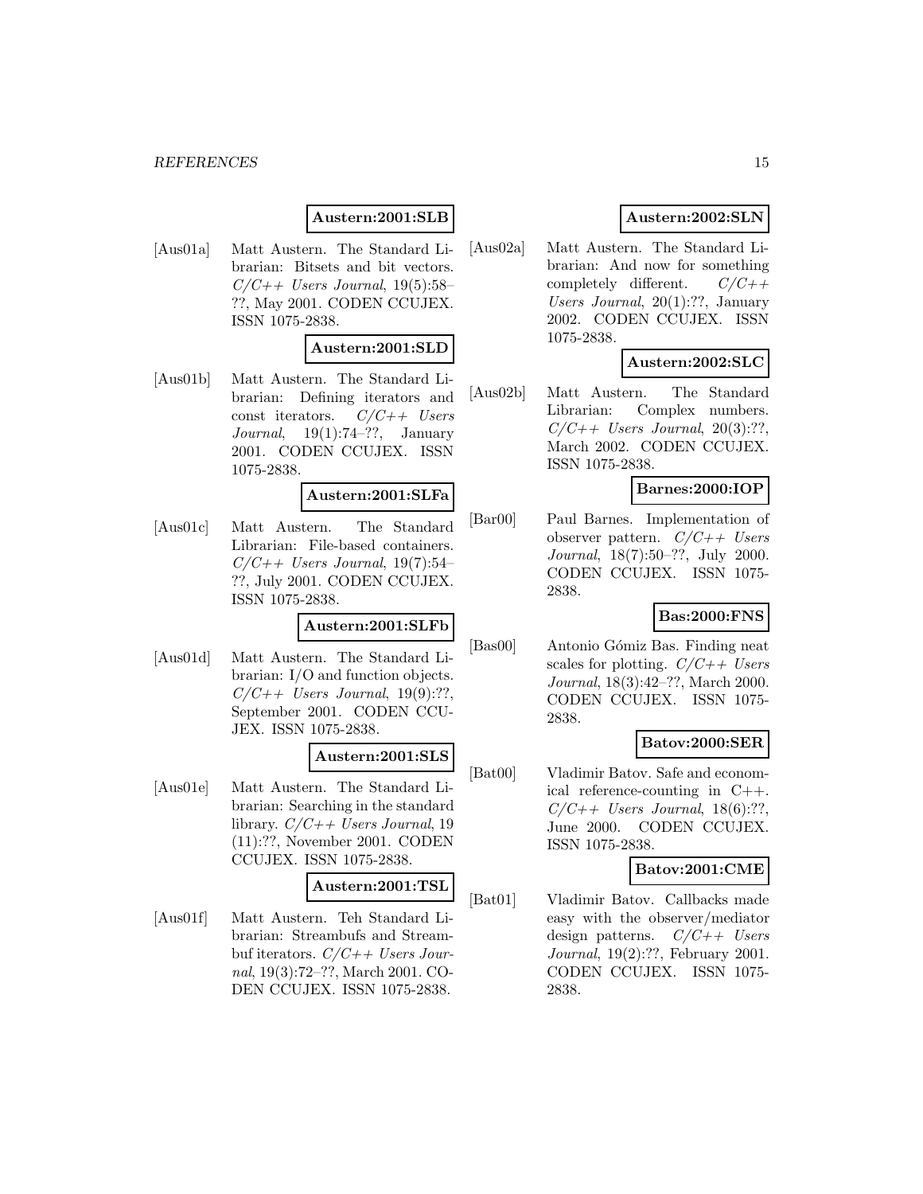**Austern:2001:SLB**

[Aus01a] Matt Austern. The Standard Librarian: Bitsets and bit vectors. *C/C++ Users Journal*, 19(5):58–??, May 2001. CODEN CCUJEX. ISSN 1075-2838.

**Austern:2001:SLD**

[Aus01b] Matt Austern. The Standard Librarian: Defining iterators and const iterators. *C/C++ Users Journal*, 19(1):74–??, January 2001. CODEN CCUJEX. ISSN 1075-2838.

**Austern:2001:SLFa**

[Aus01c] Matt Austern. The Standard Librarian: File-based containers. *C/C++ Users Journal*, 19(7):54–??, July 2001. CODEN CCUJEX. ISSN 1075-2838.

**Austern:2001:SLFb**

[Aus01d] Matt Austern. The Standard Librarian: I/O and function objects. *C/C++ Users Journal*, 19(9):??, September 2001. CODEN CCUJEX. ISSN 1075-2838.

**Austern:2001:SLS**

[Aus01e] Matt Austern. The Standard Librarian: Searching in the standard library. *C/C++ Users Journal*, 19 (11):??, November 2001. CODEN CCUJEX. ISSN 1075-2838.

**Austern:2001:TSL**

[Aus01f] Matt Austern. Teh Standard Librarian: Streambufs and Streambuf iterators. *C/C++ Users Journal*, 19(3):72–??, March 2001. CODEN CCUJEX. ISSN 1075-2838.

**Austern:2002:SLN**

[Aus02a] Matt Austern. The Standard Librarian: And now for something completely different. *C/C++ Users Journal*, 20(1):??, January 2002. CODEN CCUJEX. ISSN 1075-2838.

**Austern:2002:SLC**

[Aus02b] Matt Austern. The Standard Librarian: Complex numbers. *C/C++ Users Journal*, 20(3):??, March 2002. CODEN CCUJEX. ISSN 1075-2838.

**Barnes:2000:IOP**

[Bar00] Paul Barnes. Implementation of observer pattern. *C/C++ Users Journal*, 18(7):50–??, July 2000. CODEN CCUJEX. ISSN 1075-2838.

**Bas:2000:FNS**

[Bas00] Antonio Gómiz Bas. Finding neat scales for plotting. *C/C++ Users Journal*, 18(3):42–??, March 2000. CODEN CCUJEX. ISSN 1075-2838.

**Batov:2000:SER**

[Bat00] Vladimir Batov. Safe and economical reference-counting in C++. *C/C++ Users Journal*, 18(6):??, June 2000. CODEN CCUJEX. ISSN 1075-2838.

**Batov:2001:CME**

[Bat01] Vladimir Batov. Callbacks made easy with the observer/mediator design patterns. *C/C++ Users Journal*, 19(2):??, February 2001. CODEN CCUJEX. ISSN 1075-2838.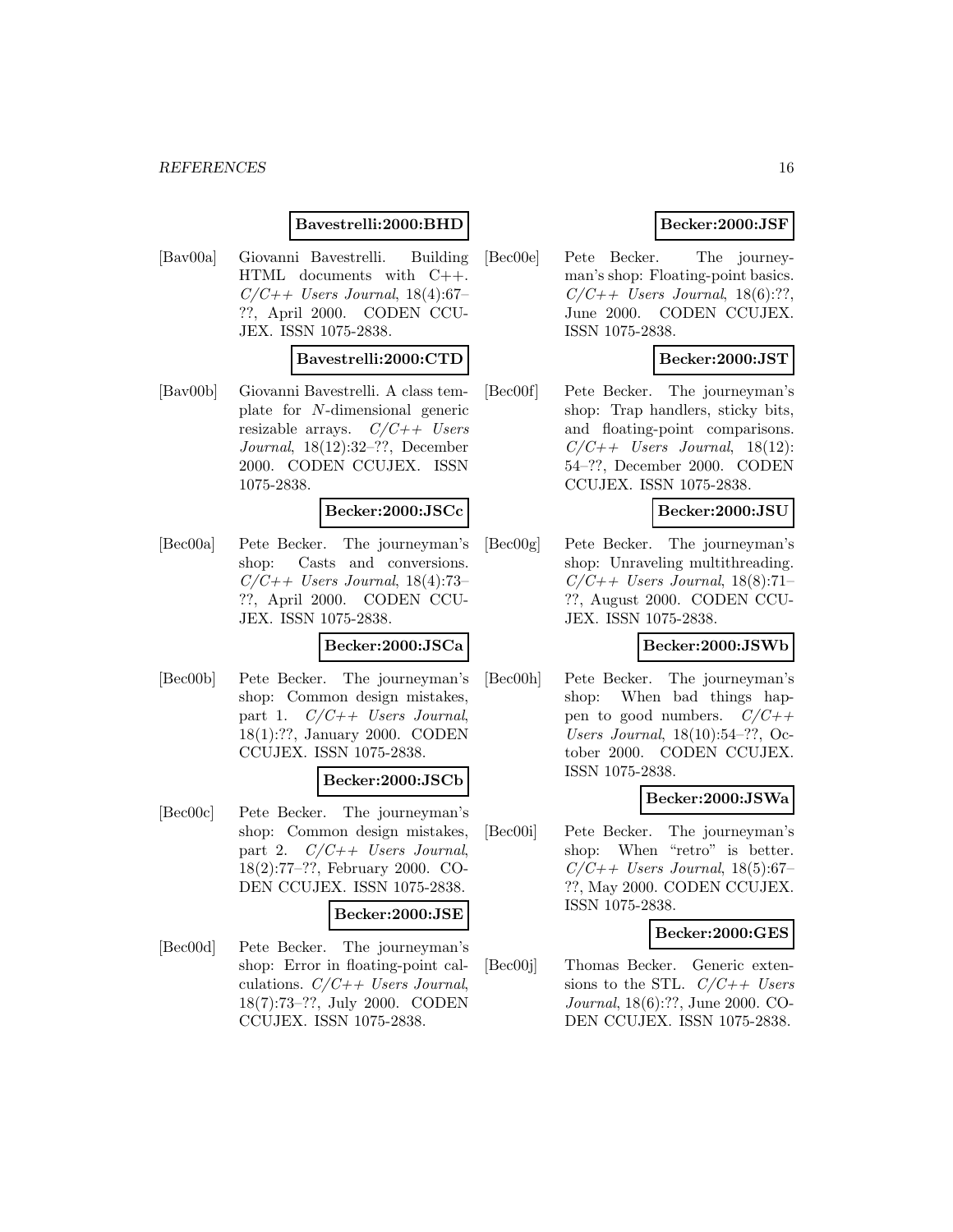**Bavestrelli:2000:BHD**

[Bav00a] Giovanni Bavestrelli. Building HTML documents with C++. *C/C++ Users Journal*, 18(4):67–??, April 2000. CODEN CCUJEX. ISSN 1075-2838.

**Bavestrelli:2000:CTD**

[Bav00b] Giovanni Bavestrelli. A class template for $N$-dimensional generic resizable arrays. *C/C++ Users Journal*, 18(12):32–??, December 2000. CODEN CCUJEX. ISSN 1075-2838.

**Becker:2000:JSCc**

[Bec00a] Pete Becker. The journeyman's shop: Casts and conversions. *C/C++ Users Journal*, 18(4):73–??, April 2000. CODEN CCUJEX. ISSN 1075-2838.

**Becker:2000:JSCa**

[Bec00b] Pete Becker. The journeyman's shop: Common design mistakes, part 1. *C/C++ Users Journal*, 18(1):??, January 2000. CODEN CCUJEX. ISSN 1075-2838.

**Becker:2000:JSCb**

[Bec00c] Pete Becker. The journeyman's shop: Common design mistakes, part 2. *C/C++ Users Journal*, 18(2):77–??, February 2000. CODEN CCUJEX. ISSN 1075-2838.

**Becker:2000:JSE**

[Bec00d] Pete Becker. The journeyman's shop: Error in floating-point calculations. *C/C++ Users Journal*, 18(7):73–??, July 2000. CODEN CCUJEX. ISSN 1075-2838.

**Becker:2000:JSF**

[Bec00e] Pete Becker. The journeyman's shop: Floating-point basics. *C/C++ Users Journal*, 18(6):??, June 2000. CODEN CCUJEX. ISSN 1075-2838.

**Becker:2000:JST**

[Bec00f] Pete Becker. The journeyman's shop: Trap handlers, sticky bits, and floating-point comparisons. *C/C++ Users Journal*, 18(12): 54–??, December 2000. CODEN CCUJEX. ISSN 1075-2838.

**Becker:2000:JSU**

[Bec00g] Pete Becker. The journeyman's shop: Unraveling multithreading. *C/C++ Users Journal*, 18(8):71–??, August 2000. CODEN CCUJEX. ISSN 1075-2838.

**Becker:2000:JSWb**

[Bec00h] Pete Becker. The journeyman's shop: When bad things happen to good numbers. *C/C++ Users Journal*, 18(10):54–??, October 2000. CODEN CCUJEX. ISSN 1075-2838.

**Becker:2000:JSWa**

[Bec00i] Pete Becker. The journeyman's shop: When "retro" is better. *C/C++ Users Journal*, 18(5):67–??, May 2000. CODEN CCUJEX. ISSN 1075-2838.

**Becker:2000:GES**

[Bec00j] Thomas Becker. Generic extensions to the STL. *C/C++ Users Journal*, 18(6):??, June 2000. CODEN CCUJEX. ISSN 1075-2838.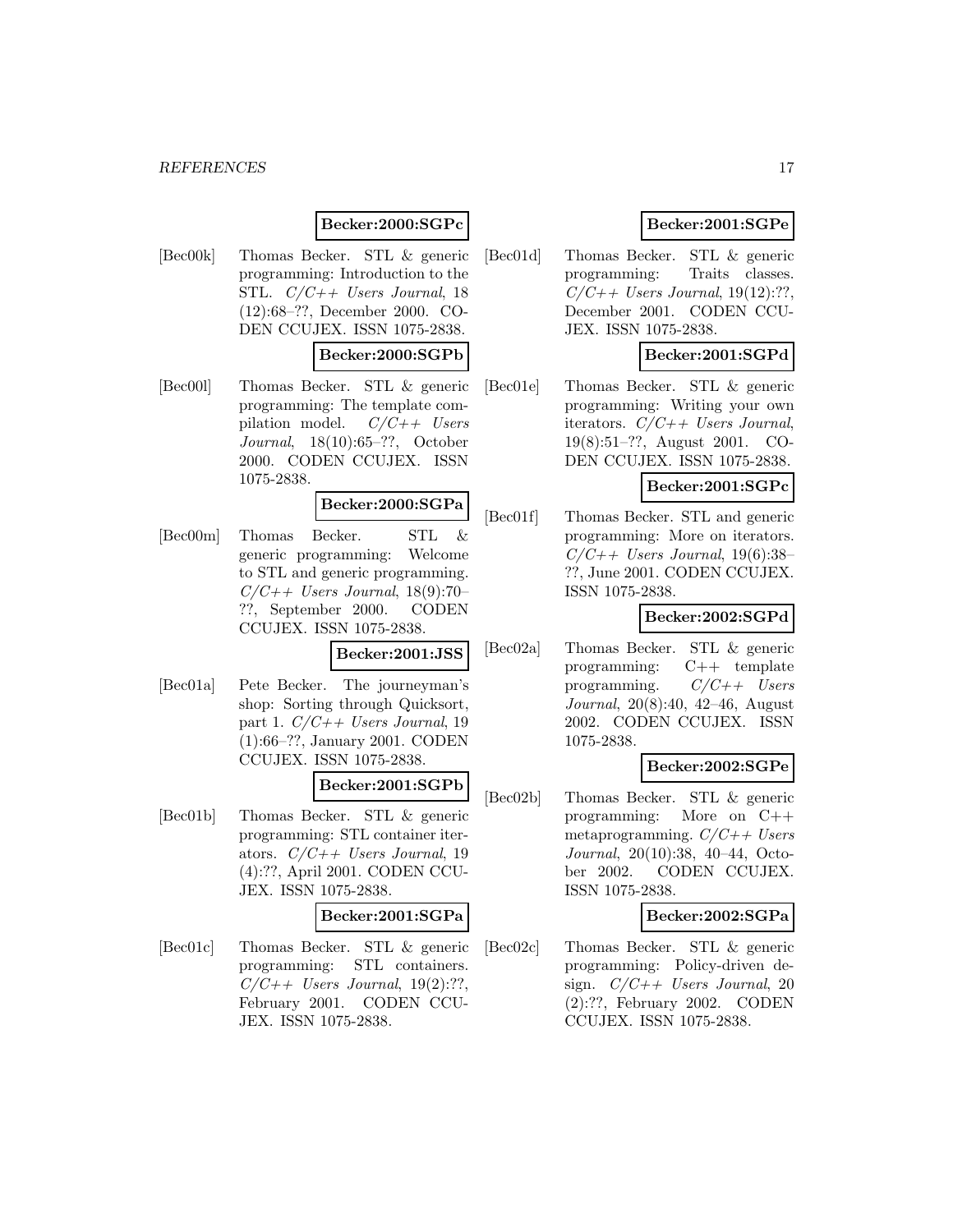**Becker:2000:SGPc**

[Bec00k] Thomas Becker. STL & generic programming: Introduction to the STL. *C/C++ Users Journal*, 18 (12):68–??, December 2000. CODEN CCUJEX. ISSN 1075-2838.

**Becker:2000:SGPb**

[Bec00l] Thomas Becker. STL & generic programming: The template compilation model. *C/C++ Users Journal*, 18(10):65–??, October 2000. CODEN CCUJEX. ISSN 1075-2838.

**Becker:2000:SGPa**

[Bec00m] Thomas Becker. STL & generic programming: Welcome to STL and generic programming. *C/C++ Users Journal*, 18(9):70–??, September 2000. CODEN CCUJEX. ISSN 1075-2838.

**Becker:2001:JSS**

[Bec01a] Pete Becker. The journeyman's shop: Sorting through Quicksort, part 1. *C/C++ Users Journal*, 19 (1):66–??, January 2001. CODEN CCUJEX. ISSN 1075-2838.

**Becker:2001:SGPb**

[Bec01b] Thomas Becker. STL & generic programming: STL container iterators. *C/C++ Users Journal*, 19 (4):??, April 2001. CODEN CCUJEX. ISSN 1075-2838.

**Becker:2001:SGPa**

[Bec01c] Thomas Becker. STL & generic programming: STL containers. *C/C++ Users Journal*, 19(2):??, February 2001. CODEN CCUJEX. ISSN 1075-2838.

**Becker:2001:SGPe**

[Bec01d] Thomas Becker. STL & generic programming: Traits classes. *C/C++ Users Journal*, 19(12):??, December 2001. CODEN CCUJEX. ISSN 1075-2838.

**Becker:2001:SGPd**

[Bec01e] Thomas Becker. STL & generic programming: Writing your own iterators. *C/C++ Users Journal*, 19(8):51–??, August 2001. CODEN CCUJEX. ISSN 1075-2838.

**Becker:2001:SGPc**

[Bec01f] Thomas Becker. STL and generic programming: More on iterators. *C/C++ Users Journal*, 19(6):38–??, June 2001. CODEN CCUJEX. ISSN 1075-2838.

**Becker:2002:SGPd**

[Bec02a] Thomas Becker. STL & generic programming: C++ template programming. *C/C++ Users Journal*, 20(8):40, 42–46, August 2002. CODEN CCUJEX. ISSN 1075-2838.

**Becker:2002:SGPe**

[Bec02b] Thomas Becker. STL & generic programming: More on C++ metaprogramming. *C/C++ Users Journal*, 20(10):38, 40–44, October 2002. CODEN CCUJEX. ISSN 1075-2838.

**Becker:2002:SGPa**

[Bec02c] Thomas Becker. STL & generic programming: Policy-driven design. *C/C++ Users Journal*, 20 (2):??, February 2002. CODEN CCUJEX. ISSN 1075-2838.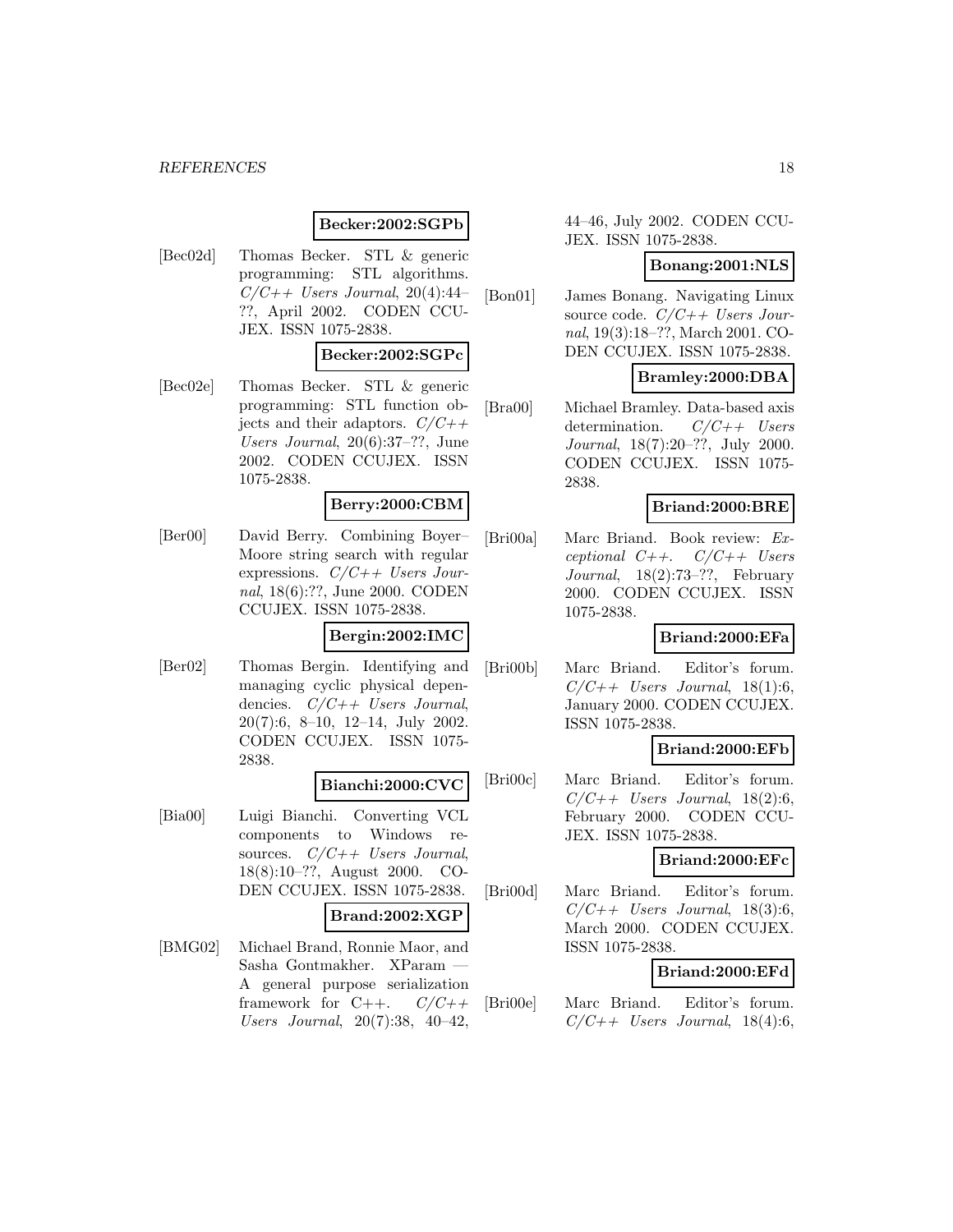**Becker:2002:SGPb**

[Bec02d] Thomas Becker. STL & generic programming: STL algorithms. *C/C++ Users Journal*, 20(4):44–??, April 2002. CODEN CCUJEX. ISSN 1075-2838.

**Becker:2002:SGPc**

[Bec02e] Thomas Becker. STL & generic programming: STL function objects and their adaptors. *C/C++ Users Journal*, 20(6):37–??, June 2002. CODEN CCUJEX. ISSN 1075-2838.

**Berry:2000:CBM**

[Ber00] David Berry. Combining Boyer–Moore string search with regular expressions. *C/C++ Users Journal*, 18(6):??, June 2000. CODEN CCUJEX. ISSN 1075-2838.

**Bergin:2002:IMC**

[Ber02] Thomas Bergin. Identifying and managing cyclic physical dependencies. *C/C++ Users Journal*, 20(7):6, 8–10, 12–14, July 2002. CODEN CCUJEX. ISSN 1075-2838.

**Bianchi:2000:CVC**

[Bia00] Luigi Bianchi. Converting VCL components to Windows resources. *C/C++ Users Journal*, 18(8):10–??, August 2000. CODEN CCUJEX. ISSN 1075-2838.

**Brand:2002:XGP**

[BMG02] Michael Brand, Ronnie Maor, and Sasha Gontmakher. XParam — A general purpose serialization framework for C++. *C/C++ Users Journal*, 20(7):38, 40–42, 44–46, July 2002. CODEN CCUJEX. ISSN 1075-2838.

**Bonang:2001:NLS**

[Bon01] James Bonang. Navigating Linux source code. *C/C++ Users Journal*, 19(3):18–??, March 2001. CODEN CCUJEX. ISSN 1075-2838.

**Bramley:2000:DBA**

[Bra00] Michael Bramley. Data-based axis determination. *C/C++ Users Journal*, 18(7):20–??, July 2000. CODEN CCUJEX. ISSN 1075-2838.

**Briand:2000:BRE**

[Bri00a] Marc Briand. Book review: *Exceptional C++*. *C/C++ Users Journal*, 18(2):73–??, February 2000. CODEN CCUJEX. ISSN 1075-2838.

**Briand:2000:EFa**

[Bri00b] Marc Briand. Editor's forum. *C/C++ Users Journal*, 18(1):6, January 2000. CODEN CCUJEX. ISSN 1075-2838.

**Briand:2000:EFb**

[Bri00c] Marc Briand. Editor's forum. *C/C++ Users Journal*, 18(2):6, February 2000. CODEN CCUJEX. ISSN 1075-2838.

**Briand:2000:EFc**

[Bri00d] Marc Briand. Editor's forum. *C/C++ Users Journal*, 18(3):6, March 2000. CODEN CCUJEX. ISSN 1075-2838.

**Briand:2000:EFd**

[Bri00e] Marc Briand. Editor's forum. *C/C++ Users Journal*, 18(4):6,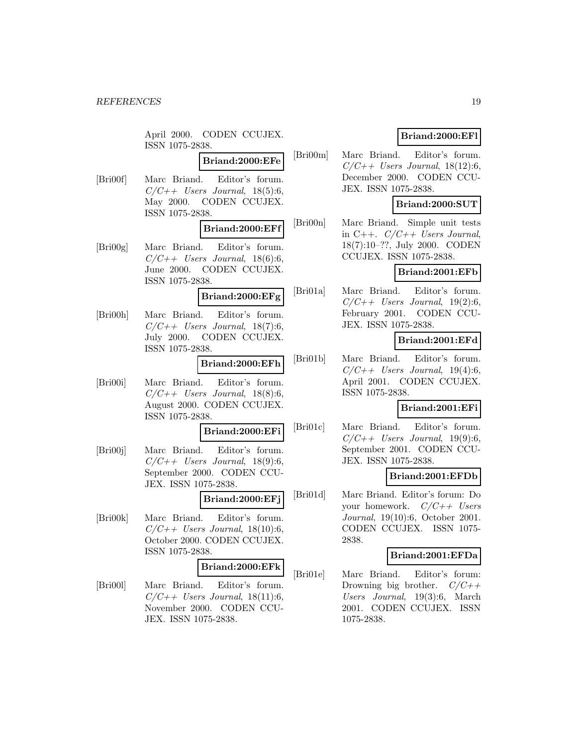April 2000. CODEN CCUJEX. ISSN 1075-2838.

**Briand:2000:EFe**

[Bri00f] Marc Briand. Editor's forum. *C/C++ Users Journal*, 18(5):6, May 2000. CODEN CCUJEX. ISSN 1075-2838.

**Briand:2000:EFf**

[Bri00g] Marc Briand. Editor's forum. *C/C++ Users Journal*, 18(6):6, June 2000. CODEN CCUJEX. ISSN 1075-2838.

**Briand:2000:EFg**

[Bri00h] Marc Briand. Editor's forum. *C/C++ Users Journal*, 18(7):6, July 2000. CODEN CCUJEX. ISSN 1075-2838.

**Briand:2000:EFh**

[Bri00i] Marc Briand. Editor's forum. *C/C++ Users Journal*, 18(8):6, August 2000. CODEN CCUJEX. ISSN 1075-2838.

**Briand:2000:EFi**

[Bri00j] Marc Briand. Editor's forum. *C/C++ Users Journal*, 18(9):6, September 2000. CODEN CCUJEX. ISSN 1075-2838.

**Briand:2000:EFj**

[Bri00k] Marc Briand. Editor's forum. *C/C++ Users Journal*, 18(10):6, October 2000. CODEN CCUJEX. ISSN 1075-2838.

**Briand:2000:EFk**

[Bri00l] Marc Briand. Editor's forum. *C/C++ Users Journal*, 18(11):6, November 2000. CODEN CCUJEX. ISSN 1075-2838.

**Briand:2000:EFl**

[Bri00m] Marc Briand. Editor's forum. *C/C++ Users Journal*, 18(12):6, December 2000. CODEN CCUJEX. ISSN 1075-2838.

**Briand:2000:SUT**

[Bri00n] Marc Briand. Simple unit tests in C++. *C/C++ Users Journal*, 18(7):10–??, July 2000. CODEN CCUJEX. ISSN 1075-2838.

**Briand:2001:EFb**

[Bri01a] Marc Briand. Editor's forum. *C/C++ Users Journal*, 19(2):6, February 2001. CODEN CCUJEX. ISSN 1075-2838.

**Briand:2001:EFd**

[Bri01b] Marc Briand. Editor's forum. *C/C++ Users Journal*, 19(4):6, April 2001. CODEN CCUJEX. ISSN 1075-2838.

**Briand:2001:EFi**

[Bri01c] Marc Briand. Editor's forum. *C/C++ Users Journal*, 19(9):6, September 2001. CODEN CCUJEX. ISSN 1075-2838.

**Briand:2001:EFDb**

[Bri01d] Marc Briand. Editor's forum: Do your homework. *C/C++ Users Journal*, 19(10):6, October 2001. CODEN CCUJEX. ISSN 1075-2838.

**Briand:2001:EFDa**

[Bri01e] Marc Briand. Editor's forum: Drowning big brother. *C/C++ Users Journal*, 19(3):6, March 2001. CODEN CCUJEX. ISSN 1075-2838.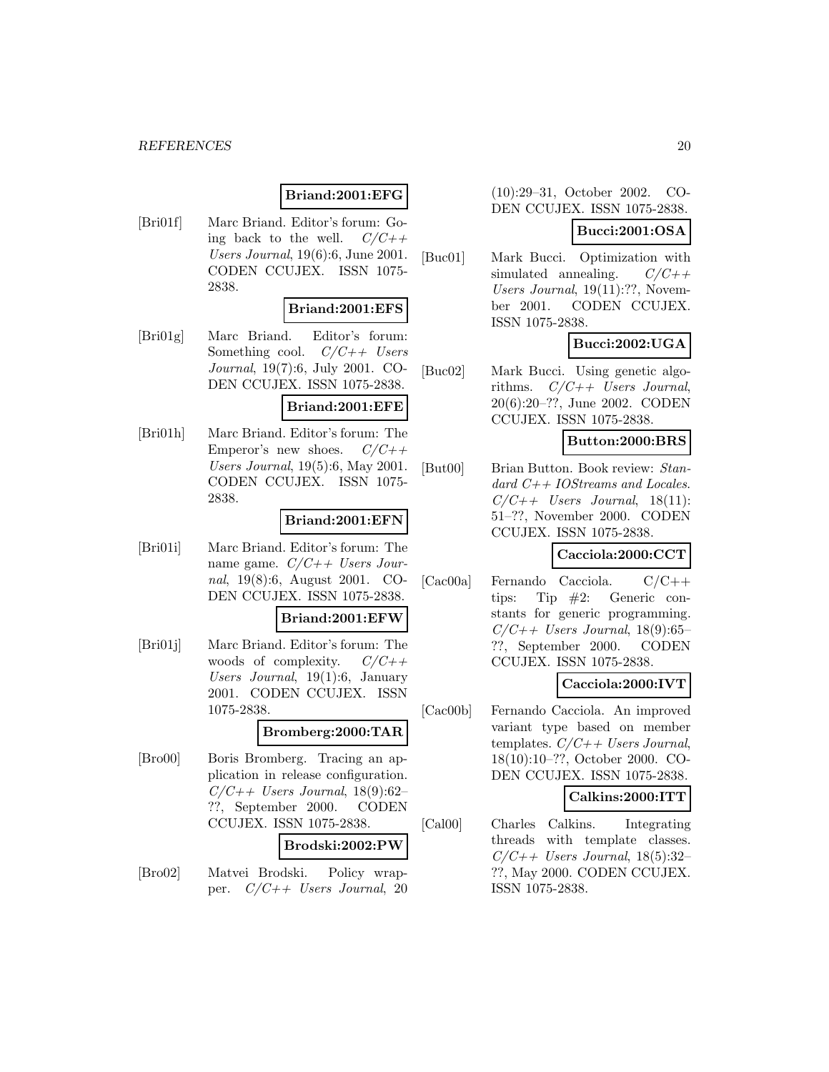**Briand:2001:EFG**

[Bri01f] Marc Briand. Editor's forum: Going back to the well. *C/C++ Users Journal*, 19(6):6, June 2001. CODEN CCUJEX. ISSN 1075-2838.

**Briand:2001:EFS**

[Bri01g] Marc Briand. Editor's forum: Something cool. *C/C++ Users Journal*, 19(7):6, July 2001. CODEN CCUJEX. ISSN 1075-2838.

**Briand:2001:EFE**

[Bri01h] Marc Briand. Editor's forum: The Emperor's new shoes. *C/C++ Users Journal*, 19(5):6, May 2001. CODEN CCUJEX. ISSN 1075-2838.

**Briand:2001:EFN**

[Bri01i] Marc Briand. Editor's forum: The name game. *C/C++ Users Journal*, 19(8):6, August 2001. CODEN CCUJEX. ISSN 1075-2838.

**Briand:2001:EFW**

[Bri01j] Marc Briand. Editor's forum: The woods of complexity. *C/C++ Users Journal*, 19(1):6, January 2001. CODEN CCUJEX. ISSN 1075-2838.

**Bromberg:2000:TAR**

[Bro00] Boris Bromberg. Tracing an application in release configuration. *C/C++ Users Journal*, 18(9):62–??, September 2000. CODEN CCUJEX. ISSN 1075-2838.

**Brodski:2002:PW**

[Bro02] Matvei Brodski. Policy wrapper. *C/C++ Users Journal*, 20(10):29–31, October 2002. CODEN CCUJEX. ISSN 1075-2838.

**Bucci:2001:OSA**

[Buc01] Mark Bucci. Optimization with simulated annealing. *C/C++ Users Journal*, 19(11):??, November 2001. CODEN CCUJEX. ISSN 1075-2838.

**Bucci:2002:UGA**

[Buc02] Mark Bucci. Using genetic algorithms. *C/C++ Users Journal*, 20(6):20–??, June 2002. CODEN CCUJEX. ISSN 1075-2838.

**Button:2000:BRS**

[But00] Brian Button. Book review: *Standard C++ IOStreams and Locales*. *C/C++ Users Journal*, 18(11):51–??, November 2000. CODEN CCUJEX. ISSN 1075-2838.

**Cacciola:2000:CCT**

[Cac00a] Fernando Cacciola. C/C++ tips: Tip #2: Generic constants for generic programming. *C/C++ Users Journal*, 18(9):65–??, September 2000. CODEN CCUJEX. ISSN 1075-2838.

**Cacciola:2000:IVT**

[Cac00b] Fernando Cacciola. An improved variant type based on member templates. *C/C++ Users Journal*, 18(10):10–??, October 2000. CODEN CCUJEX. ISSN 1075-2838.

**Calkins:2000:ITT**

[Cal00] Charles Calkins. Integrating threads with template classes. *C/C++ Users Journal*, 18(5):32–??, May 2000. CODEN CCUJEX. ISSN 1075-2838.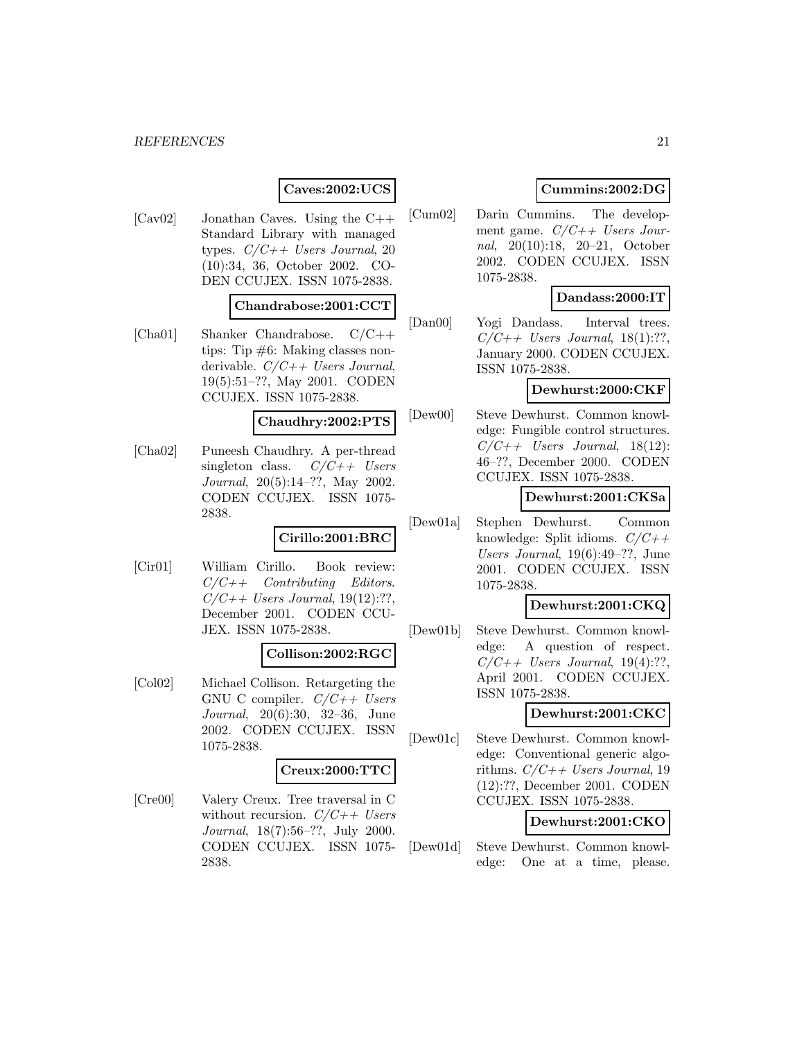**Caves:2002:UCS**

[Cav02] Jonathan Caves. Using the C++ Standard Library with managed types. *C/C++ Users Journal*, 20 (10):34, 36, October 2002. CODEN CCUJEX. ISSN 1075-2838.

**Chandrabose:2001:CCT**

[Cha01] Shanker Chandrabose. C/C++ tips: Tip #6: Making classes nonderivable. *C/C++ Users Journal*, 19(5):51–??, May 2001. CODEN CCUJEX. ISSN 1075-2838.

**Chaudhry:2002:PTS**

[Cha02] Puneesh Chaudhry. A per-thread singleton class. *C/C++ Users Journal*, 20(5):14–??, May 2002. CODEN CCUJEX. ISSN 1075-2838.

**Cirillo:2001:BRC**

[Cir01] William Cirillo. Book review: *C/C++ Contributing Editors*. *C/C++ Users Journal*, 19(12):??, December 2001. CODEN CCUJEX. ISSN 1075-2838.

**Collison:2002:RGC**

[Col02] Michael Collison. Retargeting the GNU C compiler. *C/C++ Users Journal*, 20(6):30, 32–36, June 2002. CODEN CCUJEX. ISSN 1075-2838.

**Creux:2000:TTC**

[Cre00] Valery Creux. Tree traversal in C without recursion. *C/C++ Users Journal*, 18(7):56–??, July 2000. CODEN CCUJEX. ISSN 1075-2838.

**Cummins:2002:DG**

[Cum02] Darin Cummins. The development game. *C/C++ Users Journal*, 20(10):18, 20–21, October 2002. CODEN CCUJEX. ISSN 1075-2838.

**Dandass:2000:IT**

[Dan00] Yogi Dandass. Interval trees. *C/C++ Users Journal*, 18(1):??, January 2000. CODEN CCUJEX. ISSN 1075-2838.

**Dewhurst:2000:CKF**

[Dew00] Steve Dewhurst. Common knowledge: Fungible control structures. *C/C++ Users Journal*, 18(12): 46–??, December 2000. CODEN CCUJEX. ISSN 1075-2838.

**Dewhurst:2001:CKSa**

[Dew01a] Stephen Dewhurst. Common knowledge: Split idioms. *C/C++ Users Journal*, 19(6):49–??, June 2001. CODEN CCUJEX. ISSN 1075-2838.

**Dewhurst:2001:CKQ**

[Dew01b] Steve Dewhurst. Common knowledge: A question of respect. *C/C++ Users Journal*, 19(4):??, April 2001. CODEN CCUJEX. ISSN 1075-2838.

**Dewhurst:2001:CKC**

[Dew01c] Steve Dewhurst. Common knowledge: Conventional generic algorithms. *C/C++ Users Journal*, 19 (12):??, December 2001. CODEN CCUJEX. ISSN 1075-2838.

**Dewhurst:2001:CKO**

[Dew01d] Steve Dewhurst. Common knowledge: One at a time, please.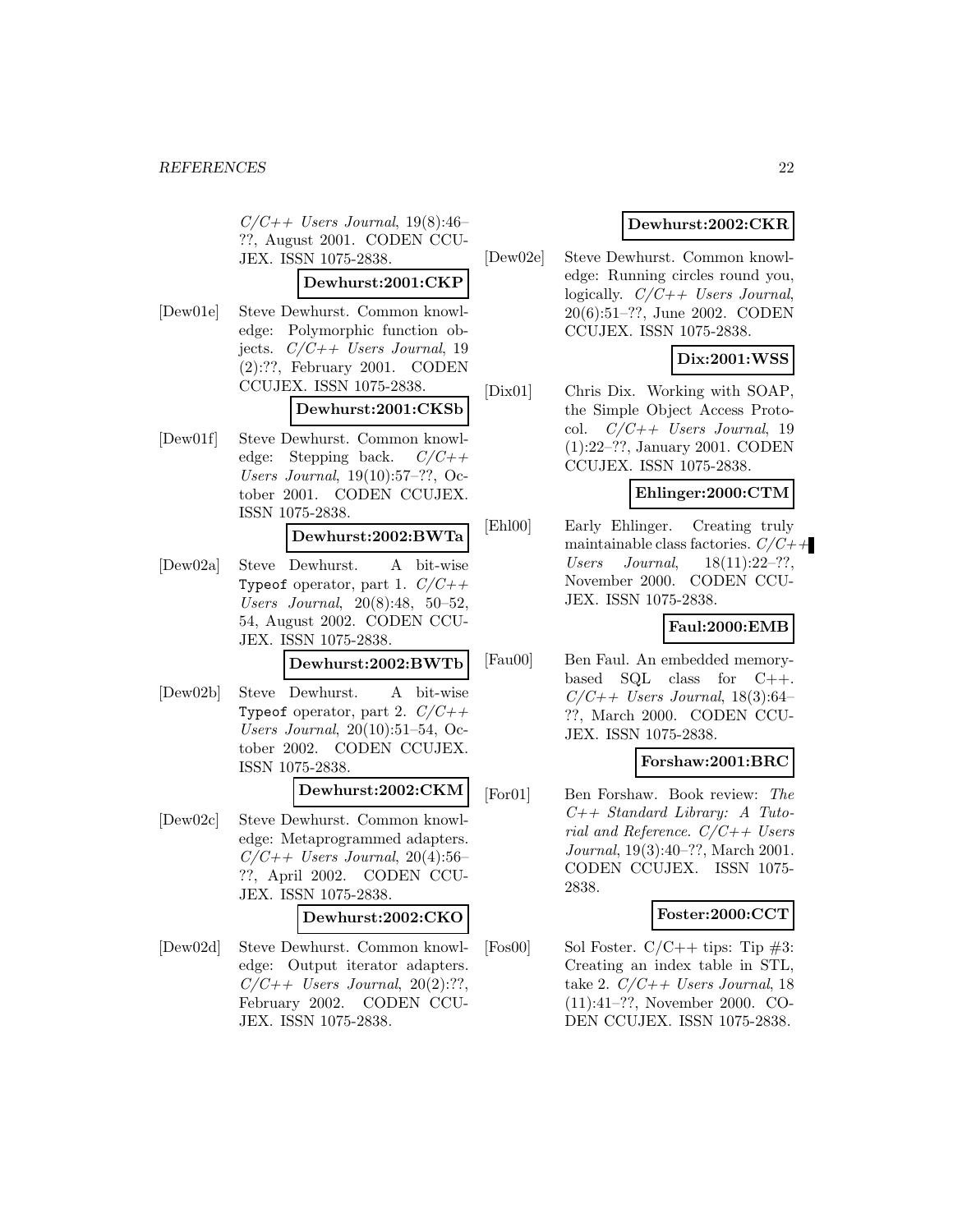*C/C++ Users Journal*, 19(8):46–??, August 2001. CODEN CCUJEX. ISSN 1075-2838.

**Dewhurst:2001:CKP**

[Dew01e] Steve Dewhurst. Common knowledge: Polymorphic function objects. *C/C++ Users Journal*, 19 (2):??, February 2001. CODEN CCUJEX. ISSN 1075-2838.

**Dewhurst:2001:CKSb**

[Dew01f] Steve Dewhurst. Common knowledge: Stepping back. *C/C++ Users Journal*, 19(10):57–??, October 2001. CODEN CCUJEX. ISSN 1075-2838.

**Dewhurst:2002:BWTa**

[Dew02a] Steve Dewhurst. A bit-wise `Typeof` operator, part 1. *C/C++ Users Journal*, 20(8):48, 50–52, 54, August 2002. CODEN CCUJEX. ISSN 1075-2838.

**Dewhurst:2002:BWTb**

[Dew02b] Steve Dewhurst. A bit-wise `Typeof` operator, part 2. *C/C++ Users Journal*, 20(10):51–54, October 2002. CODEN CCUJEX. ISSN 1075-2838.

**Dewhurst:2002:CKM**

[Dew02c] Steve Dewhurst. Common knowledge: Metaprogrammed adapters. *C/C++ Users Journal*, 20(4):56–??, April 2002. CODEN CCUJEX. ISSN 1075-2838.

**Dewhurst:2002:CKO**

[Dew02d] Steve Dewhurst. Common knowledge: Output iterator adapters. *C/C++ Users Journal*, 20(2):??, February 2002. CODEN CCUJEX. ISSN 1075-2838.

**Dewhurst:2002:CKR**

[Dew02e] Steve Dewhurst. Common knowledge: Running circles round you, logically. *C/C++ Users Journal*, 20(6):51–??, June 2002. CODEN CCUJEX. ISSN 1075-2838.

**Dix:2001:WSS**

[Dix01] Chris Dix. Working with SOAP, the Simple Object Access Protocol. *C/C++ Users Journal*, 19 (1):22–??, January 2001. CODEN CCUJEX. ISSN 1075-2838.

**Ehlinger:2000:CTM**

[Ehl00] Early Ehlinger. Creating truly maintainable class factories. *C/C++ Users Journal*, 18(11):22–??, November 2000. CODEN CCUJEX. ISSN 1075-2838.

**Faul:2000:EMB**

[Fau00] Ben Faul. An embedded memory-based SQL class for C++. *C/C++ Users Journal*, 18(3):64–??, March 2000. CODEN CCUJEX. ISSN 1075-2838.

**Forshaw:2001:BRC**

[For01] Ben Forshaw. Book review: *The C++ Standard Library: A Tutorial and Reference*. *C/C++ Users Journal*, 19(3):40–??, March 2001. CODEN CCUJEX. ISSN 1075-2838.

**Foster:2000:CCT**

[Fos00] Sol Foster. C/C++ tips: Tip #3: Creating an index table in STL, take 2. *C/C++ Users Journal*, 18 (11):41–??, November 2000. CODEN CCUJEX. ISSN 1075-2838.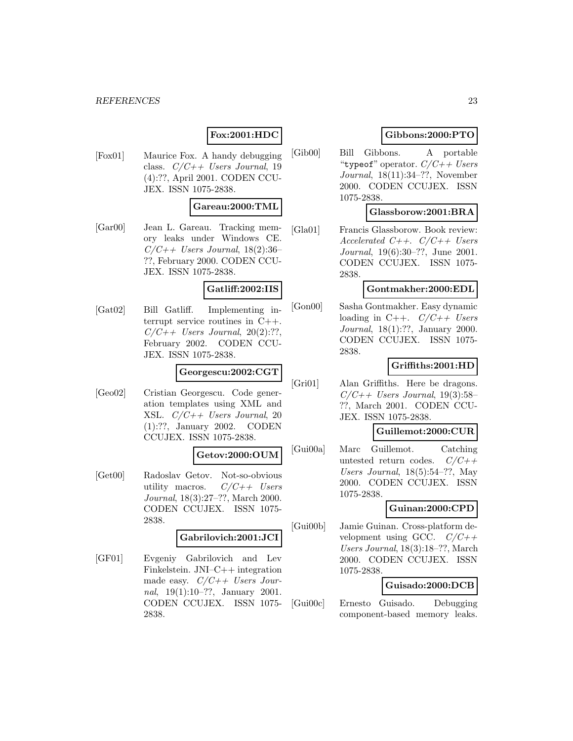**Fox:2001:HDC**

[Fox01] Maurice Fox. A handy debugging class. *C/C++ Users Journal*, 19 (4):??, April 2001. CODEN CCUJEX. ISSN 1075-2838.

**Gareau:2000:TML**

[Gar00] Jean L. Gareau. Tracking memory leaks under Windows CE. *C/C++ Users Journal*, 18(2):36–??, February 2000. CODEN CCUJEX. ISSN 1075-2838.

**Gatliff:2002:IIS**

[Gat02] Bill Gatliff. Implementing interrupt service routines in C++. *C/C++ Users Journal*, 20(2):??, February 2002. CODEN CCUJEX. ISSN 1075-2838.

**Georgescu:2002:CGT**

[Geo02] Cristian Georgescu. Code generation templates using XML and XSL. *C/C++ Users Journal*, 20 (1):??, January 2002. CODEN CCUJEX. ISSN 1075-2838.

**Getov:2000:OUM**

[Get00] Radoslav Getov. Not-so-obvious utility macros. *C/C++ Users Journal*, 18(3):27–??, March 2000. CODEN CCUJEX. ISSN 1075-2838.

**Gabrilovich:2001:JCI**

[GF01] Evgeniy Gabrilovich and Lev Finkelstein. JNI–C++ integration made easy. *C/C++ Users Journal*, 19(1):10–??, January 2001. CODEN CCUJEX. ISSN 1075-2838.

**Gibbons:2000:PTO**

[Gib00] Bill Gibbons. A portable "`typeof`" operator. *C/C++ Users Journal*, 18(11):34–??, November 2000. CODEN CCUJEX. ISSN 1075-2838.

**Glassborow:2001:BRA**

[Gla01] Francis Glassborow. Book review: *Accelerated C++*. *C/C++ Users Journal*, 19(6):30–??, June 2001. CODEN CCUJEX. ISSN 1075-2838.

**Gontmakher:2000:EDL**

[Gon00] Sasha Gontmakher. Easy dynamic loading in C++. *C/C++ Users Journal*, 18(1):??, January 2000. CODEN CCUJEX. ISSN 1075-2838.

**Griffiths:2001:HD**

[Gri01] Alan Griffiths. Here be dragons. *C/C++ Users Journal*, 19(3):58–??, March 2001. CODEN CCUJEX. ISSN 1075-2838.

**Guillemot:2000:CUR**

[Gui00a] Marc Guillemot. Catching untested return codes. *C/C++ Users Journal*, 18(5):54–??, May 2000. CODEN CCUJEX. ISSN 1075-2838.

**Guinan:2000:CPD**

[Gui00b] Jamie Guinan. Cross-platform development using GCC. *C/C++ Users Journal*, 18(3):18–??, March 2000. CODEN CCUJEX. ISSN 1075-2838.

**Guisado:2000:DCB**

[Gui00c] Ernesto Guisado. Debugging component-based memory leaks.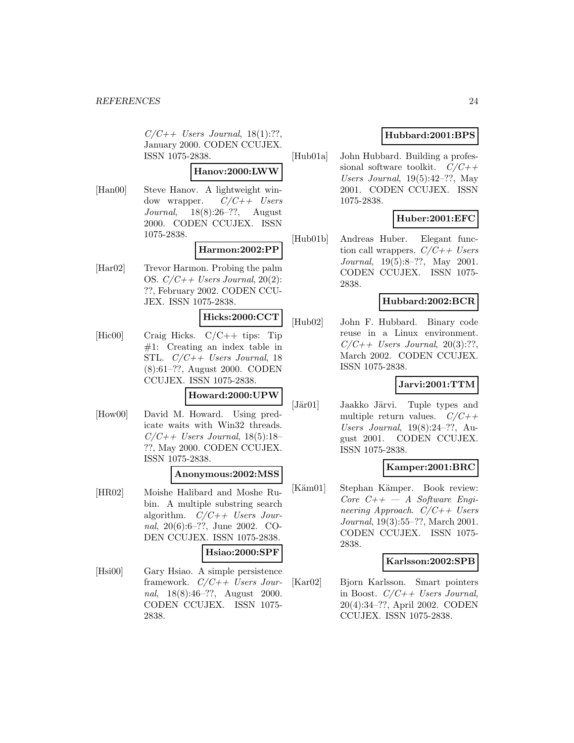*C/C++ Users Journal*, 18(1):??, January 2000. CODEN CCUJEX. ISSN 1075-2838.

**Hanov:2000:LWW**

[Han00] Steve Hanov. A lightweight window wrapper. *C/C++ Users Journal*, 18(8):26–??, August 2000. CODEN CCUJEX. ISSN 1075-2838.

**Harmon:2002:PP**

[Har02] Trevor Harmon. Probing the palm OS. *C/C++ Users Journal*, 20(2): ??, February 2002. CODEN CCUJEX. ISSN 1075-2838.

**Hicks:2000:CCT**

[Hic00] Craig Hicks. C/C++ tips: Tip #1: Creating an index table in STL. *C/C++ Users Journal*, 18 (8):61–??, August 2000. CODEN CCUJEX. ISSN 1075-2838.

**Howard:2000:UPW**

[How00] David M. Howard. Using predicate waits with Win32 threads. *C/C++ Users Journal*, 18(5):18–??, May 2000. CODEN CCUJEX. ISSN 1075-2838.

**Anonymous:2002:MSS**

[HR02] Moishe Halibard and Moshe Rubin. A multiple substring search algorithm. *C/C++ Users Journal*, 20(6):6–??, June 2002. CODEN CCUJEX. ISSN 1075-2838.

**Hsiao:2000:SPF**

[Hsi00] Gary Hsiao. A simple persistence framework. *C/C++ Users Journal*, 18(8):46–??, August 2000. CODEN CCUJEX. ISSN 1075-2838.

**Hubbard:2001:BPS**

[Hub01a] John Hubbard. Building a professional software toolkit. *C/C++ Users Journal*, 19(5):42–??, May 2001. CODEN CCUJEX. ISSN 1075-2838.

**Huber:2001:EFC**

[Hub01b] Andreas Huber. Elegant function call wrappers. *C/C++ Users Journal*, 19(5):8–??, May 2001. CODEN CCUJEX. ISSN 1075-2838.

**Hubbard:2002:BCR**

[Hub02] John F. Hubbard. Binary code reuse in a Linux environment. *C/C++ Users Journal*, 20(3):??, March 2002. CODEN CCUJEX. ISSN 1075-2838.

**Jarvi:2001:TTM**

[Jär01] Jaakko Järvi. Tuple types and multiple return values. *C/C++ Users Journal*, 19(8):24–??, August 2001. CODEN CCUJEX. ISSN 1075-2838.

**Kamper:2001:BRC**

[Käm01] Stephan Kämper. Book review: *Core C++ — A Software Engineering Approach*. *C/C++ Users Journal*, 19(3):55–??, March 2001. CODEN CCUJEX. ISSN 1075-2838.

**Karlsson:2002:SPB**

[Kar02] Bjorn Karlsson. Smart pointers in Boost. *C/C++ Users Journal*, 20(4):34–??, April 2002. CODEN CCUJEX. ISSN 1075-2838.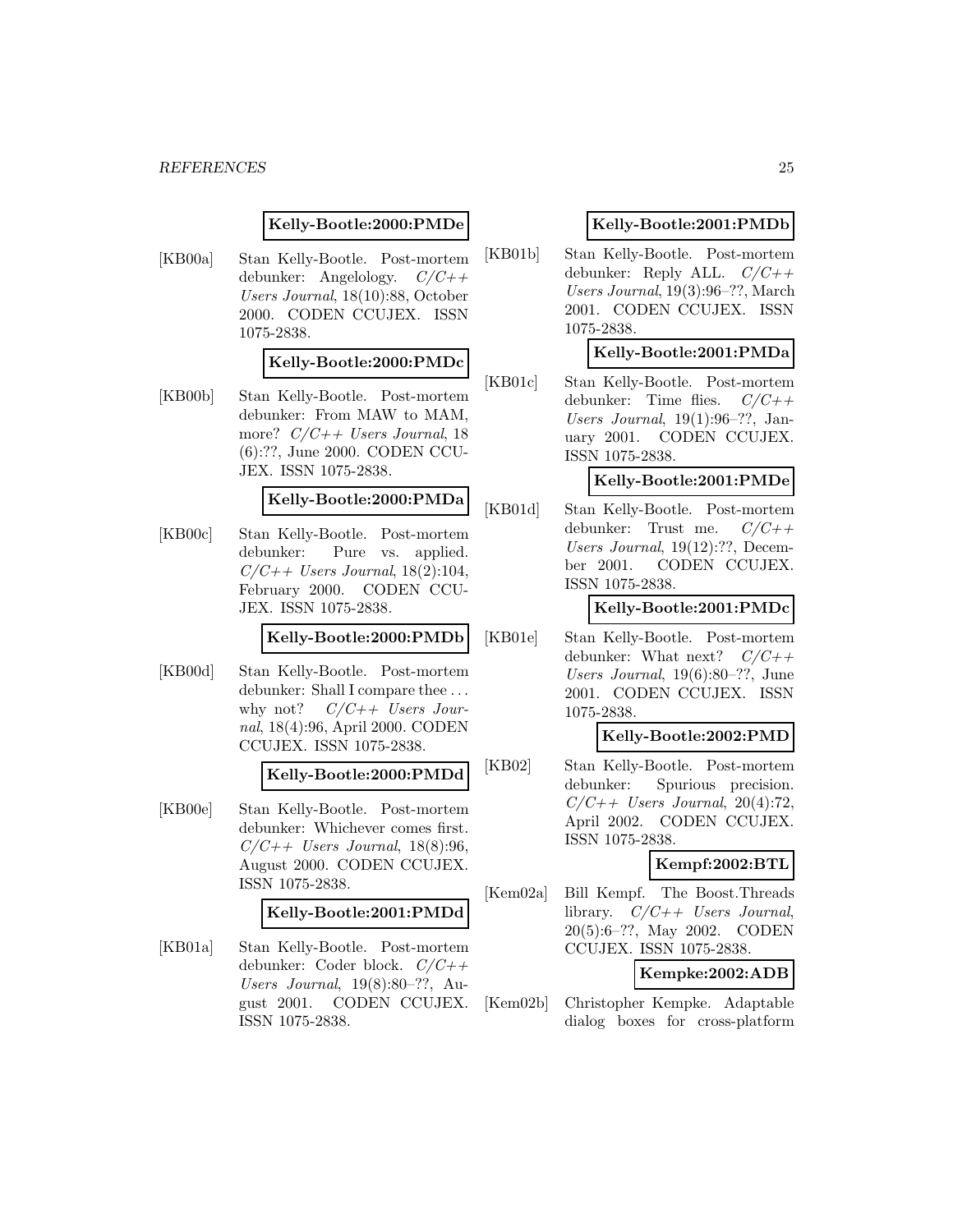**Kelly-Bootle:2000:PMDe**

[KB00a] Stan Kelly-Bootle. Post-mortem debunker: Angelology. *C/C++ Users Journal*, 18(10):88, October 2000. CODEN CCUJEX. ISSN 1075-2838.

**Kelly-Bootle:2000:PMDc**

[KB00b] Stan Kelly-Bootle. Post-mortem debunker: From MAW to MAM, more? *C/C++ Users Journal*, 18 (6):??, June 2000. CODEN CCUJEX. ISSN 1075-2838.

**Kelly-Bootle:2000:PMDa**

[KB00c] Stan Kelly-Bootle. Post-mortem debunker: Pure vs. applied. *C/C++ Users Journal*, 18(2):104, February 2000. CODEN CCUJEX. ISSN 1075-2838.

**Kelly-Bootle:2000:PMDb**

[KB00d] Stan Kelly-Bootle. Post-mortem debunker: Shall I compare thee ... why not? *C/C++ Users Journal*, 18(4):96, April 2000. CODEN CCUJEX. ISSN 1075-2838.

**Kelly-Bootle:2000:PMDd**

[KB00e] Stan Kelly-Bootle. Post-mortem debunker: Whichever comes first. *C/C++ Users Journal*, 18(8):96, August 2000. CODEN CCUJEX. ISSN 1075-2838.

**Kelly-Bootle:2001:PMDd**

[KB01a] Stan Kelly-Bootle. Post-mortem debunker: Coder block. *C/C++ Users Journal*, 19(8):80–??, August 2001. CODEN CCUJEX. ISSN 1075-2838.

**Kelly-Bootle:2001:PMDb**

[KB01b] Stan Kelly-Bootle. Post-mortem debunker: Reply ALL. *C/C++ Users Journal*, 19(3):96–??, March 2001. CODEN CCUJEX. ISSN 1075-2838.

**Kelly-Bootle:2001:PMDa**

[KB01c] Stan Kelly-Bootle. Post-mortem debunker: Time flies. *C/C++ Users Journal*, 19(1):96–??, January 2001. CODEN CCUJEX. ISSN 1075-2838.

**Kelly-Bootle:2001:PMDe**

[KB01d] Stan Kelly-Bootle. Post-mortem debunker: Trust me. *C/C++ Users Journal*, 19(12):??, December 2001. CODEN CCUJEX. ISSN 1075-2838.

**Kelly-Bootle:2001:PMDc**

[KB01e] Stan Kelly-Bootle. Post-mortem debunker: What next? *C/C++ Users Journal*, 19(6):80–??, June 2001. CODEN CCUJEX. ISSN 1075-2838.

**Kelly-Bootle:2002:PMD**

[KB02] Stan Kelly-Bootle. Post-mortem debunker: Spurious precision. *C/C++ Users Journal*, 20(4):72, April 2002. CODEN CCUJEX. ISSN 1075-2838.

**Kempf:2002:BTL**

[Kem02a] Bill Kempf. The Boost.Threads library. *C/C++ Users Journal*, 20(5):6–??, May 2002. CODEN CCUJEX. ISSN 1075-2838.

**Kempke:2002:ADB**

[Kem02b] Christopher Kempke. Adaptable dialog boxes for cross-platform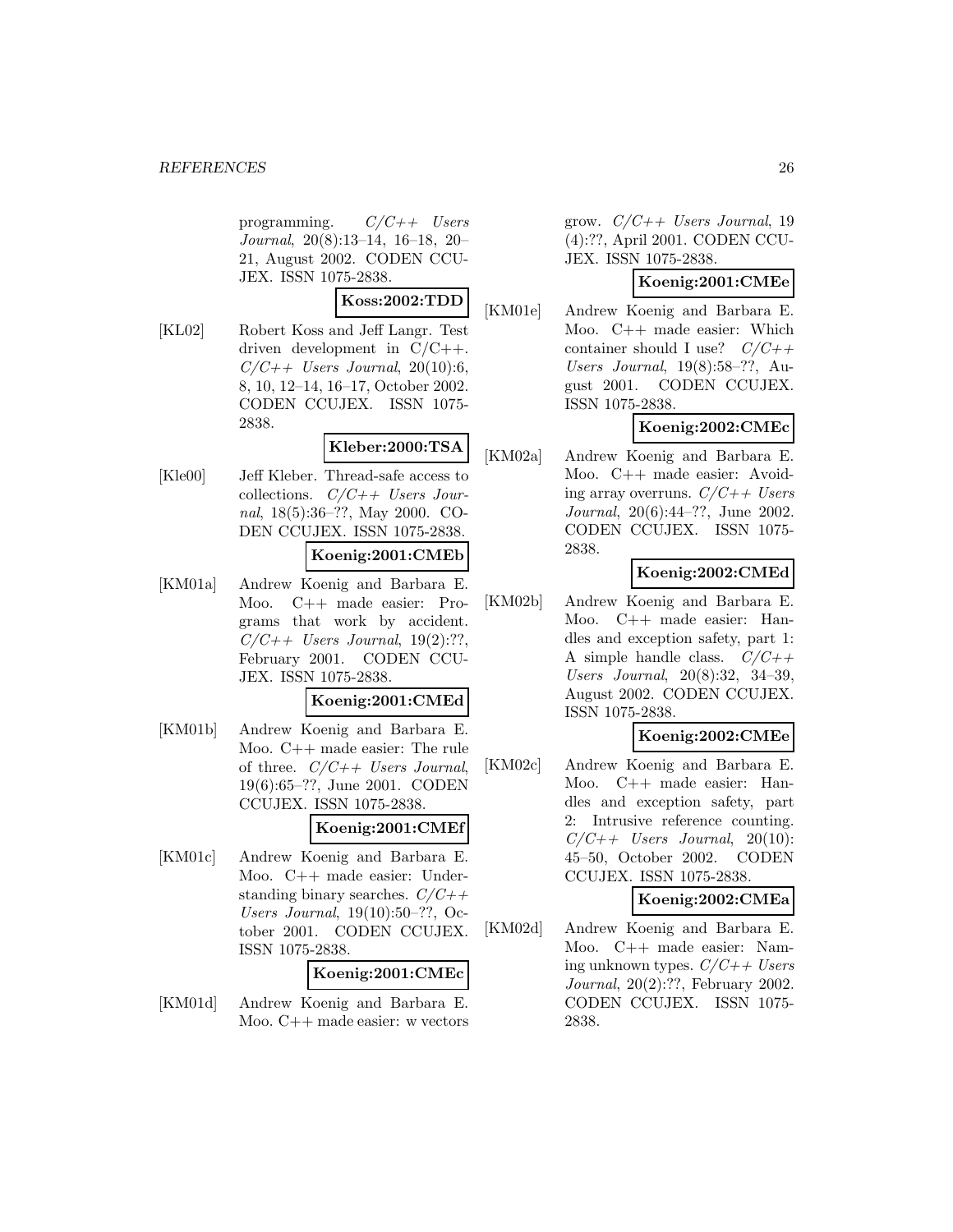programming. *C/C++ Users Journal*, 20(8):13–14, 16–18, 20–21, August 2002. CODEN CCUJEX. ISSN 1075-2838.

**Koss:2002:TDD**

[KL02] Robert Koss and Jeff Langr. Test driven development in C/C++. *C/C++ Users Journal*, 20(10):6, 8, 10, 12–14, 16–17, October 2002. CODEN CCUJEX. ISSN 1075-2838.

**Kleber:2000:TSA**

[Kle00] Jeff Kleber. Thread-safe access to collections. *C/C++ Users Journal*, 18(5):36–??, May 2000. CODEN CCUJEX. ISSN 1075-2838.

**Koenig:2001:CMEb**

[KM01a] Andrew Koenig and Barbara E. Moo. C++ made easier: Programs that work by accident. *C/C++ Users Journal*, 19(2):??, February 2001. CODEN CCUJEX. ISSN 1075-2838.

**Koenig:2001:CMEd**

[KM01b] Andrew Koenig and Barbara E. Moo. C++ made easier: The rule of three. *C/C++ Users Journal*, 19(6):65–??, June 2001. CODEN CCUJEX. ISSN 1075-2838.

**Koenig:2001:CMEf**

[KM01c] Andrew Koenig and Barbara E. Moo. C++ made easier: Understanding binary searches. *C/C++ Users Journal*, 19(10):50–??, October 2001. CODEN CCUJEX. ISSN 1075-2838.

**Koenig:2001:CMEc**

[KM01d] Andrew Koenig and Barbara E. Moo. C++ made easier: w vectors grow. *C/C++ Users Journal*, 19 (4):??, April 2001. CODEN CCUJEX. ISSN 1075-2838.

**Koenig:2001:CMEe**

[KM01e] Andrew Koenig and Barbara E. Moo. C++ made easier: Which container should I use? *C/C++ Users Journal*, 19(8):58–??, August 2001. CODEN CCUJEX. ISSN 1075-2838.

**Koenig:2002:CMEc**

[KM02a] Andrew Koenig and Barbara E. Moo. C++ made easier: Avoiding array overruns. *C/C++ Users Journal*, 20(6):44–??, June 2002. CODEN CCUJEX. ISSN 1075-2838.

**Koenig:2002:CMEd**

[KM02b] Andrew Koenig and Barbara E. Moo. C++ made easier: Handles and exception safety, part 1: A simple handle class. *C/C++ Users Journal*, 20(8):32, 34–39, August 2002. CODEN CCUJEX. ISSN 1075-2838.

**Koenig:2002:CMEe**

[KM02c] Andrew Koenig and Barbara E. Moo. C++ made easier: Handles and exception safety, part 2: Intrusive reference counting. *C/C++ Users Journal*, 20(10): 45–50, October 2002. CODEN CCUJEX. ISSN 1075-2838.

**Koenig:2002:CMEa**

[KM02d] Andrew Koenig and Barbara E. Moo. C++ made easier: Naming unknown types. *C/C++ Users Journal*, 20(2):??, February 2002. CODEN CCUJEX. ISSN 1075-2838.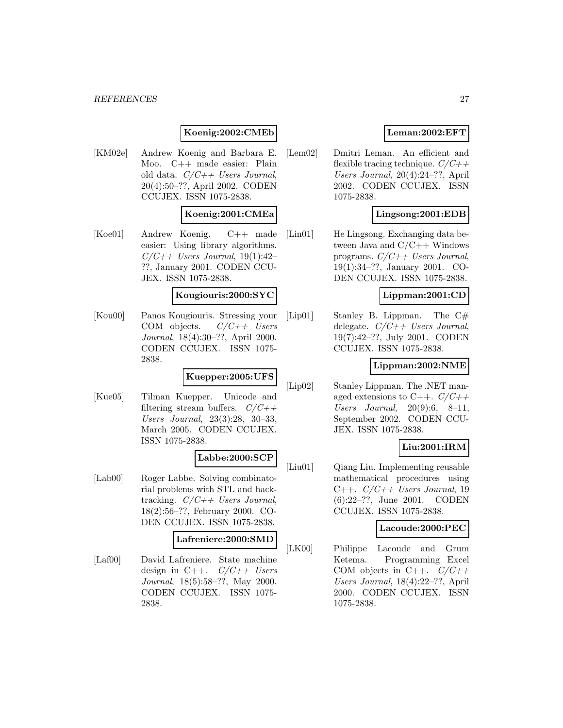**Koenig:2002:CMEb**

[KM02e] Andrew Koenig and Barbara E. Moo. C++ made easier: Plain old data. *C/C++ Users Journal*, 20(4):50–??, April 2002. CODEN CCUJEX. ISSN 1075-2838.

**Koenig:2001:CMEa**

[Koe01] Andrew Koenig. C++ made easier: Using library algorithms. *C/C++ Users Journal*, 19(1):42–??, January 2001. CODEN CCUJEX. ISSN 1075-2838.

**Kougiouris:2000:SYC**

[Kou00] Panos Kougiouris. Stressing your COM objects. *C/C++ Users Journal*, 18(4):30–??, April 2000. CODEN CCUJEX. ISSN 1075-2838.

**Kuepper:2005:UFS**

[Kue05] Tilman Kuepper. Unicode and filtering stream buffers. *C/C++ Users Journal*, 23(3):28, 30–33, March 2005. CODEN CCUJEX. ISSN 1075-2838.

**Labbe:2000:SCP**

[Lab00] Roger Labbe. Solving combinatorial problems with STL and backtracking. *C/C++ Users Journal*, 18(2):56–??, February 2000. CODEN CCUJEX. ISSN 1075-2838.

**Lafreniere:2000:SMD**

[Laf00] David Lafreniere. State machine design in C++. *C/C++ Users Journal*, 18(5):58–??, May 2000. CODEN CCUJEX. ISSN 1075-2838.

**Leman:2002:EFT**

[Lem02] Dmitri Leman. An efficient and flexible tracing technique. *C/C++ Users Journal*, 20(4):24–??, April 2002. CODEN CCUJEX. ISSN 1075-2838.

**Lingsong:2001:EDB**

[Lin01] He Lingsong. Exchanging data between Java and C/C++ Windows programs. *C/C++ Users Journal*, 19(1):34–??, January 2001. CODEN CCUJEX. ISSN 1075-2838.

**Lippman:2001:CD**

[Lip01] Stanley B. Lippman. The C# delegate. *C/C++ Users Journal*, 19(7):42–??, July 2001. CODEN CCUJEX. ISSN 1075-2838.

**Lippman:2002:NME**

[Lip02] Stanley Lippman. The .NET managed extensions to C++. *C/C++ Users Journal*, 20(9):6, 8–11, September 2002. CODEN CCUJEX. ISSN 1075-2838.

**Liu:2001:IRM**

[Liu01] Qiang Liu. Implementing reusable mathematical procedures using C++. *C/C++ Users Journal*, 19 (6):22–??, June 2001. CODEN CCUJEX. ISSN 1075-2838.

**Lacoude:2000:PEC**

[LK00] Philippe Lacoude and Grum Ketema. Programming Excel COM objects in C++. *C/C++ Users Journal*, 18(4):22–??, April 2000. CODEN CCUJEX. ISSN 1075-2838.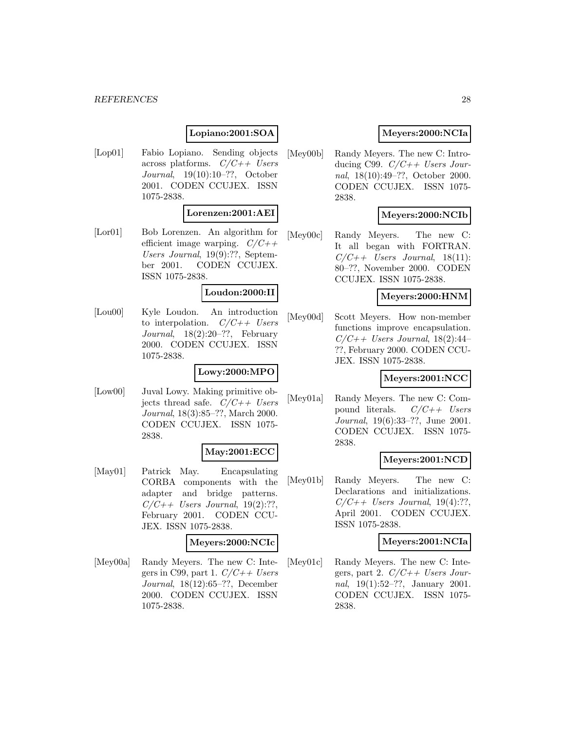**Lopiano:2001:SOA**

[Lop01] Fabio Lopiano. Sending objects across platforms. *C/C++ Users Journal*, 19(10):10–??, October 2001. CODEN CCUJEX. ISSN 1075-2838.

**Lorenzen:2001:AEI**

[Lor01] Bob Lorenzen. An algorithm for efficient image warping. *C/C++ Users Journal*, 19(9):??, September 2001. CODEN CCUJEX. ISSN 1075-2838.

**Loudon:2000:II**

[Lou00] Kyle Loudon. An introduction to interpolation. *C/C++ Users Journal*, 18(2):20–??, February 2000. CODEN CCUJEX. ISSN 1075-2838.

**Lowy:2000:MPO**

[Low00] Juval Lowy. Making primitive objects thread safe. *C/C++ Users Journal*, 18(3):85–??, March 2000. CODEN CCUJEX. ISSN 1075-2838.

**May:2001:ECC**

[May01] Patrick May. Encapsulating CORBA components with the adapter and bridge patterns. *C/C++ Users Journal*, 19(2):??, February 2001. CODEN CCUJEX. ISSN 1075-2838.

**Meyers:2000:NCIc**

[Mey00a] Randy Meyers. The new C: Integers in C99, part 1. *C/C++ Users Journal*, 18(12):65–??, December 2000. CODEN CCUJEX. ISSN 1075-2838.

**Meyers:2000:NCIa**

[Mey00b] Randy Meyers. The new C: Introducing C99. *C/C++ Users Journal*, 18(10):49–??, October 2000. CODEN CCUJEX. ISSN 1075-2838.

**Meyers:2000:NCIb**

[Mey00c] Randy Meyers. The new C: It all began with FORTRAN. *C/C++ Users Journal*, 18(11): 80–??, November 2000. CODEN CCUJEX. ISSN 1075-2838.

**Meyers:2000:HNM**

[Mey00d] Scott Meyers. How non-member functions improve encapsulation. *C/C++ Users Journal*, 18(2):44–??, February 2000. CODEN CCUJEX. ISSN 1075-2838.

**Meyers:2001:NCC**

[Mey01a] Randy Meyers. The new C: Compound literals. *C/C++ Users Journal*, 19(6):33–??, June 2001. CODEN CCUJEX. ISSN 1075-2838.

**Meyers:2001:NCD**

[Mey01b] Randy Meyers. The new C: Declarations and initializations. *C/C++ Users Journal*, 19(4):??, April 2001. CODEN CCUJEX. ISSN 1075-2838.

**Meyers:2001:NCIa**

[Mey01c] Randy Meyers. The new C: Integers, part 2. *C/C++ Users Journal*, 19(1):52–??, January 2001. CODEN CCUJEX. ISSN 1075-2838.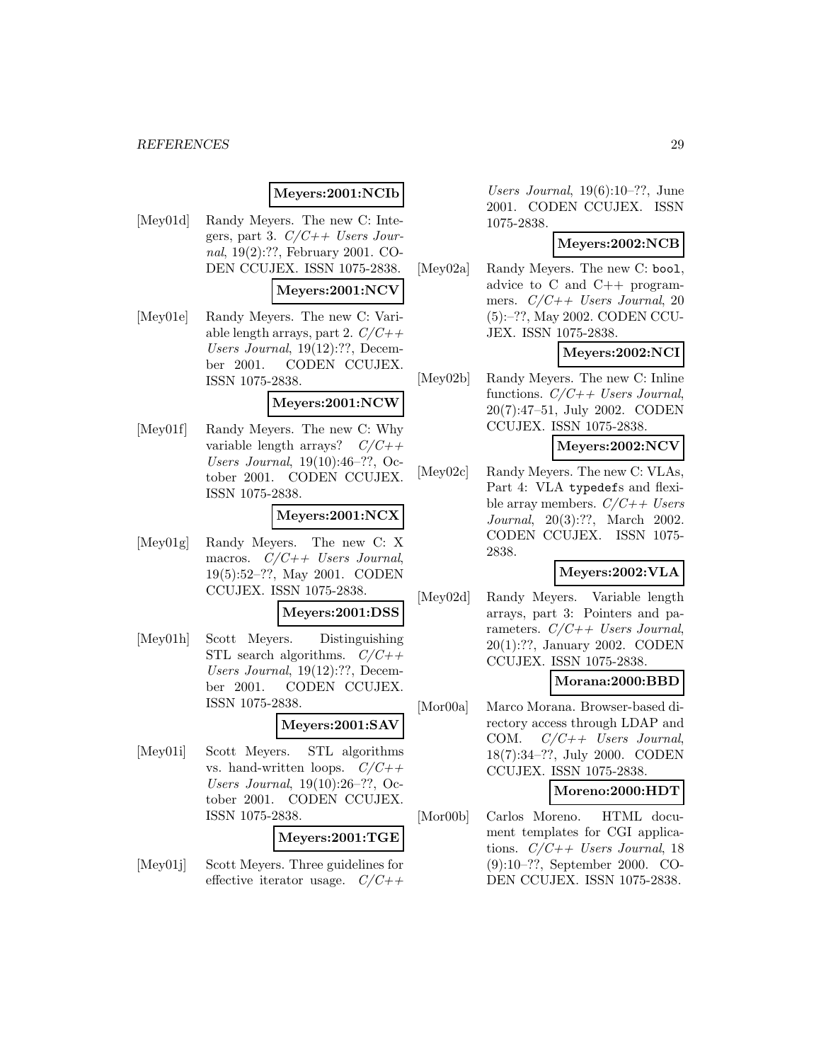**Meyers:2001:NCIb**

[Mey01d] Randy Meyers. The new C: Integers, part 3. *C/C++ Users Journal*, 19(2):??, February 2001. CODEN CCUJEX. ISSN 1075-2838.

**Meyers:2001:NCV**

[Mey01e] Randy Meyers. The new C: Variable length arrays, part 2. *C/C++ Users Journal*, 19(12):??, December 2001. CODEN CCUJEX. ISSN 1075-2838.

**Meyers:2001:NCW**

[Mey01f] Randy Meyers. The new C: Why variable length arrays? *C/C++ Users Journal*, 19(10):46–??, October 2001. CODEN CCUJEX. ISSN 1075-2838.

**Meyers:2001:NCX**

[Mey01g] Randy Meyers. The new C: X macros. *C/C++ Users Journal*, 19(5):52–??, May 2001. CODEN CCUJEX. ISSN 1075-2838.

**Meyers:2001:DSS**

[Mey01h] Scott Meyers. Distinguishing STL search algorithms. *C/C++ Users Journal*, 19(12):??, December 2001. CODEN CCUJEX. ISSN 1075-2838.

**Meyers:2001:SAV**

[Mey01i] Scott Meyers. STL algorithms vs. hand-written loops. *C/C++ Users Journal*, 19(10):26–??, October 2001. CODEN CCUJEX. ISSN 1075-2838.

**Meyers:2001:TGE**

[Mey01j] Scott Meyers. Three guidelines for effective iterator usage. *C/C++ Users Journal*, 19(6):10–??, June 2001. CODEN CCUJEX. ISSN 1075-2838.

**Meyers:2002:NCB**

[Mey02a] Randy Meyers. The new C: `bool`, advice to C and C++ programmers. *C/C++ Users Journal*, 20 (5):–??, May 2002. CODEN CCUJEX. ISSN 1075-2838.

**Meyers:2002:NCI**

[Mey02b] Randy Meyers. The new C: Inline functions. *C/C++ Users Journal*, 20(7):47–51, July 2002. CODEN CCUJEX. ISSN 1075-2838.

**Meyers:2002:NCV**

[Mey02c] Randy Meyers. The new C: VLAs, Part 4: VLA `typedef`s and flexible array members. *C/C++ Users Journal*, 20(3):??, March 2002. CODEN CCUJEX. ISSN 1075-2838.

**Meyers:2002:VLA**

[Mey02d] Randy Meyers. Variable length arrays, part 3: Pointers and parameters. *C/C++ Users Journal*, 20(1):??, January 2002. CODEN CCUJEX. ISSN 1075-2838.

**Morana:2000:BBD**

[Mor00a] Marco Morana. Browser-based directory access through LDAP and COM. *C/C++ Users Journal*, 18(7):34–??, July 2000. CODEN CCUJEX. ISSN 1075-2838.

**Moreno:2000:HDT**

[Mor00b] Carlos Moreno. HTML document templates for CGI applications. *C/C++ Users Journal*, 18 (9):10–??, September 2000. CODEN CCUJEX. ISSN 1075-2838.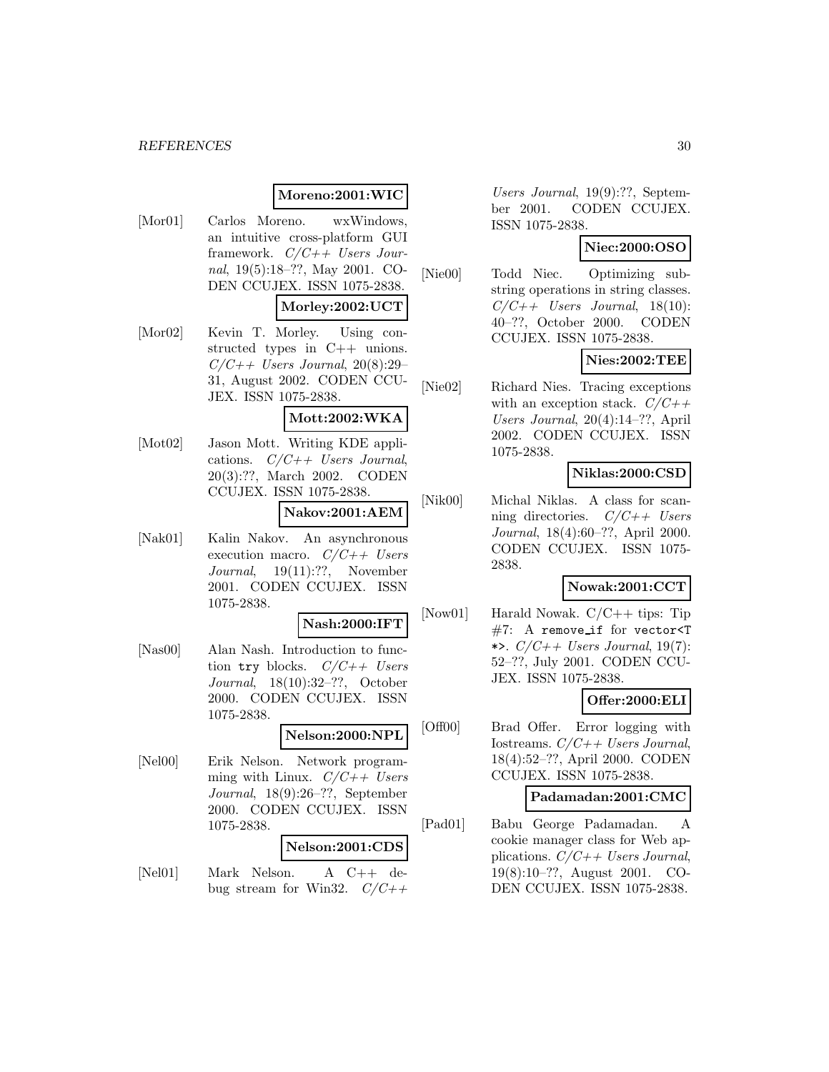**Moreno:2001:WIC**

[Mor01] Carlos Moreno. wxWindows, an intuitive cross-platform GUI framework. *C/C++ Users Journal*, 19(5):18–??, May 2001. CODEN CCUJEX. ISSN 1075-2838.

**Morley:2002:UCT**

[Mor02] Kevin T. Morley. Using constructed types in C++ unions. *C/C++ Users Journal*, 20(8):29–31, August 2002. CODEN CCUJEX. ISSN 1075-2838.

**Mott:2002:WKA**

[Mot02] Jason Mott. Writing KDE applications. *C/C++ Users Journal*, 20(3):??, March 2002. CODEN CCUJEX. ISSN 1075-2838.

**Nakov:2001:AEM**

[Nak01] Kalin Nakov. An asynchronous execution macro. *C/C++ Users Journal*, 19(11):??, November 2001. CODEN CCUJEX. ISSN 1075-2838.

**Nash:2000:IFT**

[Nas00] Alan Nash. Introduction to function `try` blocks. *C/C++ Users Journal*, 18(10):32–??, October 2000. CODEN CCUJEX. ISSN 1075-2838.

**Nelson:2000:NPL**

[Nel00] Erik Nelson. Network programming with Linux. *C/C++ Users Journal*, 18(9):26–??, September 2000. CODEN CCUJEX. ISSN 1075-2838.

**Nelson:2001:CDS**

[Nel01] Mark Nelson. A C++ debug stream for Win32. *C/C++ Users Journal*, 19(9):??, September 2001. CODEN CCUJEX. ISSN 1075-2838.

**Niec:2000:OSO**

[Nie00] Todd Niec. Optimizing substring operations in string classes. *C/C++ Users Journal*, 18(10):40–??, October 2000. CODEN CCUJEX. ISSN 1075-2838.

**Nies:2002:TEE**

[Nie02] Richard Nies. Tracing exceptions with an exception stack. *C/C++ Users Journal*, 20(4):14–??, April 2002. CODEN CCUJEX. ISSN 1075-2838.

**Niklas:2000:CSD**

[Nik00] Michal Niklas. A class for scanning directories. *C/C++ Users Journal*, 18(4):60–??, April 2000. CODEN CCUJEX. ISSN 1075-2838.

**Nowak:2001:CCT**

[Now01] Harald Nowak. C/C++ tips: Tip #7: A `remove_if` for `vector<T *>`. *C/C++ Users Journal*, 19(7):52–??, July 2001. CODEN CCUJEX. ISSN 1075-2838.

**Offer:2000:ELI**

[Off00] Brad Offer. Error logging with Iostreams. *C/C++ Users Journal*, 18(4):52–??, April 2000. CODEN CCUJEX. ISSN 1075-2838.

**Padamadan:2001:CMC**

[Pad01] Babu George Padamadan. A cookie manager class for Web applications. *C/C++ Users Journal*, 19(8):10–??, August 2001. CODEN CCUJEX. ISSN 1075-2838.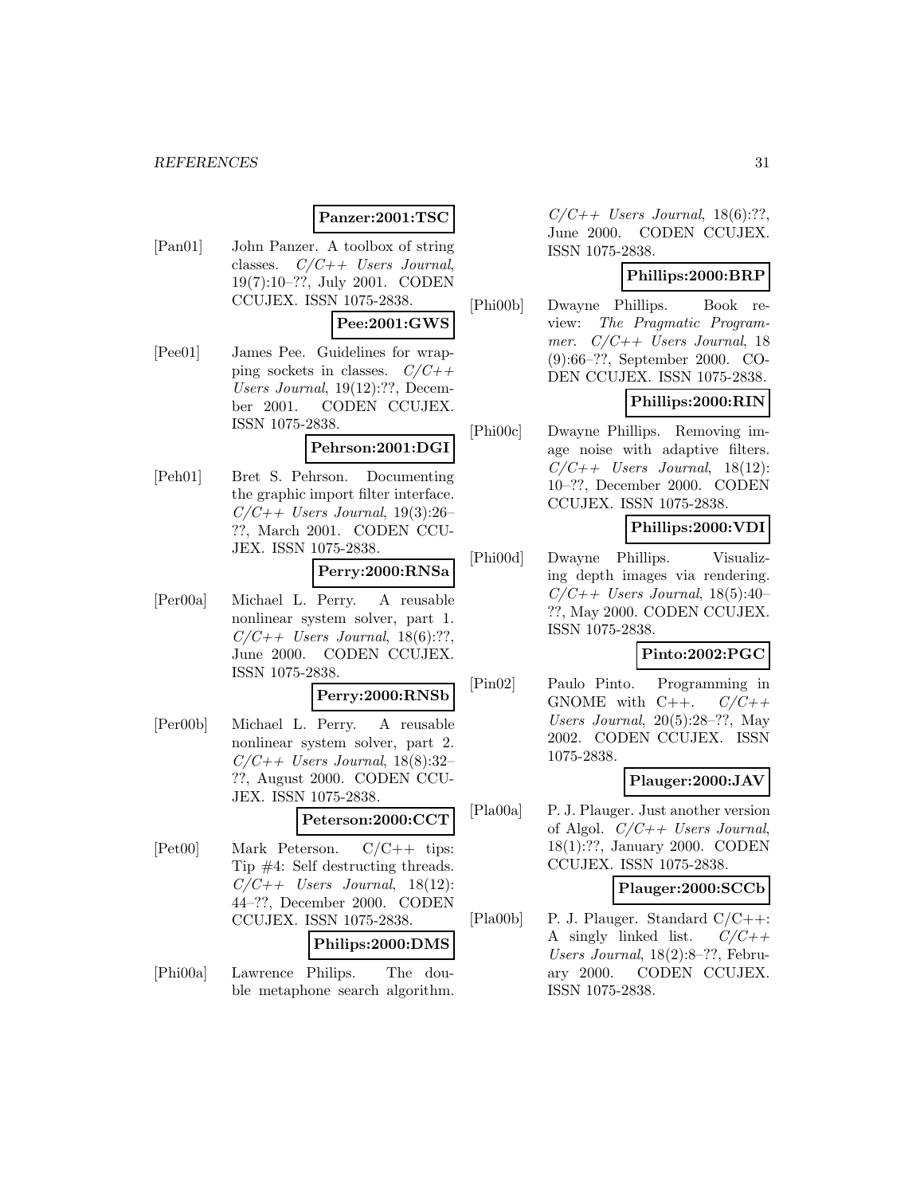**Panzer:2001:TSC**

[Pan01] John Panzer. A toolbox of string classes. *C/C++ Users Journal*, 19(7):10–??, July 2001. CODEN CCUJEX. ISSN 1075-2838.

**Pee:2001:GWS**

[Pee01] James Pee. Guidelines for wrapping sockets in classes. *C/C++ Users Journal*, 19(12):??, December 2001. CODEN CCUJEX. ISSN 1075-2838.

**Pehrson:2001:DGI**

[Peh01] Bret S. Pehrson. Documenting the graphic import filter interface. *C/C++ Users Journal*, 19(3):26–??, March 2001. CODEN CCUJEX. ISSN 1075-2838.

**Perry:2000:RNSa**

[Per00a] Michael L. Perry. A reusable nonlinear system solver, part 1. *C/C++ Users Journal*, 18(6):??, June 2000. CODEN CCUJEX. ISSN 1075-2838.

**Perry:2000:RNSb**

[Per00b] Michael L. Perry. A reusable nonlinear system solver, part 2. *C/C++ Users Journal*, 18(8):32–??, August 2000. CODEN CCUJEX. ISSN 1075-2838.

**Peterson:2000:CCT**

[Pet00] Mark Peterson. C/C++ tips: Tip #4: Self destructing threads. *C/C++ Users Journal*, 18(12):44–??, December 2000. CODEN CCUJEX. ISSN 1075-2838.

**Philips:2000:DMS**

[Phi00a] Lawrence Philips. The double metaphone search algorithm. *C/C++ Users Journal*, 18(6):??, June 2000. CODEN CCUJEX. ISSN 1075-2838.

**Phillips:2000:BRP**

[Phi00b] Dwayne Phillips. Book review: *The Pragmatic Programmer*. *C/C++ Users Journal*, 18(9):66–??, September 2000. CODEN CCUJEX. ISSN 1075-2838.

**Phillips:2000:RIN**

[Phi00c] Dwayne Phillips. Removing image noise with adaptive filters. *C/C++ Users Journal*, 18(12):10–??, December 2000. CODEN CCUJEX. ISSN 1075-2838.

**Phillips:2000:VDI**

[Phi00d] Dwayne Phillips. Visualizing depth images via rendering. *C/C++ Users Journal*, 18(5):40–??, May 2000. CODEN CCUJEX. ISSN 1075-2838.

**Pinto:2002:PGC**

[Pin02] Paulo Pinto. Programming in GNOME with C++. *C/C++ Users Journal*, 20(5):28–??, May 2002. CODEN CCUJEX. ISSN 1075-2838.

**Plauger:2000:JAV**

[Pla00a] P. J. Plauger. Just another version of Algol. *C/C++ Users Journal*, 18(1):??, January 2000. CODEN CCUJEX. ISSN 1075-2838.

**Plauger:2000:SCCb**

[Pla00b] P. J. Plauger. Standard C/C++: A singly linked list. *C/C++ Users Journal*, 18(2):8–??, February 2000. CODEN CCUJEX. ISSN 1075-2838.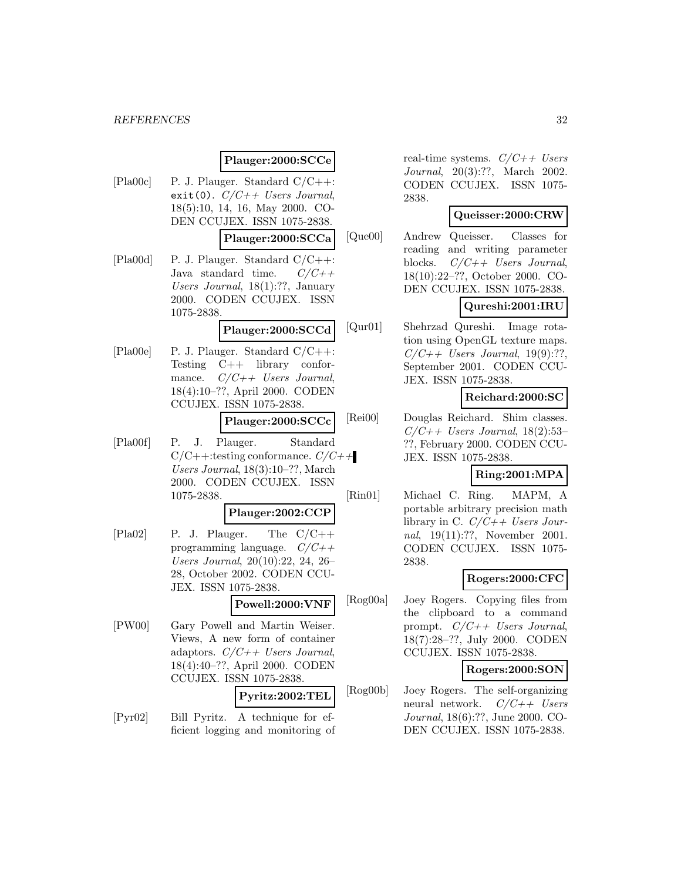**Plauger:2000:SCCe**

[Pla00c] P. J. Plauger. Standard C/C++: `exit(0)`. *C/C++ Users Journal*, 18(5):10, 14, 16, May 2000. CODEN CCUJEX. ISSN 1075-2838.

**Plauger:2000:SCCa**

[Pla00d] P. J. Plauger. Standard C/C++: Java standard time. *C/C++ Users Journal*, 18(1):??, January 2000. CODEN CCUJEX. ISSN 1075-2838.

**Plauger:2000:SCCd**

[Pla00e] P. J. Plauger. Standard C/C++: Testing C++ library conformance. *C/C++ Users Journal*, 18(4):10–??, April 2000. CODEN CCUJEX. ISSN 1075-2838.

**Plauger:2000:SCCc**

[Pla00f] P. J. Plauger. Standard C/C++:testing conformance. *C/C++ Users Journal*, 18(3):10–??, March 2000. CODEN CCUJEX. ISSN 1075-2838.

**Plauger:2002:CCP**

[Pla02] P. J. Plauger. The C/C++ programming language. *C/C++ Users Journal*, 20(10):22, 24, 26–28, October 2002. CODEN CCUJEX. ISSN 1075-2838.

**Powell:2000:VNF**

[PW00] Gary Powell and Martin Weiser. Views, A new form of container adaptors. *C/C++ Users Journal*, 18(4):40–??, April 2000. CODEN CCUJEX. ISSN 1075-2838.

**Pyritz:2002:TEL**

[Pyr02] Bill Pyritz. A technique for efficient logging and monitoring of real-time systems. *C/C++ Users Journal*, 20(3):??, March 2002. CODEN CCUJEX. ISSN 1075-2838.

**Queisser:2000:CRW**

[Que00] Andrew Queisser. Classes for reading and writing parameter blocks. *C/C++ Users Journal*, 18(10):22–??, October 2000. CODEN CCUJEX. ISSN 1075-2838.

**Qureshi:2001:IRU**

[Qur01] Shehrzad Qureshi. Image rotation using OpenGL texture maps. *C/C++ Users Journal*, 19(9):??, September 2001. CODEN CCUJEX. ISSN 1075-2838.

**Reichard:2000:SC**

[Rei00] Douglas Reichard. Shim classes. *C/C++ Users Journal*, 18(2):53–??, February 2000. CODEN CCUJEX. ISSN 1075-2838.

**Ring:2001:MPA**

[Rin01] Michael C. Ring. MAPM, A portable arbitrary precision math library in C. *C/C++ Users Journal*, 19(11):??, November 2001. CODEN CCUJEX. ISSN 1075-2838.

**Rogers:2000:CFC**

[Rog00a] Joey Rogers. Copying files from the clipboard to a command prompt. *C/C++ Users Journal*, 18(7):28–??, July 2000. CODEN CCUJEX. ISSN 1075-2838.

**Rogers:2000:SON**

[Rog00b] Joey Rogers. The self-organizing neural network. *C/C++ Users Journal*, 18(6):??, June 2000. CODEN CCUJEX. ISSN 1075-2838.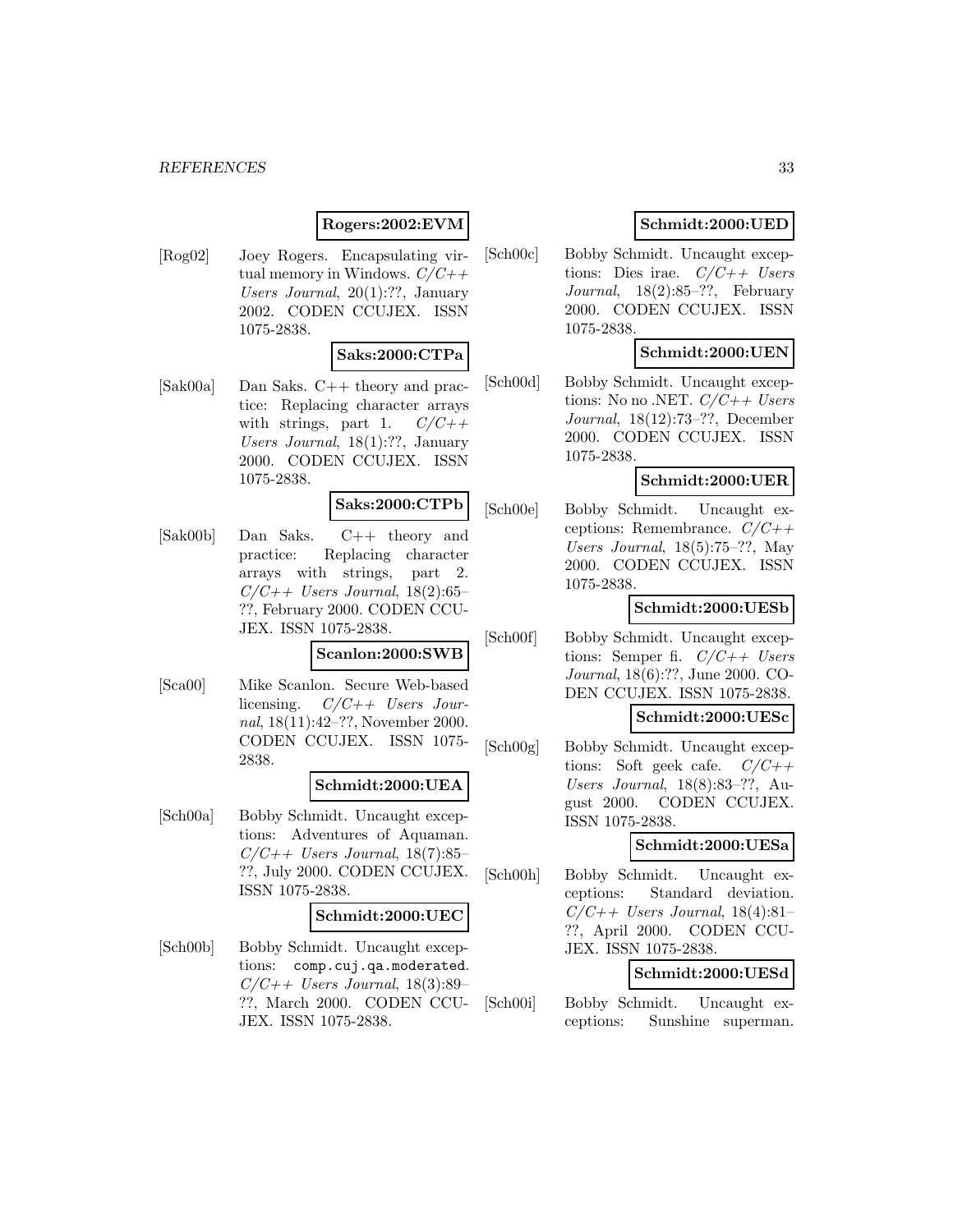**Rogers:2002:EVM**

[Rog02] Joey Rogers. Encapsulating virtual memory in Windows. *C/C++ Users Journal*, 20(1):??, January 2002. CODEN CCUJEX. ISSN 1075-2838.

**Saks:2000:CTPa**

[Sak00a] Dan Saks. C++ theory and practice: Replacing character arrays with strings, part 1. *C/C++ Users Journal*, 18(1):??, January 2000. CODEN CCUJEX. ISSN 1075-2838.

**Saks:2000:CTPb**

[Sak00b] Dan Saks. C++ theory and practice: Replacing character arrays with strings, part 2. *C/C++ Users Journal*, 18(2):65–??, February 2000. CODEN CCUJEX. ISSN 1075-2838.

**Scanlon:2000:SWB**

[Sca00] Mike Scanlon. Secure Web-based licensing. *C/C++ Users Journal*, 18(11):42–??, November 2000. CODEN CCUJEX. ISSN 1075-2838.

**Schmidt:2000:UEA**

[Sch00a] Bobby Schmidt. Uncaught exceptions: Adventures of Aquaman. *C/C++ Users Journal*, 18(7):85–??, July 2000. CODEN CCUJEX. ISSN 1075-2838.

**Schmidt:2000:UEC**

[Sch00b] Bobby Schmidt. Uncaught exceptions: `comp.cuj.qa.moderated`. *C/C++ Users Journal*, 18(3):89–??, March 2000. CODEN CCUJEX. ISSN 1075-2838.

**Schmidt:2000:UED**

[Sch00c] Bobby Schmidt. Uncaught exceptions: Dies irae. *C/C++ Users Journal*, 18(2):85–??, February 2000. CODEN CCUJEX. ISSN 1075-2838.

**Schmidt:2000:UEN**

[Sch00d] Bobby Schmidt. Uncaught exceptions: No no .NET. *C/C++ Users Journal*, 18(12):73–??, December 2000. CODEN CCUJEX. ISSN 1075-2838.

**Schmidt:2000:UER**

[Sch00e] Bobby Schmidt. Uncaught exceptions: Remembrance. *C/C++ Users Journal*, 18(5):75–??, May 2000. CODEN CCUJEX. ISSN 1075-2838.

**Schmidt:2000:UESb**

[Sch00f] Bobby Schmidt. Uncaught exceptions: Semper fi. *C/C++ Users Journal*, 18(6):??, June 2000. CODEN CCUJEX. ISSN 1075-2838.

**Schmidt:2000:UESc**

[Sch00g] Bobby Schmidt. Uncaught exceptions: Soft geek cafe. *C/C++ Users Journal*, 18(8):83–??, August 2000. CODEN CCUJEX. ISSN 1075-2838.

**Schmidt:2000:UESa**

[Sch00h] Bobby Schmidt. Uncaught exceptions: Standard deviation. *C/C++ Users Journal*, 18(4):81–??, April 2000. CODEN CCUJEX. ISSN 1075-2838.

**Schmidt:2000:UESd**

[Sch00i] Bobby Schmidt. Uncaught exceptions: Sunshine superman.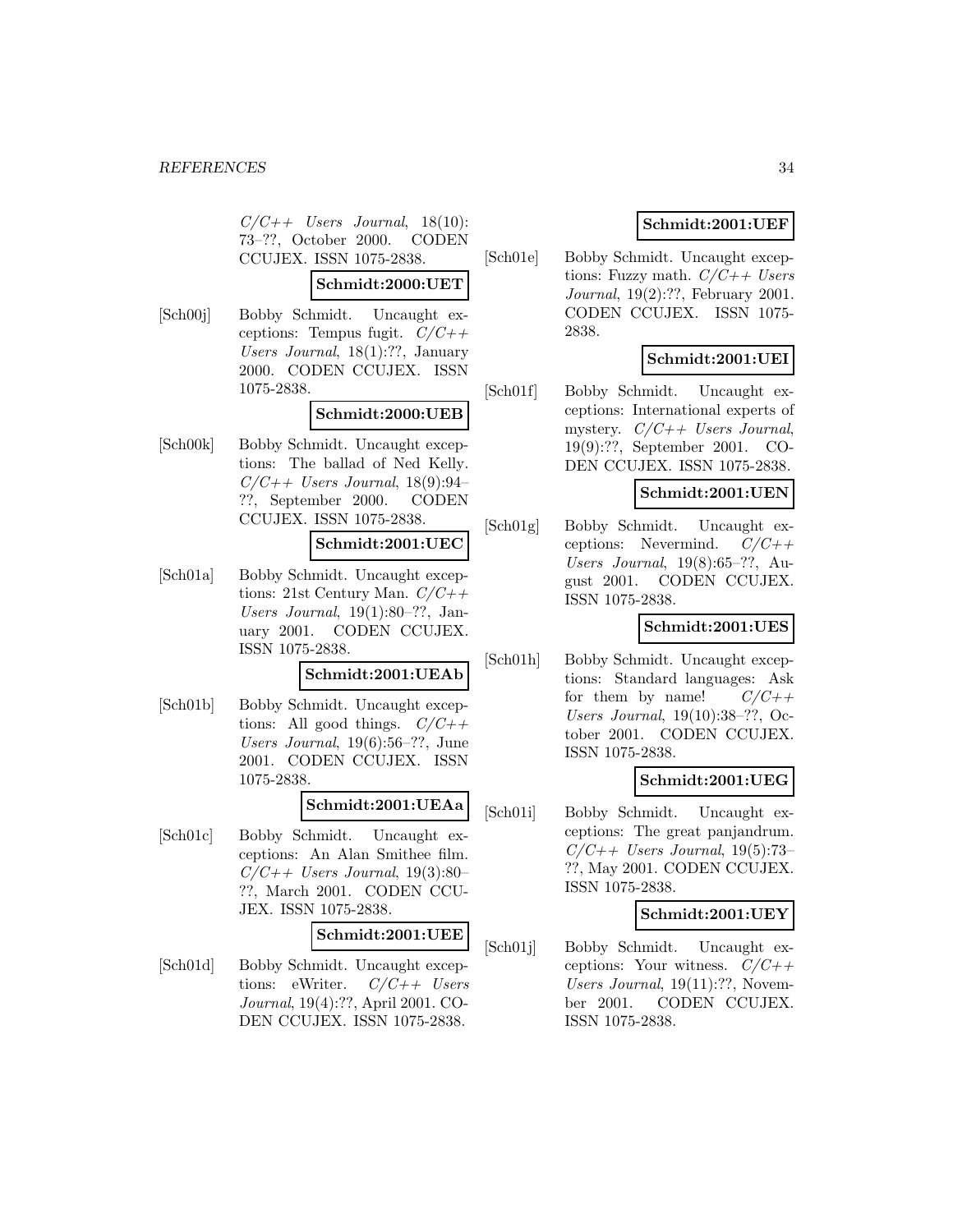*C/C++ Users Journal*, 18(10): 73–??, October 2000. CODEN CCUJEX. ISSN 1075-2838.

**Schmidt:2000:UET**

[Sch00j] Bobby Schmidt. Uncaught exceptions: Tempus fugit. *C/C++ Users Journal*, 18(1):??, January 2000. CODEN CCUJEX. ISSN 1075-2838.

**Schmidt:2000:UEB**

[Sch00k] Bobby Schmidt. Uncaught exceptions: The ballad of Ned Kelly. *C/C++ Users Journal*, 18(9):94–??, September 2000. CODEN CCUJEX. ISSN 1075-2838.

**Schmidt:2001:UEC**

[Sch01a] Bobby Schmidt. Uncaught exceptions: 21st Century Man. *C/C++ Users Journal*, 19(1):80–??, January 2001. CODEN CCUJEX. ISSN 1075-2838.

**Schmidt:2001:UEAb**

[Sch01b] Bobby Schmidt. Uncaught exceptions: All good things. *C/C++ Users Journal*, 19(6):56–??, June 2001. CODEN CCUJEX. ISSN 1075-2838.

**Schmidt:2001:UEAa**

[Sch01c] Bobby Schmidt. Uncaught exceptions: An Alan Smithee film. *C/C++ Users Journal*, 19(3):80–??, March 2001. CODEN CCUJEX. ISSN 1075-2838.

**Schmidt:2001:UEE**

[Sch01d] Bobby Schmidt. Uncaught exceptions: eWriter. *C/C++ Users Journal*, 19(4):??, April 2001. CODEN CCUJEX. ISSN 1075-2838.

**Schmidt:2001:UEF**

[Sch01e] Bobby Schmidt. Uncaught exceptions: Fuzzy math. *C/C++ Users Journal*, 19(2):??, February 2001. CODEN CCUJEX. ISSN 1075-2838.

**Schmidt:2001:UEI**

[Sch01f] Bobby Schmidt. Uncaught exceptions: International experts of mystery. *C/C++ Users Journal*, 19(9):??, September 2001. CODEN CCUJEX. ISSN 1075-2838.

**Schmidt:2001:UEN**

[Sch01g] Bobby Schmidt. Uncaught exceptions: Nevermind. *C/C++ Users Journal*, 19(8):65–??, August 2001. CODEN CCUJEX. ISSN 1075-2838.

**Schmidt:2001:UES**

[Sch01h] Bobby Schmidt. Uncaught exceptions: Standard languages: Ask for them by name! *C/C++ Users Journal*, 19(10):38–??, October 2001. CODEN CCUJEX. ISSN 1075-2838.

**Schmidt:2001:UEG**

[Sch01i] Bobby Schmidt. Uncaught exceptions: The great panjandrum. *C/C++ Users Journal*, 19(5):73–??, May 2001. CODEN CCUJEX. ISSN 1075-2838.

**Schmidt:2001:UEY**

[Sch01j] Bobby Schmidt. Uncaught exceptions: Your witness. *C/C++ Users Journal*, 19(11):??, November 2001. CODEN CCUJEX. ISSN 1075-2838.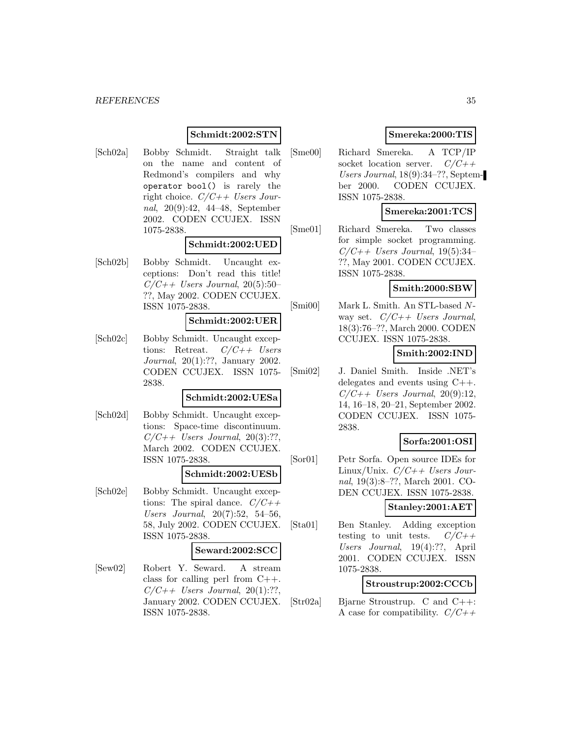**Schmidt:2002:STN**

[Sch02a] Bobby Schmidt. Straight talk on the name and content of Redmond's compilers and why `operator bool()` is rarely the right choice. *C/C++ Users Journal*, 20(9):42, 44–48, September 2002. CODEN CCUJEX. ISSN 1075-2838.

**Schmidt:2002:UED**

[Sch02b] Bobby Schmidt. Uncaught exceptions: Don't read this title! *C/C++ Users Journal*, 20(5):50–??, May 2002. CODEN CCUJEX. ISSN 1075-2838.

**Schmidt:2002:UER**

[Sch02c] Bobby Schmidt. Uncaught exceptions: Retreat. *C/C++ Users Journal*, 20(1):??, January 2002. CODEN CCUJEX. ISSN 1075-2838.

**Schmidt:2002:UESa**

[Sch02d] Bobby Schmidt. Uncaught exceptions: Space-time discontinuum. *C/C++ Users Journal*, 20(3):??, March 2002. CODEN CCUJEX. ISSN 1075-2838.

**Schmidt:2002:UESb**

[Sch02e] Bobby Schmidt. Uncaught exceptions: The spiral dance. *C/C++ Users Journal*, 20(7):52, 54–56, 58, July 2002. CODEN CCUJEX. ISSN 1075-2838.

**Seward:2002:SCC**

[Sew02] Robert Y. Seward. A stream class for calling perl from C++. *C/C++ Users Journal*, 20(1):??, January 2002. CODEN CCUJEX. ISSN 1075-2838.

**Smereka:2000:TIS**

[Sme00] Richard Smereka. A TCP/IP socket location server. *C/C++ Users Journal*, 18(9):34–??, September 2000. CODEN CCUJEX. ISSN 1075-2838.

**Smereka:2001:TCS**

[Sme01] Richard Smereka. Two classes for simple socket programming. *C/C++ Users Journal*, 19(5):34–??, May 2001. CODEN CCUJEX. ISSN 1075-2838.

**Smith:2000:SBW**

[Smi00] Mark L. Smith. An STL-based $N$-way set. *C/C++ Users Journal*, 18(3):76–??, March 2000. CODEN CCUJEX. ISSN 1075-2838.

**Smith:2002:IND**

[Smi02] J. Daniel Smith. Inside .NET's delegates and events using C++. *C/C++ Users Journal*, 20(9):12, 14, 16–18, 20–21, September 2002. CODEN CCUJEX. ISSN 1075-2838.

**Sorfa:2001:OSI**

[Sor01] Petr Sorfa. Open source IDEs for Linux/Unix. *C/C++ Users Journal*, 19(3):8–??, March 2001. CODEN CCUJEX. ISSN 1075-2838.

**Stanley:2001:AET**

[Sta01] Ben Stanley. Adding exception testing to unit tests. *C/C++ Users Journal*, 19(4):??, April 2001. CODEN CCUJEX. ISSN 1075-2838.

**Stroustrup:2002:CCCb**

[Str02a] Bjarne Stroustrup. C and C++: A case for compatibility. *C/C++*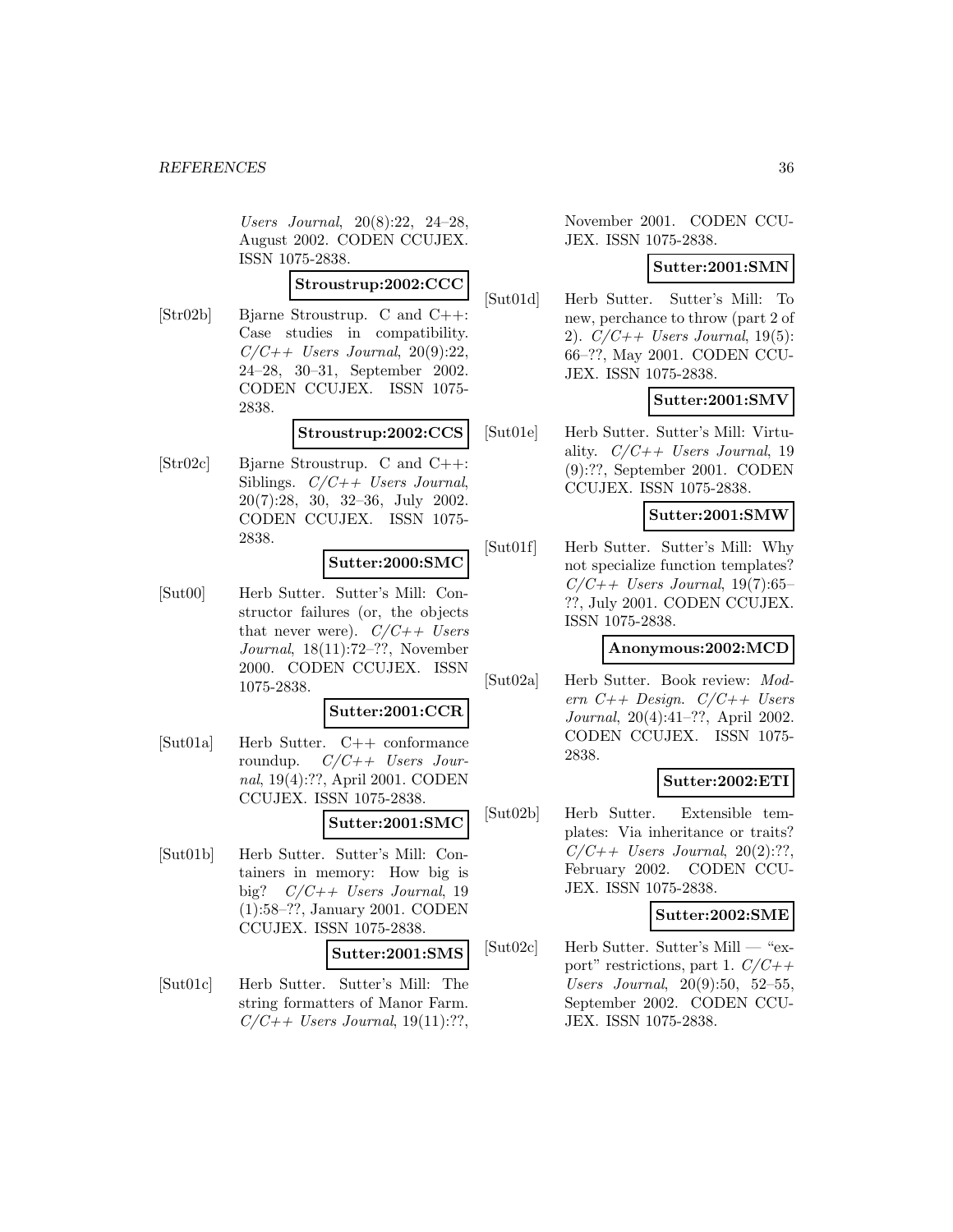*Users Journal*, 20(8):22, 24–28, August 2002. CODEN CCUJEX. ISSN 1075-2838.

**Stroustrup:2002:CCC**

[Str02b] Bjarne Stroustrup. C and C++: Case studies in compatibility. *C/C++ Users Journal*, 20(9):22, 24–28, 30–31, September 2002. CODEN CCUJEX. ISSN 1075-2838.

**Stroustrup:2002:CCS**

[Str02c] Bjarne Stroustrup. C and C++: Siblings. *C/C++ Users Journal*, 20(7):28, 30, 32–36, July 2002. CODEN CCUJEX. ISSN 1075-2838.

**Sutter:2000:SMC**

[Sut00] Herb Sutter. Sutter's Mill: Constructor failures (or, the objects that never were). *C/C++ Users Journal*, 18(11):72–??, November 2000. CODEN CCUJEX. ISSN 1075-2838.

**Sutter:2001:CCR**

[Sut01a] Herb Sutter. C++ conformance roundup. *C/C++ Users Journal*, 19(4):??, April 2001. CODEN CCUJEX. ISSN 1075-2838.

**Sutter:2001:SMC**

[Sut01b] Herb Sutter. Sutter's Mill: Containers in memory: How big is big? *C/C++ Users Journal*, 19 (1):58–??, January 2001. CODEN CCUJEX. ISSN 1075-2838.

**Sutter:2001:SMS**

[Sut01c] Herb Sutter. Sutter's Mill: The string formatters of Manor Farm. *C/C++ Users Journal*, 19(11):??, November 2001. CODEN CCUJEX. ISSN 1075-2838.

**Sutter:2001:SMN**

[Sut01d] Herb Sutter. Sutter's Mill: To new, perchance to throw (part 2 of 2). *C/C++ Users Journal*, 19(5): 66–??, May 2001. CODEN CCUJEX. ISSN 1075-2838.

**Sutter:2001:SMV**

[Sut01e] Herb Sutter. Sutter's Mill: Virtuality. *C/C++ Users Journal*, 19 (9):??, September 2001. CODEN CCUJEX. ISSN 1075-2838.

**Sutter:2001:SMW**

[Sut01f] Herb Sutter. Sutter's Mill: Why not specialize function templates? *C/C++ Users Journal*, 19(7):65–??, July 2001. CODEN CCUJEX. ISSN 1075-2838.

**Anonymous:2002:MCD**

[Sut02a] Herb Sutter. Book review: *Modern C++ Design*. *C/C++ Users Journal*, 20(4):41–??, April 2002. CODEN CCUJEX. ISSN 1075-2838.

**Sutter:2002:ETI**

[Sut02b] Herb Sutter. Extensible templates: Via inheritance or traits? *C/C++ Users Journal*, 20(2):??, February 2002. CODEN CCUJEX. ISSN 1075-2838.

**Sutter:2002:SME**

[Sut02c] Herb Sutter. Sutter's Mill — "export" restrictions, part 1. *C/C++ Users Journal*, 20(9):50, 52–55, September 2002. CODEN CCUJEX. ISSN 1075-2838.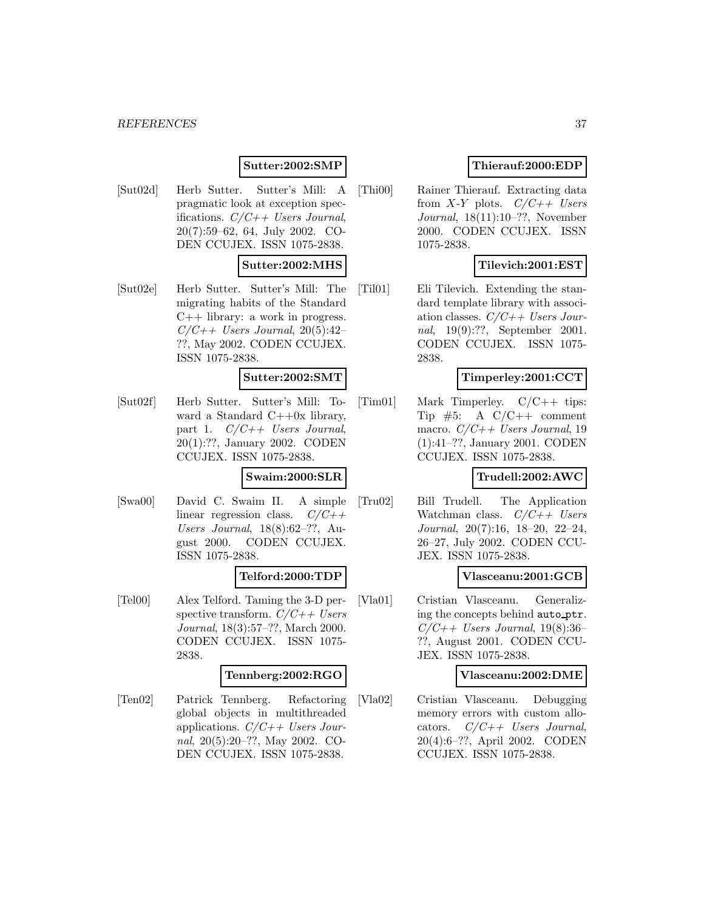**Sutter:2002:SMP**

[Sut02d] Herb Sutter. Sutter's Mill: A pragmatic look at exception specifications. *C/C++ Users Journal*, 20(7):59–62, 64, July 2002. CODEN CCUJEX. ISSN 1075-2838.

**Sutter:2002:MHS**

[Sut02e] Herb Sutter. Sutter's Mill: The migrating habits of the Standard C++ library: a work in progress. *C/C++ Users Journal*, 20(5):42–??, May 2002. CODEN CCUJEX. ISSN 1075-2838.

**Sutter:2002:SMT**

[Sut02f] Herb Sutter. Sutter's Mill: Toward a Standard C++0x library, part 1. *C/C++ Users Journal*, 20(1):??, January 2002. CODEN CCUJEX. ISSN 1075-2838.

**Swaim:2000:SLR**

[Swa00] David C. Swaim II. A simple linear regression class. *C/C++ Users Journal*, 18(8):62–??, August 2000. CODEN CCUJEX. ISSN 1075-2838.

**Telford:2000:TDP**

[Tel00] Alex Telford. Taming the 3-D perspective transform. *C/C++ Users Journal*, 18(3):57–??, March 2000. CODEN CCUJEX. ISSN 1075-2838.

**Tennberg:2002:RGO**

[Ten02] Patrick Tennberg. Refactoring global objects in multithreaded applications. *C/C++ Users Journal*, 20(5):20–??, May 2002. CODEN CCUJEX. ISSN 1075-2838.

**Thierauf:2000:EDP**

[Thi00] Rainer Thierauf. Extracting data from *X*-*Y* plots. *C/C++ Users Journal*, 18(11):10–??, November 2000. CODEN CCUJEX. ISSN 1075-2838.

**Tilevich:2001:EST**

[Til01] Eli Tilevich. Extending the standard template library with association classes. *C/C++ Users Journal*, 19(9):??, September 2001. CODEN CCUJEX. ISSN 1075-2838.

**Timperley:2001:CCT**

[Tim01] Mark Timperley. C/C++ tips: Tip #5: A C/C++ comment macro. *C/C++ Users Journal*, 19 (1):41–??, January 2001. CODEN CCUJEX. ISSN 1075-2838.

**Trudell:2002:AWC**

[Tru02] Bill Trudell. The Application Watchman class. *C/C++ Users Journal*, 20(7):16, 18–20, 22–24, 26–27, July 2002. CODEN CCUJEX. ISSN 1075-2838.

**Vlasceanu:2001:GCB**

[Vla01] Cristian Vlasceanu. Generalizing the concepts behind `auto_ptr`. *C/C++ Users Journal*, 19(8):36–??, August 2001. CODEN CCUJEX. ISSN 1075-2838.

**Vlasceanu:2002:DME**

[Vla02] Cristian Vlasceanu. Debugging memory errors with custom allocators. *C/C++ Users Journal*, 20(4):6–??, April 2002. CODEN CCUJEX. ISSN 1075-2838.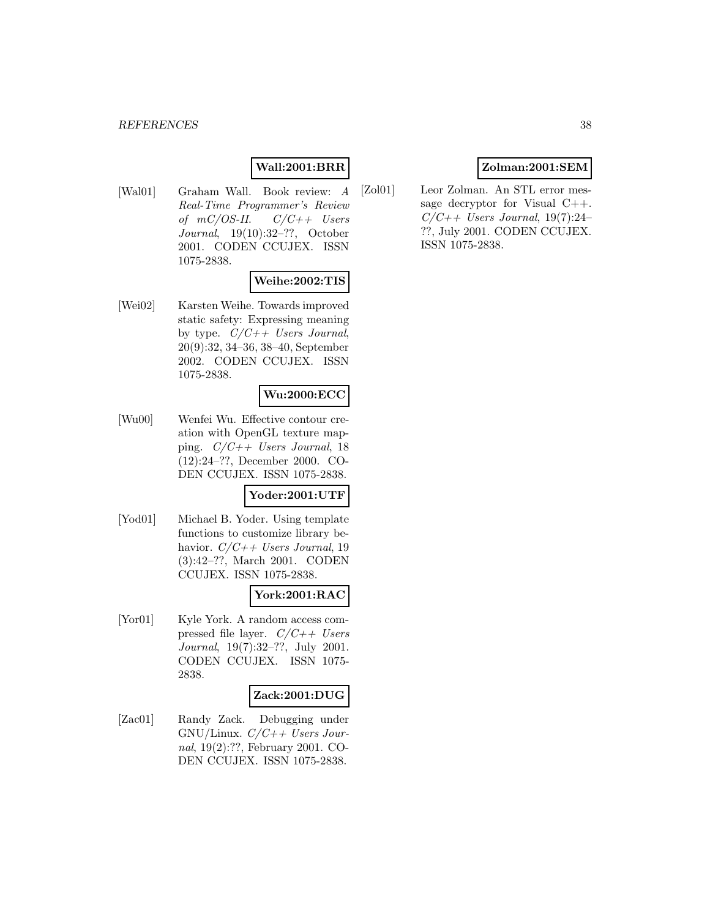**Wall:2001:BRR**

[Wal01] Graham Wall. Book review: *A Real-Time Programmer's Review of mC/OS-II*. *C/C++ Users Journal*, 19(10):32–??, October 2001. CODEN CCUJEX. ISSN 1075-2838.

**Weihe:2002:TIS**

[Wei02] Karsten Weihe. Towards improved static safety: Expressing meaning by type. *C/C++ Users Journal*, 20(9):32, 34–36, 38–40, September 2002. CODEN CCUJEX. ISSN 1075-2838.

**Wu:2000:ECC**

[Wu00] Wenfei Wu. Effective contour creation with OpenGL texture mapping. *C/C++ Users Journal*, 18 (12):24–??, December 2000. CODEN CCUJEX. ISSN 1075-2838.

**Yoder:2001:UTF**

[Yod01] Michael B. Yoder. Using template functions to customize library behavior. *C/C++ Users Journal*, 19 (3):42–??, March 2001. CODEN CCUJEX. ISSN 1075-2838.

**York:2001:RAC**

[Yor01] Kyle York. A random access compressed file layer. *C/C++ Users Journal*, 19(7):32–??, July 2001. CODEN CCUJEX. ISSN 1075-2838.

**Zack:2001:DUG**

[Zac01] Randy Zack. Debugging under GNU/Linux. *C/C++ Users Journal*, 19(2):??, February 2001. CODEN CCUJEX. ISSN 1075-2838.

**Zolman:2001:SEM**

[Zol01] Leor Zolman. An STL error message decryptor for Visual C++. *C/C++ Users Journal*, 19(7):24–??, July 2001. CODEN CCUJEX. ISSN 1075-2838.